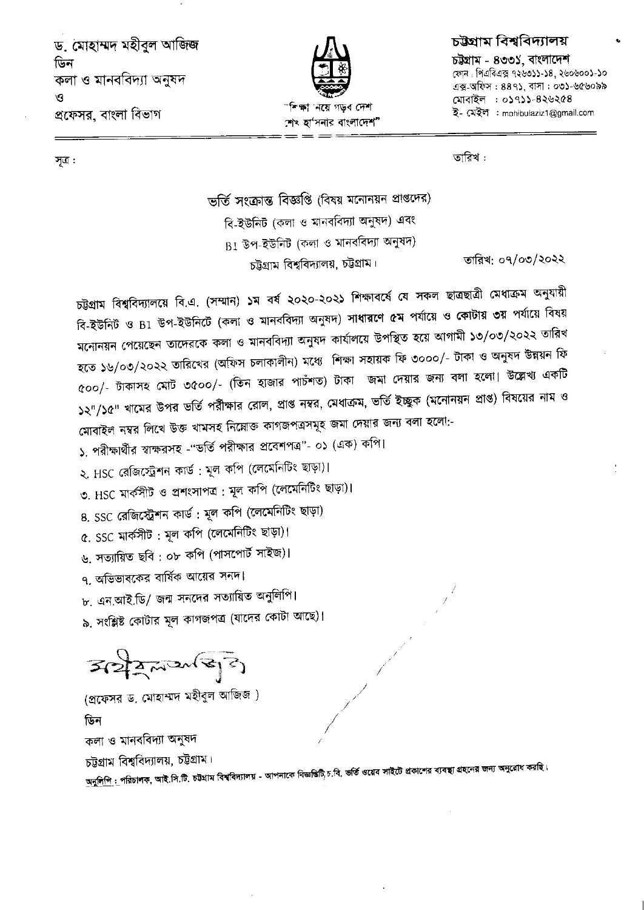ড. মোহাম্মদ মহীবুল আজিজ
ডিন
কলা ও মানববিদ্যা অনুষদ
ও
প্রফেসর, বাংলা বিভাগ

"শিক্ষা নিয়ে গড়ব দেশ
শেখ হাসিনার বাংলাদেশ"

**চট্টগ্রাম বিশ্ববিদ্যালয়**
চট্টগ্রাম - ৪৩৩১, বাংলাদেশ
ফোন : পিএবিএক্স ৭২৬৩১১-১৪, ২৬০৬০০১-১০
এক্স-অফিস : ৪৪৭১, বাসা : ০৩১-৬৫৬০৯৯
মোবাইল : ০১৭১১-৪২৬২৫৪
ই- মেইল : mohibulaziz1@gmail.com

সূত্র :

তারিখ :

ভর্তি সংক্রান্ত বিজ্ঞপ্তি (বিষয় মনোনয়ন প্রাপ্তদের)
বি-ইউনিট (কলা ও মানববিদ্যা অনুষদ) এবং
B1 উপ-ইউনিট (কলা ও মানববিদ্যা অনুষদ)
চট্টগ্রাম বিশ্ববিদ্যালয়, চট্টগ্রাম।

তারিখ: ০৭/০৩/২০২২

চট্টগ্রাম বিশ্ববিদ্যালয়ে বি.এ. (সম্মান) ১ম বর্ষ ২০২০-২০২১ শিক্ষাবর্ষে যে সকল ছাত্রছাত্রী মেধাক্রম অনুযায়ী বি-ইউনিট ও B1 উপ-ইউনিটে (কলা ও মানববিদ্যা অনুষদ) **সাধারণে ৫ম** পর্যায়ে ও **কোটায় ৩য়** পর্যায়ে বিষয় মনোনয়ন পেয়েছেন তাদেরকে কলা ও মানববিদ্যা অনুষদ কার্যালয়ে উপস্থিত হয়ে আগামী ১৩/০৩/২০২২ তারিখ হতে ১৬/০৩/২০২২ তারিখের (অফিস চলাকালীন) মধ্যে শিক্ষা সহায়ক ফি ৩০০০/- টাকা ও অনুষদ উন্নয়ন ফি ৫০০/- টাকাসহ মোট ৩৫০০/- (তিন হাজার পাচঁশত) টাকা জমা দেয়ার জন্য বলা হলো। উল্লেখ্য একটি ১২"/১৫" খামের উপর ভর্তি পরীক্ষার রোল, প্রাপ্ত নম্বর, মেধাক্রম, ভর্তি ইচ্ছুক (মনোনয়ন প্রাপ্ত) বিষয়ের নাম ও মোবাইল নম্বর লিখে উক্ত খামসহ নিম্নোক্ত কাগজপত্রসমূহ জমা দেয়ার জন্য বলা হলো:-

১. পরীক্ষার্থীর স্বাক্ষরসহ -"ভর্তি পরীক্ষার প্রবেশপত্র"- ০১ (এক) কপি।
২. HSC রেজিস্ট্রেশন কার্ড : মূল কপি (লেমেনিটিং ছাড়া)।
৩. HSC মার্কসীট ও প্রশংসাপত্র : মূল কপি (লেমেনিটিং ছাড়া)।
৪. SSC রেজিস্ট্রেশন কার্ড : মূল কপি (লেমেনিটিং ছাড়া)
৫. SSC মার্কসীট : মূল কপি (লেমেনিটিং ছাড়া)।
৬. সত্যায়িত ছবি : ০৮ কপি (পাসপোর্ট সাইজ)।
৭. অভিভাবকের বার্ষিক আয়ের সনদ।
৮. এন.আই.ডি/ জন্ম সনদের সত্যায়িত অনুলিপি।
৯. সংশ্লিষ্ট কোটার মূল কাগজপত্র (যাদের কোটা আছে)।

(প্রফেসর ড. মোহাম্মদ মহীবুল আজিজ )
ডিন
কলা ও মানববিদ্যা অনুষদ
চট্টগ্রাম বিশ্ববিদ্যালয়, চট্টগ্রাম।

অনুলিপি : পরিচালক, আই.সি.টি. চট্টগ্রাম বিশ্ববিদ্যালয় - আপনাকে বিজ্ঞপ্তিটি চ.বি. ভর্তি ওয়েব সাইটে প্রকাশের ব্যবস্থা গ্রহনের জন্য অনুরোধ করছি।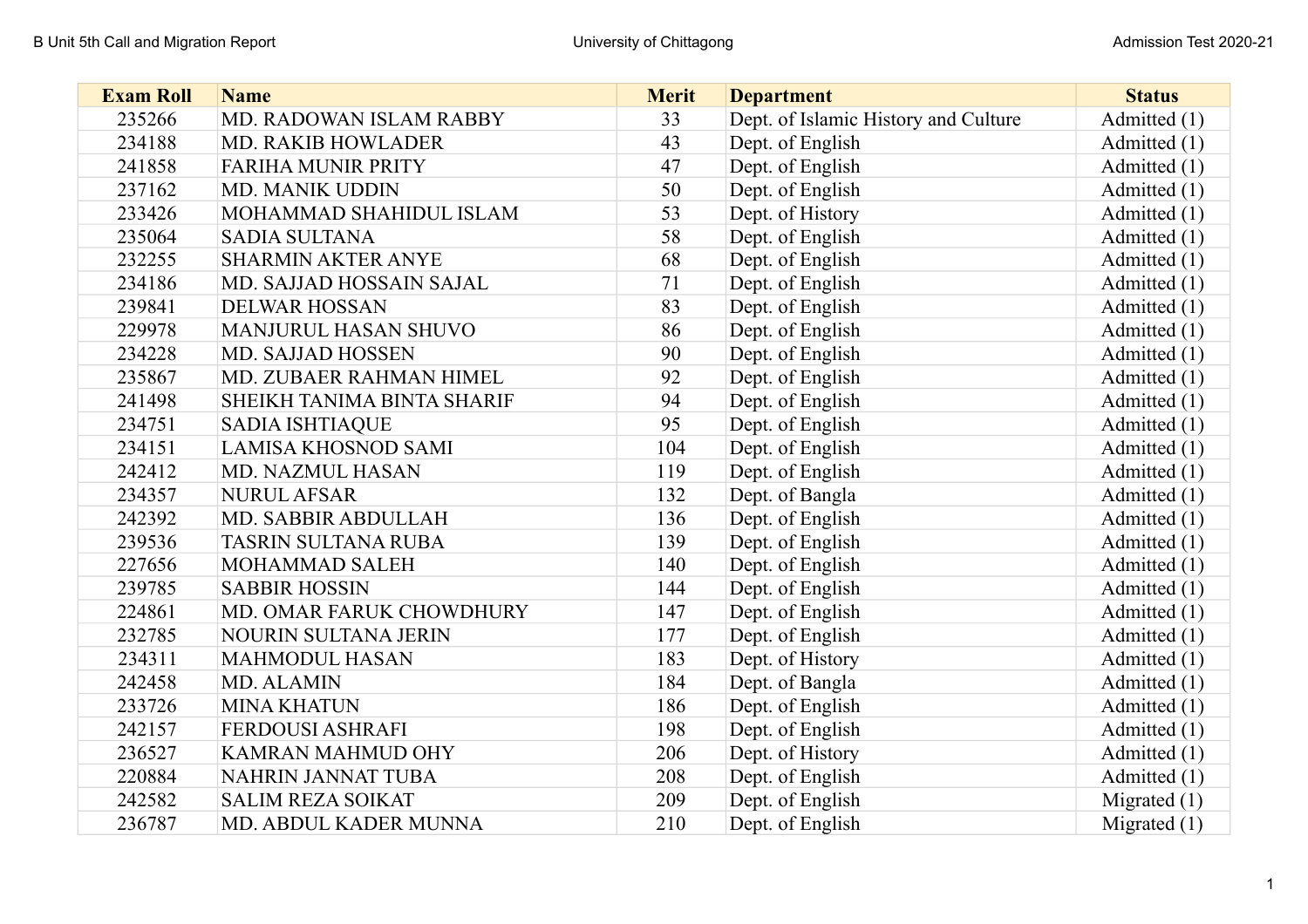| Exam Roll | Name | Merit | Department | Status |
|---|---|---|---|---|
| 235266 | MD. RADOWAN ISLAM RABBY | 33 | Dept. of Islamic History and Culture | Admitted (1) |
| 234188 | MD. RAKIB HOWLADER | 43 | Dept. of English | Admitted (1) |
| 241858 | FARIHA MUNIR PRITY | 47 | Dept. of English | Admitted (1) |
| 237162 | MD. MANIK UDDIN | 50 | Dept. of English | Admitted (1) |
| 233426 | MOHAMMAD SHAHIDUL ISLAM | 53 | Dept. of History | Admitted (1) |
| 235064 | SADIA SULTANA | 58 | Dept. of English | Admitted (1) |
| 232255 | SHARMIN AKTER ANYE | 68 | Dept. of English | Admitted (1) |
| 234186 | MD. SAJJAD HOSSAIN SAJAL | 71 | Dept. of English | Admitted (1) |
| 239841 | DELWAR HOSSAN | 83 | Dept. of English | Admitted (1) |
| 229978 | MANJURUL HASAN SHUVO | 86 | Dept. of English | Admitted (1) |
| 234228 | MD. SAJJAD HOSSEN | 90 | Dept. of English | Admitted (1) |
| 235867 | MD. ZUBAER RAHMAN HIMEL | 92 | Dept. of English | Admitted (1) |
| 241498 | SHEIKH TANIMA BINTA SHARIF | 94 | Dept. of English | Admitted (1) |
| 234751 | SADIA ISHTIAQUE | 95 | Dept. of English | Admitted (1) |
| 234151 | LAMISA KHOSNOD SAMI | 104 | Dept. of English | Admitted (1) |
| 242412 | MD. NAZMUL HASAN | 119 | Dept. of English | Admitted (1) |
| 234357 | NURUL AFSAR | 132 | Dept. of Bangla | Admitted (1) |
| 242392 | MD. SABBIR ABDULLAH | 136 | Dept. of English | Admitted (1) |
| 239536 | TASRIN SULTANA RUBA | 139 | Dept. of English | Admitted (1) |
| 227656 | MOHAMMAD SALEH | 140 | Dept. of English | Admitted (1) |
| 239785 | SABBIR HOSSIN | 144 | Dept. of English | Admitted (1) |
| 224861 | MD. OMAR FARUK CHOWDHURY | 147 | Dept. of English | Admitted (1) |
| 232785 | NOURIN SULTANA JERIN | 177 | Dept. of English | Admitted (1) |
| 234311 | MAHMODUL HASAN | 183 | Dept. of History | Admitted (1) |
| 242458 | MD. ALAMIN | 184 | Dept. of Bangla | Admitted (1) |
| 233726 | MINA KHATUN | 186 | Dept. of English | Admitted (1) |
| 242157 | FERDOUSI ASHRAFI | 198 | Dept. of English | Admitted (1) |
| 236527 | KAMRAN MAHMUD OHY | 206 | Dept. of History | Admitted (1) |
| 220884 | NAHRIN JANNAT TUBA | 208 | Dept. of English | Admitted (1) |
| 242582 | SALIM REZA SOIKAT | 209 | Dept. of English | Migrated (1) |
| 236787 | MD. ABDUL KADER MUNNA | 210 | Dept. of English | Migrated (1) |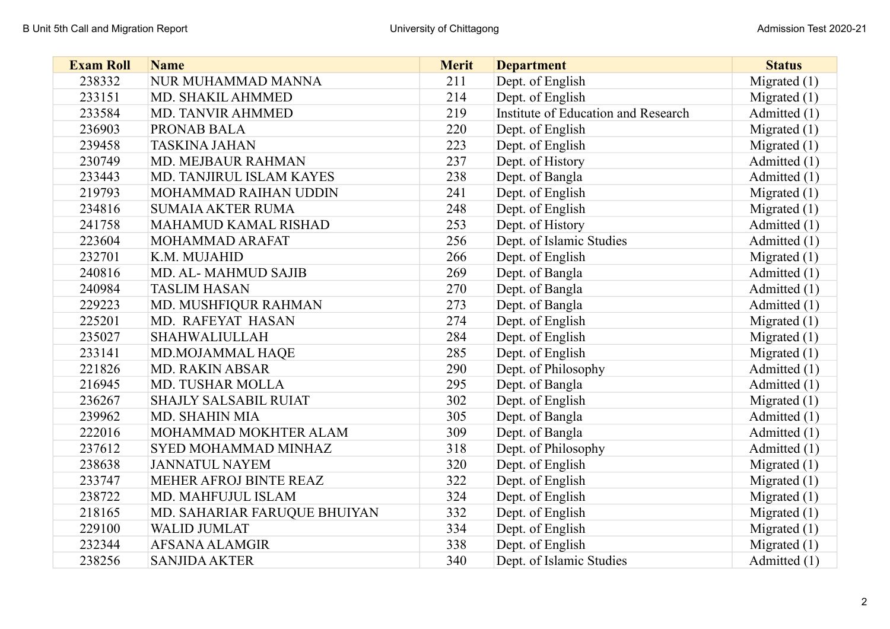| Exam Roll | Name | Merit | Department | Status |
|---|---|---|---|---|
| 238332 | NUR MUHAMMAD MANNA | 211 | Dept. of English | Migrated (1) |
| 233151 | MD. SHAKIL AHMMED | 214 | Dept. of English | Migrated (1) |
| 233584 | MD. TANVIR AHMMED | 219 | Institute of Education and Research | Admitted (1) |
| 236903 | PRONAB BALA | 220 | Dept. of English | Migrated (1) |
| 239458 | TASKINA JAHAN | 223 | Dept. of English | Migrated (1) |
| 230749 | MD. MEJBAUR RAHMAN | 237 | Dept. of History | Admitted (1) |
| 233443 | MD. TANJIRUL ISLAM KAYES | 238 | Dept. of Bangla | Admitted (1) |
| 219793 | MOHAMMAD RAIHAN UDDIN | 241 | Dept. of English | Migrated (1) |
| 234816 | SUMAIA AKTER RUMA | 248 | Dept. of English | Migrated (1) |
| 241758 | MAHAMUD KAMAL RISHAD | 253 | Dept. of History | Admitted (1) |
| 223604 | MOHAMMAD ARAFAT | 256 | Dept. of Islamic Studies | Admitted (1) |
| 232701 | K.M. MUJAHID | 266 | Dept. of English | Migrated (1) |
| 240816 | MD. AL- MAHMUD SAJIB | 269 | Dept. of Bangla | Admitted (1) |
| 240984 | TASLIM HASAN | 270 | Dept. of Bangla | Admitted (1) |
| 229223 | MD. MUSHFIQUR RAHMAN | 273 | Dept. of Bangla | Admitted (1) |
| 225201 | MD. RAFEYAT HASAN | 274 | Dept. of English | Migrated (1) |
| 235027 | SHAHWALIULLAH | 284 | Dept. of English | Migrated (1) |
| 233141 | MD.MOJAMMAL HAQE | 285 | Dept. of English | Migrated (1) |
| 221826 | MD. RAKIN ABSAR | 290 | Dept. of Philosophy | Admitted (1) |
| 216945 | MD. TUSHAR MOLLA | 295 | Dept. of Bangla | Admitted (1) |
| 236267 | SHAJLY SALSABIL RUIAT | 302 | Dept. of English | Migrated (1) |
| 239962 | MD. SHAHIN MIA | 305 | Dept. of Bangla | Admitted (1) |
| 222016 | MOHAMMAD MOKHTER ALAM | 309 | Dept. of Bangla | Admitted (1) |
| 237612 | SYED MOHAMMAD MINHAZ | 318 | Dept. of Philosophy | Admitted (1) |
| 238638 | JANNATUL NAYEM | 320 | Dept. of English | Migrated (1) |
| 233747 | MEHER AFROJ BINTE REAZ | 322 | Dept. of English | Migrated (1) |
| 238722 | MD. MAHFUJUL ISLAM | 324 | Dept. of English | Migrated (1) |
| 218165 | MD. SAHARIAR FARUQUE BHUIYAN | 332 | Dept. of English | Migrated (1) |
| 229100 | WALID JUMLAT | 334 | Dept. of English | Migrated (1) |
| 232344 | AFSANA ALAMGIR | 338 | Dept. of English | Migrated (1) |
| 238256 | SANJIDA AKTER | 340 | Dept. of Islamic Studies | Admitted (1) |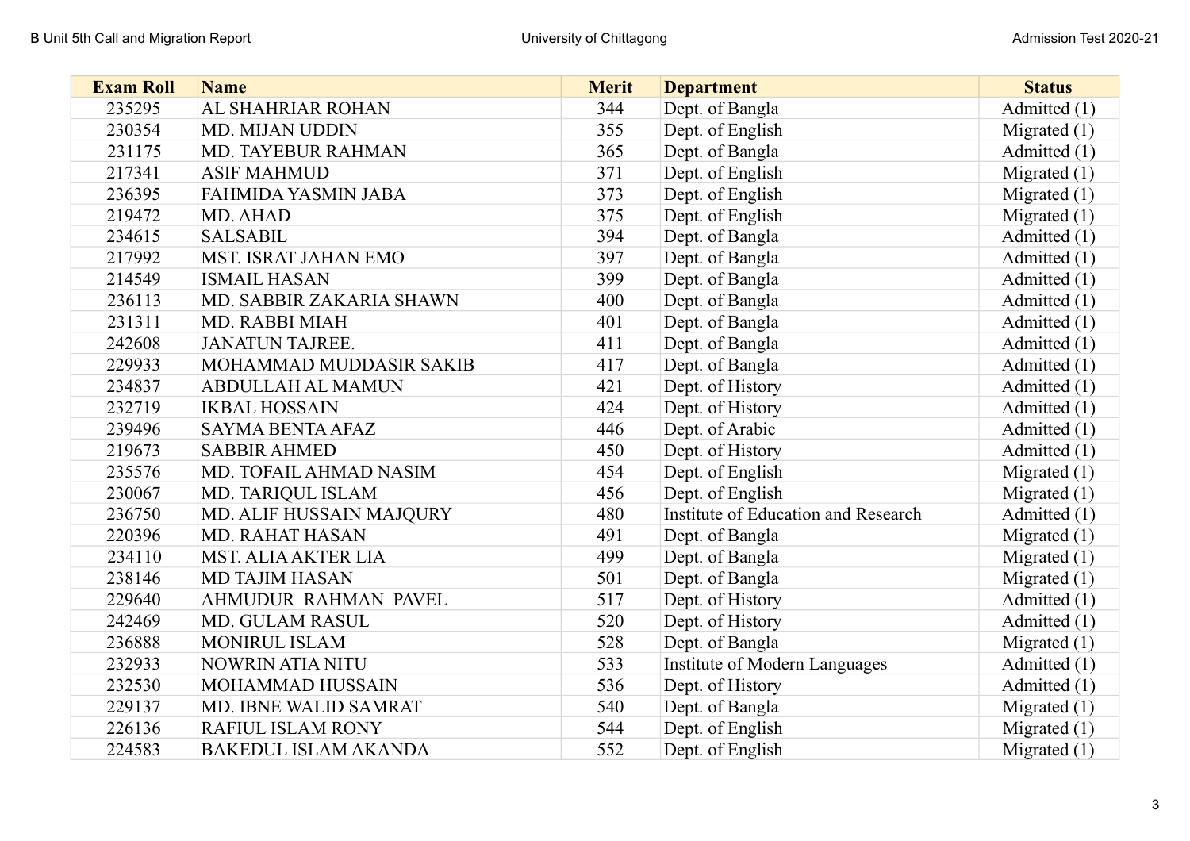| Exam Roll | Name | Merit | Department | Status |
|---|---|---|---|---|
| 235295 | AL SHAHRIAR ROHAN | 344 | Dept. of Bangla | Admitted (1) |
| 230354 | MD. MIJAN UDDIN | 355 | Dept. of English | Migrated (1) |
| 231175 | MD. TAYEBUR RAHMAN | 365 | Dept. of Bangla | Admitted (1) |
| 217341 | ASIF MAHMUD | 371 | Dept. of English | Migrated (1) |
| 236395 | FAHMIDA YASMIN JABA | 373 | Dept. of English | Migrated (1) |
| 219472 | MD. AHAD | 375 | Dept. of English | Migrated (1) |
| 234615 | SALSABIL | 394 | Dept. of Bangla | Admitted (1) |
| 217992 | MST. ISRAT JAHAN EMO | 397 | Dept. of Bangla | Admitted (1) |
| 214549 | ISMAIL HASAN | 399 | Dept. of Bangla | Admitted (1) |
| 236113 | MD. SABBIR ZAKARIA SHAWN | 400 | Dept. of Bangla | Admitted (1) |
| 231311 | MD. RABBI MIAH | 401 | Dept. of Bangla | Admitted (1) |
| 242608 | JANATUN TAJREE. | 411 | Dept. of Bangla | Admitted (1) |
| 229933 | MOHAMMAD MUDDASIR SAKIB | 417 | Dept. of Bangla | Admitted (1) |
| 234837 | ABDULLAH AL MAMUN | 421 | Dept. of History | Admitted (1) |
| 232719 | IKBAL HOSSAIN | 424 | Dept. of History | Admitted (1) |
| 239496 | SAYMA BENTA AFAZ | 446 | Dept. of Arabic | Admitted (1) |
| 219673 | SABBIR AHMED | 450 | Dept. of History | Admitted (1) |
| 235576 | MD. TOFAIL AHMAD NASIM | 454 | Dept. of English | Migrated (1) |
| 230067 | MD. TARIQUL ISLAM | 456 | Dept. of English | Migrated (1) |
| 236750 | MD. ALIF HUSSAIN MAJQURY | 480 | Institute of Education and Research | Admitted (1) |
| 220396 | MD. RAHAT HASAN | 491 | Dept. of Bangla | Migrated (1) |
| 234110 | MST. ALIA AKTER LIA | 499 | Dept. of Bangla | Migrated (1) |
| 238146 | MD TAJIM HASAN | 501 | Dept. of Bangla | Migrated (1) |
| 229640 | AHMUDUR RAHMAN PAVEL | 517 | Dept. of History | Admitted (1) |
| 242469 | MD. GULAM RASUL | 520 | Dept. of History | Admitted (1) |
| 236888 | MONIRUL ISLAM | 528 | Dept. of Bangla | Migrated (1) |
| 232933 | NOWRIN ATIA NITU | 533 | Institute of Modern Languages | Admitted (1) |
| 232530 | MOHAMMAD HUSSAIN | 536 | Dept. of History | Admitted (1) |
| 229137 | MD. IBNE WALID SAMRAT | 540 | Dept. of Bangla | Migrated (1) |
| 226136 | RAFIUL ISLAM RONY | 544 | Dept. of English | Migrated (1) |
| 224583 | BAKEDUL ISLAM AKANDA | 552 | Dept. of English | Migrated (1) |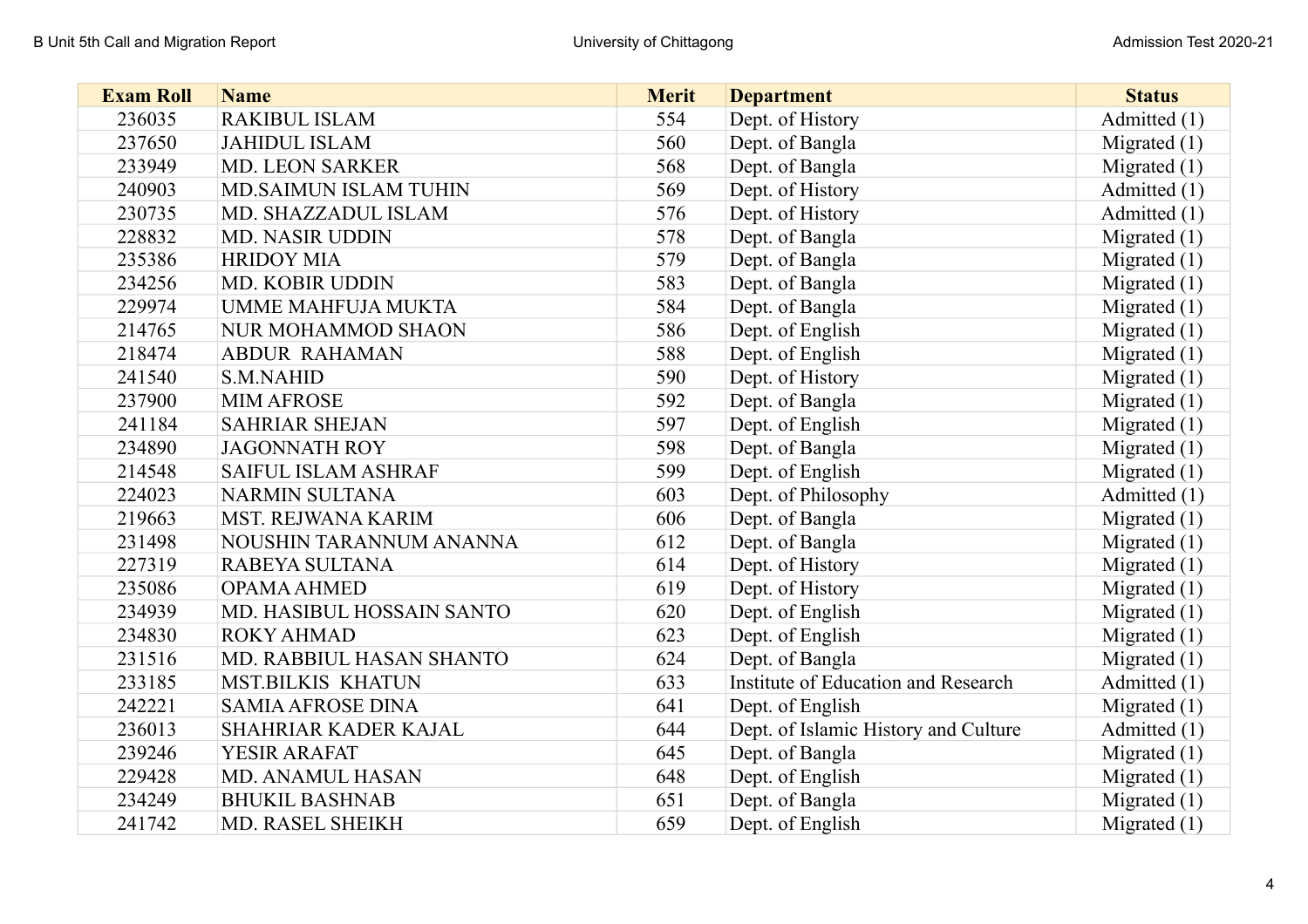| Exam Roll | Name | Merit | Department | Status |
|---|---|---|---|---|
| 236035 | RAKIBUL ISLAM | 554 | Dept. of History | Admitted (1) |
| 237650 | JAHIDUL ISLAM | 560 | Dept. of Bangla | Migrated (1) |
| 233949 | MD. LEON SARKER | 568 | Dept. of Bangla | Migrated (1) |
| 240903 | MD.SAIMUN ISLAM TUHIN | 569 | Dept. of History | Admitted (1) |
| 230735 | MD. SHAZZADUL ISLAM | 576 | Dept. of History | Admitted (1) |
| 228832 | MD. NASIR UDDIN | 578 | Dept. of Bangla | Migrated (1) |
| 235386 | HRIDOY MIA | 579 | Dept. of Bangla | Migrated (1) |
| 234256 | MD. KOBIR UDDIN | 583 | Dept. of Bangla | Migrated (1) |
| 229974 | UMME MAHFUJA MUKTA | 584 | Dept. of Bangla | Migrated (1) |
| 214765 | NUR MOHAMMOD SHAON | 586 | Dept. of English | Migrated (1) |
| 218474 | ABDUR RAHAMAN | 588 | Dept. of English | Migrated (1) |
| 241540 | S.M.NAHID | 590 | Dept. of History | Migrated (1) |
| 237900 | MIM AFROSE | 592 | Dept. of Bangla | Migrated (1) |
| 241184 | SAHRIAR SHEJAN | 597 | Dept. of English | Migrated (1) |
| 234890 | JAGONNATH ROY | 598 | Dept. of Bangla | Migrated (1) |
| 214548 | SAIFUL ISLAM ASHRAF | 599 | Dept. of English | Migrated (1) |
| 224023 | NARMIN SULTANA | 603 | Dept. of Philosophy | Admitted (1) |
| 219663 | MST. REJWANA KARIM | 606 | Dept. of Bangla | Migrated (1) |
| 231498 | NOUSHIN TARANNUM ANANNA | 612 | Dept. of Bangla | Migrated (1) |
| 227319 | RABEYA SULTANA | 614 | Dept. of History | Migrated (1) |
| 235086 | OPAMA AHMED | 619 | Dept. of History | Migrated (1) |
| 234939 | MD. HASIBUL HOSSAIN SANTO | 620 | Dept. of English | Migrated (1) |
| 234830 | ROKY AHMAD | 623 | Dept. of English | Migrated (1) |
| 231516 | MD. RABBIUL HASAN SHANTO | 624 | Dept. of Bangla | Migrated (1) |
| 233185 | MST.BILKIS KHATUN | 633 | Institute of Education and Research | Admitted (1) |
| 242221 | SAMIA AFROSE DINA | 641 | Dept. of English | Migrated (1) |
| 236013 | SHAHRIAR KADER KAJAL | 644 | Dept. of Islamic History and Culture | Admitted (1) |
| 239246 | YESIR ARAFAT | 645 | Dept. of Bangla | Migrated (1) |
| 229428 | MD. ANAMUL HASAN | 648 | Dept. of English | Migrated (1) |
| 234249 | BHUKIL BASHNAB | 651 | Dept. of Bangla | Migrated (1) |
| 241742 | MD. RASEL SHEIKH | 659 | Dept. of English | Migrated (1) |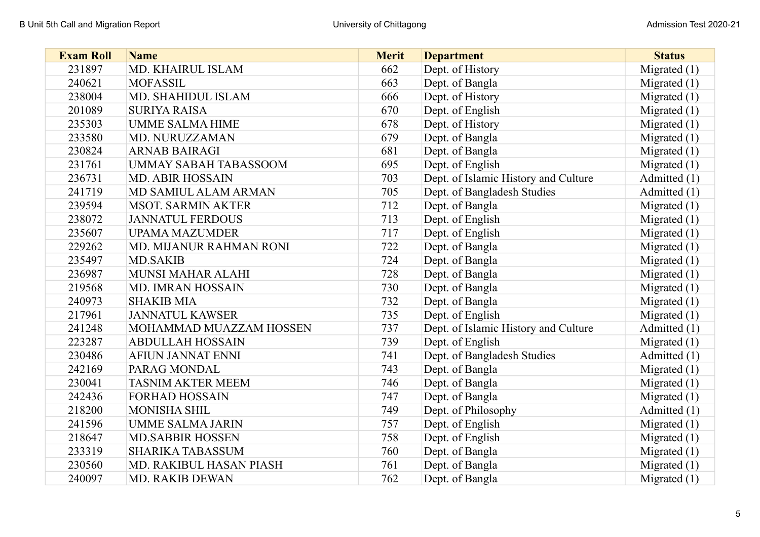| Exam Roll | Name | Merit | Department | Status |
|---|---|---|---|---|
| 231897 | MD. KHAIRUL ISLAM | 662 | Dept. of History | Migrated (1) |
| 240621 | MOFASSIL | 663 | Dept. of Bangla | Migrated (1) |
| 238004 | MD. SHAHIDUL ISLAM | 666 | Dept. of History | Migrated (1) |
| 201089 | SURIYA RAISA | 670 | Dept. of English | Migrated (1) |
| 235303 | UMME SALMA HIME | 678 | Dept. of History | Migrated (1) |
| 233580 | MD. NURUZZAMAN | 679 | Dept. of Bangla | Migrated (1) |
| 230824 | ARNAB BAIRAGI | 681 | Dept. of Bangla | Migrated (1) |
| 231761 | UMMAY SABAH TABASSOOM | 695 | Dept. of English | Migrated (1) |
| 236731 | MD. ABIR HOSSAIN | 703 | Dept. of Islamic History and Culture | Admitted (1) |
| 241719 | MD SAMIUL ALAM ARMAN | 705 | Dept. of Bangladesh Studies | Admitted (1) |
| 239594 | MSOT. SARMIN AKTER | 712 | Dept. of Bangla | Migrated (1) |
| 238072 | JANNATUL FERDOUS | 713 | Dept. of English | Migrated (1) |
| 235607 | UPAMA MAZUMDER | 717 | Dept. of English | Migrated (1) |
| 229262 | MD. MIJANUR RAHMAN RONI | 722 | Dept. of Bangla | Migrated (1) |
| 235497 | MD.SAKIB | 724 | Dept. of Bangla | Migrated (1) |
| 236987 | MUNSI MAHAR ALAHI | 728 | Dept. of Bangla | Migrated (1) |
| 219568 | MD. IMRAN HOSSAIN | 730 | Dept. of Bangla | Migrated (1) |
| 240973 | SHAKIB MIA | 732 | Dept. of Bangla | Migrated (1) |
| 217961 | JANNATUL KAWSER | 735 | Dept. of English | Migrated (1) |
| 241248 | MOHAMMAD MUAZZAM HOSSEN | 737 | Dept. of Islamic History and Culture | Admitted (1) |
| 223287 | ABDULLAH HOSSAIN | 739 | Dept. of English | Migrated (1) |
| 230486 | AFIUN JANNAT ENNI | 741 | Dept. of Bangladesh Studies | Admitted (1) |
| 242169 | PARAG MONDAL | 743 | Dept. of Bangla | Migrated (1) |
| 230041 | TASNIM AKTER MEEM | 746 | Dept. of Bangla | Migrated (1) |
| 242436 | FORHAD HOSSAIN | 747 | Dept. of Bangla | Migrated (1) |
| 218200 | MONISHA SHIL | 749 | Dept. of Philosophy | Admitted (1) |
| 241596 | UMME SALMA JARIN | 757 | Dept. of English | Migrated (1) |
| 218647 | MD.SABBIR HOSSEN | 758 | Dept. of English | Migrated (1) |
| 233319 | SHARIKA TABASSUM | 760 | Dept. of Bangla | Migrated (1) |
| 230560 | MD. RAKIBUL HASAN PIASH | 761 | Dept. of Bangla | Migrated (1) |
| 240097 | MD. RAKIB DEWAN | 762 | Dept. of Bangla | Migrated (1) |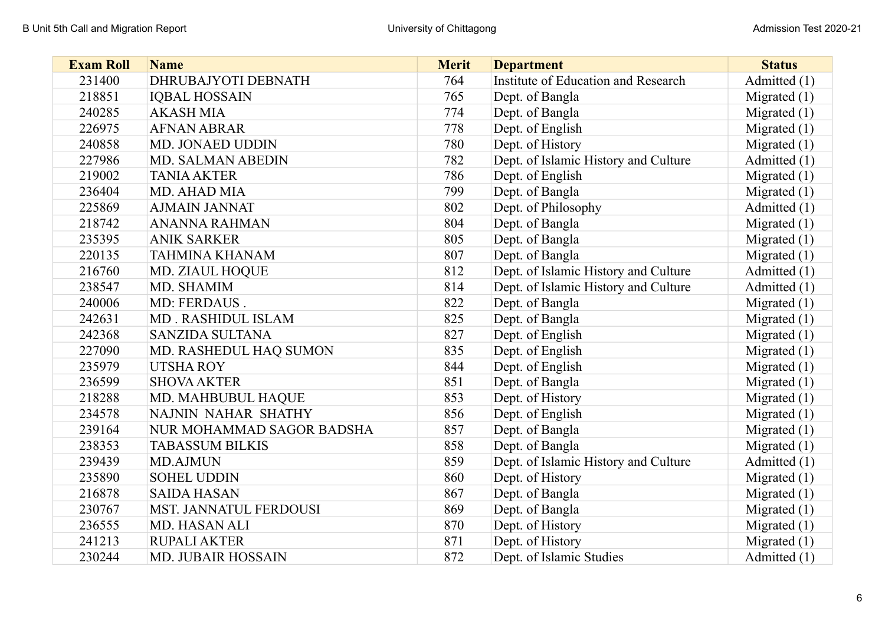| Exam Roll | Name | Merit | Department | Status |
|---|---|---|---|---|
| 231400 | DHRUBAJYOTI DEBNATH | 764 | Institute of Education and Research | Admitted (1) |
| 218851 | IQBAL HOSSAIN | 765 | Dept. of Bangla | Migrated (1) |
| 240285 | AKASH MIA | 774 | Dept. of Bangla | Migrated (1) |
| 226975 | AFNAN ABRAR | 778 | Dept. of English | Migrated (1) |
| 240858 | MD. JONAED UDDIN | 780 | Dept. of History | Migrated (1) |
| 227986 | MD. SALMAN ABEDIN | 782 | Dept. of Islamic History and Culture | Admitted (1) |
| 219002 | TANIA AKTER | 786 | Dept. of English | Migrated (1) |
| 236404 | MD. AHAD MIA | 799 | Dept. of Bangla | Migrated (1) |
| 225869 | AJMAIN JANNAT | 802 | Dept. of Philosophy | Admitted (1) |
| 218742 | ANANNA RAHMAN | 804 | Dept. of Bangla | Migrated (1) |
| 235395 | ANIK SARKER | 805 | Dept. of Bangla | Migrated (1) |
| 220135 | TAHMINA KHANAM | 807 | Dept. of Bangla | Migrated (1) |
| 216760 | MD. ZIAUL HOQUE | 812 | Dept. of Islamic History and Culture | Admitted (1) |
| 238547 | MD. SHAMIM | 814 | Dept. of Islamic History and Culture | Admitted (1) |
| 240006 | MD: FERDAUS . | 822 | Dept. of Bangla | Migrated (1) |
| 242631 | MD . RASHIDUL ISLAM | 825 | Dept. of Bangla | Migrated (1) |
| 242368 | SANZIDA SULTANA | 827 | Dept. of English | Migrated (1) |
| 227090 | MD. RASHEDUL HAQ SUMON | 835 | Dept. of English | Migrated (1) |
| 235979 | UTSHA ROY | 844 | Dept. of English | Migrated (1) |
| 236599 | SHOVA AKTER | 851 | Dept. of Bangla | Migrated (1) |
| 218288 | MD. MAHBUBUL HAQUE | 853 | Dept. of History | Migrated (1) |
| 234578 | NAJNIN NAHAR SHATHY | 856 | Dept. of English | Migrated (1) |
| 239164 | NUR MOHAMMAD SAGOR BADSHA | 857 | Dept. of Bangla | Migrated (1) |
| 238353 | TABASSUM BILKIS | 858 | Dept. of Bangla | Migrated (1) |
| 239439 | MD.AJMUN | 859 | Dept. of Islamic History and Culture | Admitted (1) |
| 235890 | SOHEL UDDIN | 860 | Dept. of History | Migrated (1) |
| 216878 | SAIDA HASAN | 867 | Dept. of Bangla | Migrated (1) |
| 230767 | MST. JANNATUL FERDOUSI | 869 | Dept. of Bangla | Migrated (1) |
| 236555 | MD. HASAN ALI | 870 | Dept. of History | Migrated (1) |
| 241213 | RUPALI AKTER | 871 | Dept. of History | Migrated (1) |
| 230244 | MD. JUBAIR HOSSAIN | 872 | Dept. of Islamic Studies | Admitted (1) |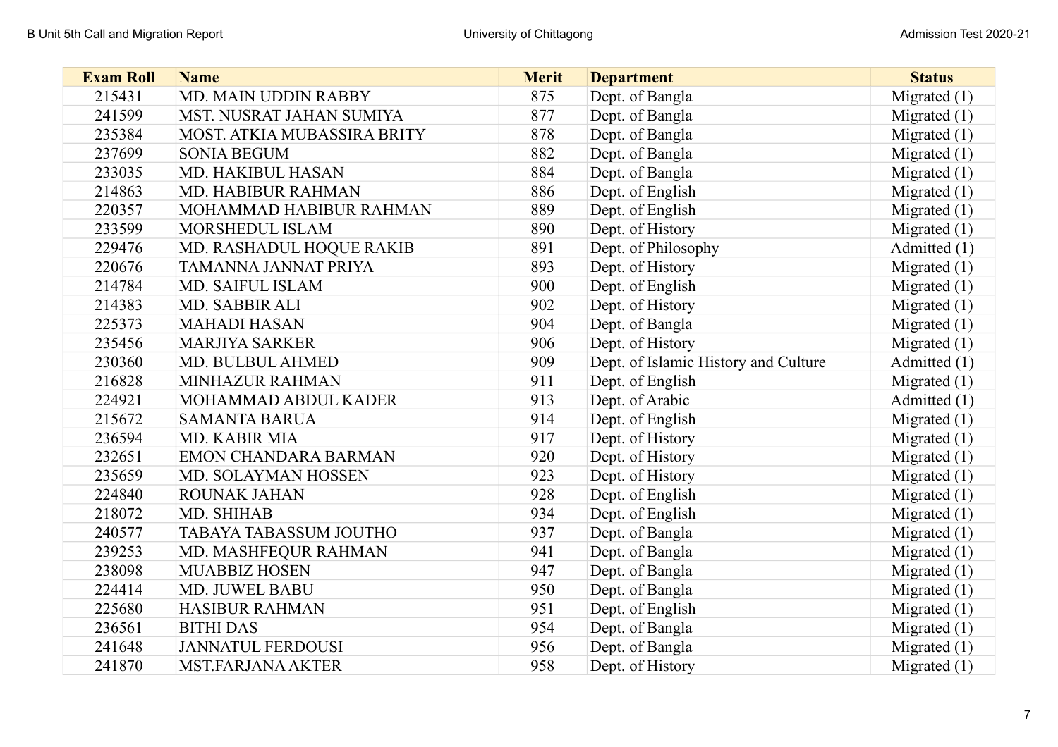| Exam Roll | Name | Merit | Department | Status |
|---|---|---|---|---|
| 215431 | MD. MAIN UDDIN RABBY | 875 | Dept. of Bangla | Migrated (1) |
| 241599 | MST. NUSRAT JAHAN SUMIYA | 877 | Dept. of Bangla | Migrated (1) |
| 235384 | MOST. ATKIA MUBASSIRA BRITY | 878 | Dept. of Bangla | Migrated (1) |
| 237699 | SONIA BEGUM | 882 | Dept. of Bangla | Migrated (1) |
| 233035 | MD. HAKIBUL HASAN | 884 | Dept. of Bangla | Migrated (1) |
| 214863 | MD. HABIBUR RAHMAN | 886 | Dept. of English | Migrated (1) |
| 220357 | MOHAMMAD HABIBUR RAHMAN | 889 | Dept. of English | Migrated (1) |
| 233599 | MORSHEDUL ISLAM | 890 | Dept. of History | Migrated (1) |
| 229476 | MD. RASHADUL HOQUE RAKIB | 891 | Dept. of Philosophy | Admitted (1) |
| 220676 | TAMANNA JANNAT PRIYA | 893 | Dept. of History | Migrated (1) |
| 214784 | MD. SAIFUL ISLAM | 900 | Dept. of English | Migrated (1) |
| 214383 | MD. SABBIR ALI | 902 | Dept. of History | Migrated (1) |
| 225373 | MAHADI HASAN | 904 | Dept. of Bangla | Migrated (1) |
| 235456 | MARJIYA SARKER | 906 | Dept. of History | Migrated (1) |
| 230360 | MD. BULBUL AHMED | 909 | Dept. of Islamic History and Culture | Admitted (1) |
| 216828 | MINHAZUR RAHMAN | 911 | Dept. of English | Migrated (1) |
| 224921 | MOHAMMAD ABDUL KADER | 913 | Dept. of Arabic | Admitted (1) |
| 215672 | SAMANTA BARUA | 914 | Dept. of English | Migrated (1) |
| 236594 | MD. KABIR MIA | 917 | Dept. of History | Migrated (1) |
| 232651 | EMON CHANDARA BARMAN | 920 | Dept. of History | Migrated (1) |
| 235659 | MD. SOLAYMAN HOSSEN | 923 | Dept. of History | Migrated (1) |
| 224840 | ROUNAK JAHAN | 928 | Dept. of English | Migrated (1) |
| 218072 | MD. SHIHAB | 934 | Dept. of English | Migrated (1) |
| 240577 | TABAYA TABASSUM JOUTHO | 937 | Dept. of Bangla | Migrated (1) |
| 239253 | MD. MASHFEQUR RAHMAN | 941 | Dept. of Bangla | Migrated (1) |
| 238098 | MUABBIZ HOSEN | 947 | Dept. of Bangla | Migrated (1) |
| 224414 | MD. JUWEL BABU | 950 | Dept. of Bangla | Migrated (1) |
| 225680 | HASIBUR RAHMAN | 951 | Dept. of English | Migrated (1) |
| 236561 | BITHI DAS | 954 | Dept. of Bangla | Migrated (1) |
| 241648 | JANNATUL FERDOUSI | 956 | Dept. of Bangla | Migrated (1) |
| 241870 | MST.FARJANA AKTER | 958 | Dept. of History | Migrated (1) |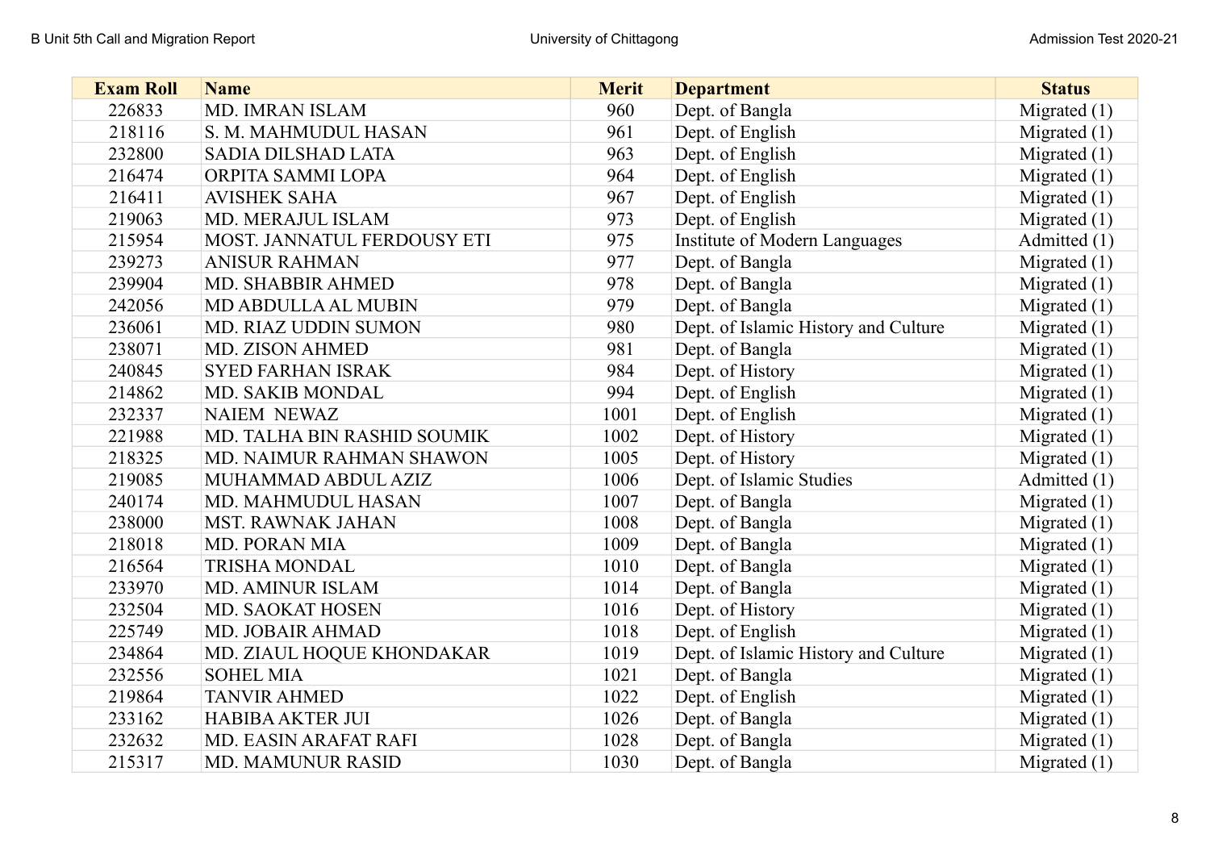| Exam Roll | Name | Merit | Department | Status |
|---|---|---|---|---|
| 226833 | MD. IMRAN ISLAM | 960 | Dept. of Bangla | Migrated (1) |
| 218116 | S. M. MAHMUDUL HASAN | 961 | Dept. of English | Migrated (1) |
| 232800 | SADIA DILSHAD LATA | 963 | Dept. of English | Migrated (1) |
| 216474 | ORPITA SAMMI LOPA | 964 | Dept. of English | Migrated (1) |
| 216411 | AVISHEK SAHA | 967 | Dept. of English | Migrated (1) |
| 219063 | MD. MERAJUL ISLAM | 973 | Dept. of English | Migrated (1) |
| 215954 | MOST. JANNATUL FERDOUSY ETI | 975 | Institute of Modern Languages | Admitted (1) |
| 239273 | ANISUR RAHMAN | 977 | Dept. of Bangla | Migrated (1) |
| 239904 | MD. SHABBIR AHMED | 978 | Dept. of Bangla | Migrated (1) |
| 242056 | MD ABDULLA AL MUBIN | 979 | Dept. of Bangla | Migrated (1) |
| 236061 | MD. RIAZ UDDIN SUMON | 980 | Dept. of Islamic History and Culture | Migrated (1) |
| 238071 | MD. ZISON AHMED | 981 | Dept. of Bangla | Migrated (1) |
| 240845 | SYED FARHAN ISRAK | 984 | Dept. of History | Migrated (1) |
| 214862 | MD. SAKIB MONDAL | 994 | Dept. of English | Migrated (1) |
| 232337 | NAIEM NEWAZ | 1001 | Dept. of English | Migrated (1) |
| 221988 | MD. TALHA BIN RASHID SOUMIK | 1002 | Dept. of History | Migrated (1) |
| 218325 | MD. NAIMUR RAHMAN SHAWON | 1005 | Dept. of History | Migrated (1) |
| 219085 | MUHAMMAD ABDUL AZIZ | 1006 | Dept. of Islamic Studies | Admitted (1) |
| 240174 | MD. MAHMUDUL HASAN | 1007 | Dept. of Bangla | Migrated (1) |
| 238000 | MST. RAWNAK JAHAN | 1008 | Dept. of Bangla | Migrated (1) |
| 218018 | MD. PORAN MIA | 1009 | Dept. of Bangla | Migrated (1) |
| 216564 | TRISHA MONDAL | 1010 | Dept. of Bangla | Migrated (1) |
| 233970 | MD. AMINUR ISLAM | 1014 | Dept. of Bangla | Migrated (1) |
| 232504 | MD. SAOKAT HOSEN | 1016 | Dept. of History | Migrated (1) |
| 225749 | MD. JOBAIR AHMAD | 1018 | Dept. of English | Migrated (1) |
| 234864 | MD. ZIAUL HOQUE KHONDAKAR | 1019 | Dept. of Islamic History and Culture | Migrated (1) |
| 232556 | SOHEL MIA | 1021 | Dept. of Bangla | Migrated (1) |
| 219864 | TANVIR AHMED | 1022 | Dept. of English | Migrated (1) |
| 233162 | HABIBA AKTER JUI | 1026 | Dept. of Bangla | Migrated (1) |
| 232632 | MD. EASIN ARAFAT RAFI | 1028 | Dept. of Bangla | Migrated (1) |
| 215317 | MD. MAMUNUR RASID | 1030 | Dept. of Bangla | Migrated (1) |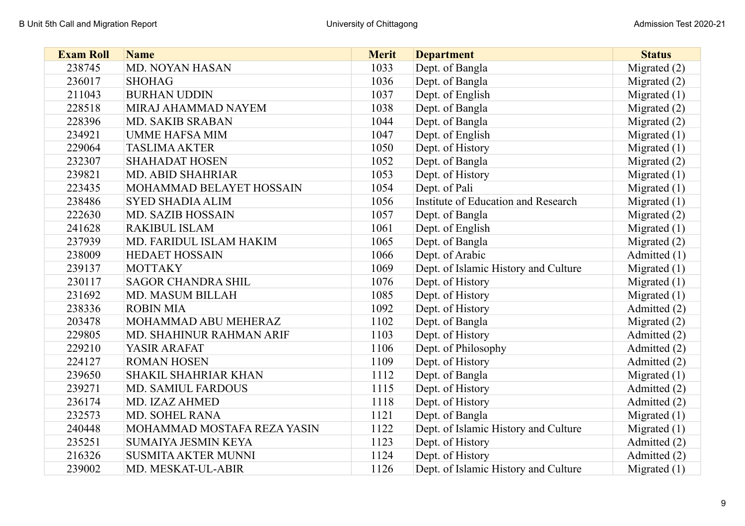| Exam Roll | Name | Merit | Department | Status |
|---|---|---|---|---|
| 238745 | MD. NOYAN HASAN | 1033 | Dept. of Bangla | Migrated (2) |
| 236017 | SHOHAG | 1036 | Dept. of Bangla | Migrated (2) |
| 211043 | BURHAN UDDIN | 1037 | Dept. of English | Migrated (1) |
| 228518 | MIRAJ AHAMMAD NAYEM | 1038 | Dept. of Bangla | Migrated (2) |
| 228396 | MD. SAKIB SRABAN | 1044 | Dept. of Bangla | Migrated (2) |
| 234921 | UMME HAFSA MIM | 1047 | Dept. of English | Migrated (1) |
| 229064 | TASLIMA AKTER | 1050 | Dept. of History | Migrated (1) |
| 232307 | SHAHADAT HOSEN | 1052 | Dept. of Bangla | Migrated (2) |
| 239821 | MD. ABID SHAHRIAR | 1053 | Dept. of History | Migrated (1) |
| 223435 | MOHAMMAD BELAYET HOSSAIN | 1054 | Dept. of Pali | Migrated (1) |
| 238486 | SYED SHADIA ALIM | 1056 | Institute of Education and Research | Migrated (1) |
| 222630 | MD. SAZIB HOSSAIN | 1057 | Dept. of Bangla | Migrated (2) |
| 241628 | RAKIBUL ISLAM | 1061 | Dept. of English | Migrated (1) |
| 237939 | MD. FARIDUL ISLAM HAKIM | 1065 | Dept. of Bangla | Migrated (2) |
| 238009 | HEDAET HOSSAIN | 1066 | Dept. of Arabic | Admitted (1) |
| 239137 | MOTTAKY | 1069 | Dept. of Islamic History and Culture | Migrated (1) |
| 230117 | SAGOR CHANDRA SHIL | 1076 | Dept. of History | Migrated (1) |
| 231692 | MD. MASUM BILLAH | 1085 | Dept. of History | Migrated (1) |
| 238336 | ROBIN MIA | 1092 | Dept. of History | Admitted (2) |
| 203478 | MOHAMMAD ABU MEHERAZ | 1102 | Dept. of Bangla | Migrated (2) |
| 229805 | MD. SHAHINUR RAHMAN ARIF | 1103 | Dept. of History | Admitted (2) |
| 229210 | YASIR ARAFAT | 1106 | Dept. of Philosophy | Admitted (2) |
| 224127 | ROMAN HOSEN | 1109 | Dept. of History | Admitted (2) |
| 239650 | SHAKIL SHAHRIAR KHAN | 1112 | Dept. of Bangla | Migrated (1) |
| 239271 | MD. SAMIUL FARDOUS | 1115 | Dept. of History | Admitted (2) |
| 236174 | MD. IZAZ AHMED | 1118 | Dept. of History | Admitted (2) |
| 232573 | MD. SOHEL RANA | 1121 | Dept. of Bangla | Migrated (1) |
| 240448 | MOHAMMAD MOSTAFA REZA YASIN | 1122 | Dept. of Islamic History and Culture | Migrated (1) |
| 235251 | SUMAIYA JESMIN KEYA | 1123 | Dept. of History | Admitted (2) |
| 216326 | SUSMITA AKTER MUNNI | 1124 | Dept. of History | Admitted (2) |
| 239002 | MD. MESKAT-UL-ABIR | 1126 | Dept. of Islamic History and Culture | Migrated (1) |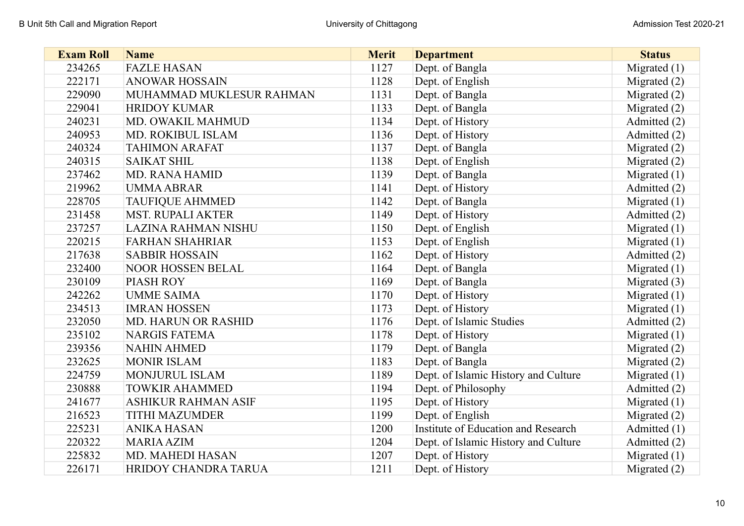| Exam Roll | Name | Merit | Department | Status |
|---|---|---|---|---|
| 234265 | FAZLE HASAN | 1127 | Dept. of Bangla | Migrated (1) |
| 222171 | ANOWAR HOSSAIN | 1128 | Dept. of English | Migrated (2) |
| 229090 | MUHAMMAD MUKLESUR RAHMAN | 1131 | Dept. of Bangla | Migrated (2) |
| 229041 | HRIDOY KUMAR | 1133 | Dept. of Bangla | Migrated (2) |
| 240231 | MD. OWAKIL MAHMUD | 1134 | Dept. of History | Admitted (2) |
| 240953 | MD. ROKIBUL ISLAM | 1136 | Dept. of History | Admitted (2) |
| 240324 | TAHIMON ARAFAT | 1137 | Dept. of Bangla | Migrated (2) |
| 240315 | SAIKAT SHIL | 1138 | Dept. of English | Migrated (2) |
| 237462 | MD. RANA HAMID | 1139 | Dept. of Bangla | Migrated (1) |
| 219962 | UMMA ABRAR | 1141 | Dept. of History | Admitted (2) |
| 228705 | TAUFIQUE AHMMED | 1142 | Dept. of Bangla | Migrated (1) |
| 231458 | MST. RUPALI AKTER | 1149 | Dept. of History | Admitted (2) |
| 237257 | LAZINA RAHMAN NISHU | 1150 | Dept. of English | Migrated (1) |
| 220215 | FARHAN SHAHRIAR | 1153 | Dept. of English | Migrated (1) |
| 217638 | SABBIR HOSSAIN | 1162 | Dept. of History | Admitted (2) |
| 232400 | NOOR HOSSEN BELAL | 1164 | Dept. of Bangla | Migrated (1) |
| 230109 | PIASH ROY | 1169 | Dept. of Bangla | Migrated (3) |
| 242262 | UMME SAIMA | 1170 | Dept. of History | Migrated (1) |
| 234513 | IMRAN HOSSEN | 1173 | Dept. of History | Migrated (1) |
| 232050 | MD. HARUN OR RASHID | 1176 | Dept. of Islamic Studies | Admitted (2) |
| 235102 | NARGIS FATEMA | 1178 | Dept. of History | Migrated (1) |
| 239356 | NAHIN AHMED | 1179 | Dept. of Bangla | Migrated (2) |
| 232625 | MONIR ISLAM | 1183 | Dept. of Bangla | Migrated (2) |
| 224759 | MONJURUL ISLAM | 1189 | Dept. of Islamic History and Culture | Migrated (1) |
| 230888 | TOWKIR AHAMMED | 1194 | Dept. of Philosophy | Admitted (2) |
| 241677 | ASHIKUR RAHMAN ASIF | 1195 | Dept. of History | Migrated (1) |
| 216523 | TITHI MAZUMDER | 1199 | Dept. of English | Migrated (2) |
| 225231 | ANIKA HASAN | 1200 | Institute of Education and Research | Admitted (1) |
| 220322 | MARIA AZIM | 1204 | Dept. of Islamic History and Culture | Admitted (2) |
| 225832 | MD. MAHEDI HASAN | 1207 | Dept. of History | Migrated (1) |
| 226171 | HRIDOY CHANDRA TARUA | 1211 | Dept. of History | Migrated (2) |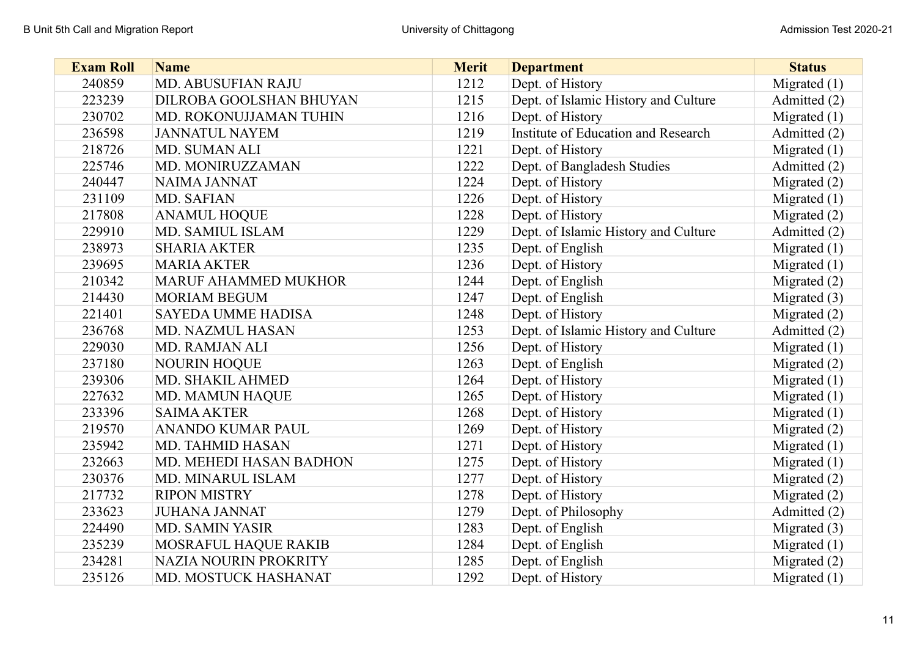| Exam Roll | Name | Merit | Department | Status |
|---|---|---|---|---|
| 240859 | MD. ABUSUFIAN RAJU | 1212 | Dept. of History | Migrated (1) |
| 223239 | DILROBA GOOLSHAN BHUYAN | 1215 | Dept. of Islamic History and Culture | Admitted (2) |
| 230702 | MD. ROKONUJJAMAN TUHIN | 1216 | Dept. of History | Migrated (1) |
| 236598 | JANNATUL NAYEM | 1219 | Institute of Education and Research | Admitted (2) |
| 218726 | MD. SUMAN ALI | 1221 | Dept. of History | Migrated (1) |
| 225746 | MD. MONIRUZZAMAN | 1222 | Dept. of Bangladesh Studies | Admitted (2) |
| 240447 | NAIMA JANNAT | 1224 | Dept. of History | Migrated (2) |
| 231109 | MD. SAFIAN | 1226 | Dept. of History | Migrated (1) |
| 217808 | ANAMUL HOQUE | 1228 | Dept. of History | Migrated (2) |
| 229910 | MD. SAMIUL ISLAM | 1229 | Dept. of Islamic History and Culture | Admitted (2) |
| 238973 | SHARIA AKTER | 1235 | Dept. of English | Migrated (1) |
| 239695 | MARIA AKTER | 1236 | Dept. of History | Migrated (1) |
| 210342 | MARUF AHAMMED MUKHOR | 1244 | Dept. of English | Migrated (2) |
| 214430 | MORIAM BEGUM | 1247 | Dept. of English | Migrated (3) |
| 221401 | SAYEDA UMME HADISA | 1248 | Dept. of History | Migrated (2) |
| 236768 | MD. NAZMUL HASAN | 1253 | Dept. of Islamic History and Culture | Admitted (2) |
| 229030 | MD. RAMJAN ALI | 1256 | Dept. of History | Migrated (1) |
| 237180 | NOURIN HOQUE | 1263 | Dept. of English | Migrated (2) |
| 239306 | MD. SHAKIL AHMED | 1264 | Dept. of History | Migrated (1) |
| 227632 | MD. MAMUN HAQUE | 1265 | Dept. of History | Migrated (1) |
| 233396 | SAIMA AKTER | 1268 | Dept. of History | Migrated (1) |
| 219570 | ANANDO KUMAR PAUL | 1269 | Dept. of History | Migrated (2) |
| 235942 | MD. TAHMID HASAN | 1271 | Dept. of History | Migrated (1) |
| 232663 | MD. MEHEDI HASAN BADHON | 1275 | Dept. of History | Migrated (1) |
| 230376 | MD. MINARUL ISLAM | 1277 | Dept. of History | Migrated (2) |
| 217732 | RIPON MISTRY | 1278 | Dept. of History | Migrated (2) |
| 233623 | JUHANA JANNAT | 1279 | Dept. of Philosophy | Admitted (2) |
| 224490 | MD. SAMIN YASIR | 1283 | Dept. of English | Migrated (3) |
| 235239 | MOSRAFUL HAQUE RAKIB | 1284 | Dept. of English | Migrated (1) |
| 234281 | NAZIA NOURIN PROKRITY | 1285 | Dept. of English | Migrated (2) |
| 235126 | MD. MOSTUCK HASHANAT | 1292 | Dept. of History | Migrated (1) |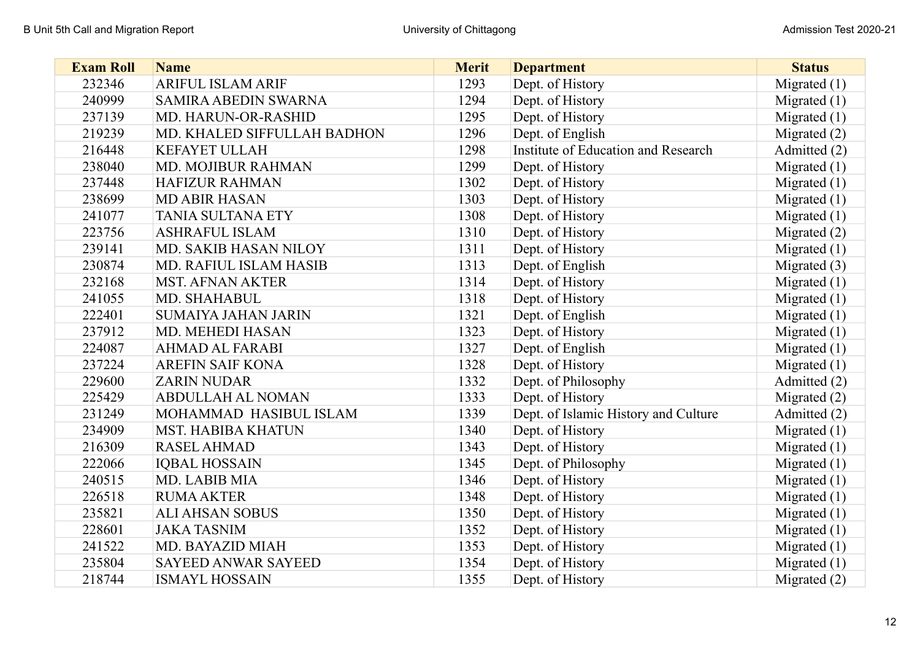| Exam Roll | Name | Merit | Department | Status |
|---|---|---|---|---|
| 232346 | ARIFUL ISLAM ARIF | 1293 | Dept. of History | Migrated (1) |
| 240999 | SAMIRA ABEDIN SWARNA | 1294 | Dept. of History | Migrated (1) |
| 237139 | MD. HARUN-OR-RASHID | 1295 | Dept. of History | Migrated (1) |
| 219239 | MD. KHALED SIFFULLAH BADHON | 1296 | Dept. of English | Migrated (2) |
| 216448 | KEFAYET ULLAH | 1298 | Institute of Education and Research | Admitted (2) |
| 238040 | MD. MOJIBUR RAHMAN | 1299 | Dept. of History | Migrated (1) |
| 237448 | HAFIZUR RAHMAN | 1302 | Dept. of History | Migrated (1) |
| 238699 | MD ABIR HASAN | 1303 | Dept. of History | Migrated (1) |
| 241077 | TANIA SULTANA ETY | 1308 | Dept. of History | Migrated (1) |
| 223756 | ASHRAFUL ISLAM | 1310 | Dept. of History | Migrated (2) |
| 239141 | MD. SAKIB HASAN NILOY | 1311 | Dept. of History | Migrated (1) |
| 230874 | MD. RAFIUL ISLAM HASIB | 1313 | Dept. of English | Migrated (3) |
| 232168 | MST. AFNAN AKTER | 1314 | Dept. of History | Migrated (1) |
| 241055 | MD. SHAHABUL | 1318 | Dept. of History | Migrated (1) |
| 222401 | SUMAIYA JAHAN JARIN | 1321 | Dept. of English | Migrated (1) |
| 237912 | MD. MEHEDI HASAN | 1323 | Dept. of History | Migrated (1) |
| 224087 | AHMAD AL FARABI | 1327 | Dept. of English | Migrated (1) |
| 237224 | AREFIN SAIF KONA | 1328 | Dept. of History | Migrated (1) |
| 229600 | ZARIN NUDAR | 1332 | Dept. of Philosophy | Admitted (2) |
| 225429 | ABDULLAH AL NOMAN | 1333 | Dept. of History | Migrated (2) |
| 231249 | MOHAMMAD HASIBUL ISLAM | 1339 | Dept. of Islamic History and Culture | Admitted (2) |
| 234909 | MST. HABIBA KHATUN | 1340 | Dept. of History | Migrated (1) |
| 216309 | RASEL AHMAD | 1343 | Dept. of History | Migrated (1) |
| 222066 | IQBAL HOSSAIN | 1345 | Dept. of Philosophy | Migrated (1) |
| 240515 | MD. LABIB MIA | 1346 | Dept. of History | Migrated (1) |
| 226518 | RUMA AKTER | 1348 | Dept. of History | Migrated (1) |
| 235821 | ALI AHSAN SOBUS | 1350 | Dept. of History | Migrated (1) |
| 228601 | JAKA TASNIM | 1352 | Dept. of History | Migrated (1) |
| 241522 | MD. BAYAZID MIAH | 1353 | Dept. of History | Migrated (1) |
| 235804 | SAYEED ANWAR SAYEED | 1354 | Dept. of History | Migrated (1) |
| 218744 | ISMAYL HOSSAIN | 1355 | Dept. of History | Migrated (2) |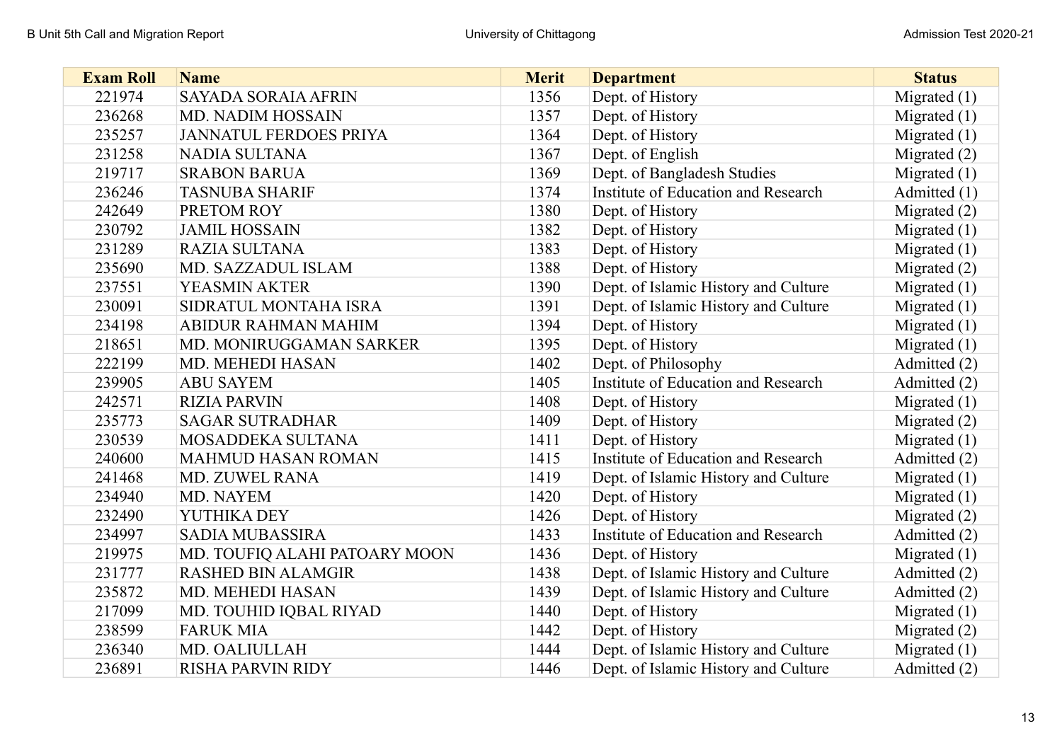| Exam Roll | Name | Merit | Department | Status |
|---|---|---|---|---|
| 221974 | SAYADA SORAIA AFRIN | 1356 | Dept. of History | Migrated (1) |
| 236268 | MD. NADIM HOSSAIN | 1357 | Dept. of History | Migrated (1) |
| 235257 | JANNATUL FERDOES PRIYA | 1364 | Dept. of History | Migrated (1) |
| 231258 | NADIA SULTANA | 1367 | Dept. of English | Migrated (2) |
| 219717 | SRABON BARUA | 1369 | Dept. of Bangladesh Studies | Migrated (1) |
| 236246 | TASNUBA SHARIF | 1374 | Institute of Education and Research | Admitted (1) |
| 242649 | PRETOM ROY | 1380 | Dept. of History | Migrated (2) |
| 230792 | JAMIL HOSSAIN | 1382 | Dept. of History | Migrated (1) |
| 231289 | RAZIA SULTANA | 1383 | Dept. of History | Migrated (1) |
| 235690 | MD. SAZZADUL ISLAM | 1388 | Dept. of History | Migrated (2) |
| 237551 | YEASMIN AKTER | 1390 | Dept. of Islamic History and Culture | Migrated (1) |
| 230091 | SIDRATUL MONTAHA ISRA | 1391 | Dept. of Islamic History and Culture | Migrated (1) |
| 234198 | ABIDUR RAHMAN MAHIM | 1394 | Dept. of History | Migrated (1) |
| 218651 | MD. MONIRUGGAMAN SARKER | 1395 | Dept. of History | Migrated (1) |
| 222199 | MD. MEHEDI HASAN | 1402 | Dept. of Philosophy | Admitted (2) |
| 239905 | ABU SAYEM | 1405 | Institute of Education and Research | Admitted (2) |
| 242571 | RIZIA PARVIN | 1408 | Dept. of History | Migrated (1) |
| 235773 | SAGAR SUTRADHAR | 1409 | Dept. of History | Migrated (2) |
| 230539 | MOSADDEKA SULTANA | 1411 | Dept. of History | Migrated (1) |
| 240600 | MAHMUD HASAN ROMAN | 1415 | Institute of Education and Research | Admitted (2) |
| 241468 | MD. ZUWEL RANA | 1419 | Dept. of Islamic History and Culture | Migrated (1) |
| 234940 | MD. NAYEM | 1420 | Dept. of History | Migrated (1) |
| 232490 | YUTHIKA DEY | 1426 | Dept. of History | Migrated (2) |
| 234997 | SADIA MUBASSIRA | 1433 | Institute of Education and Research | Admitted (2) |
| 219975 | MD. TOUFIQ ALAHI PATOARY MOON | 1436 | Dept. of History | Migrated (1) |
| 231777 | RASHED BIN ALAMGIR | 1438 | Dept. of Islamic History and Culture | Admitted (2) |
| 235872 | MD. MEHEDI HASAN | 1439 | Dept. of Islamic History and Culture | Admitted (2) |
| 217099 | MD. TOUHID IQBAL RIYAD | 1440 | Dept. of History | Migrated (1) |
| 238599 | FARUK MIA | 1442 | Dept. of History | Migrated (2) |
| 236340 | MD. OALIULLAH | 1444 | Dept. of Islamic History and Culture | Migrated (1) |
| 236891 | RISHA PARVIN RIDY | 1446 | Dept. of Islamic History and Culture | Admitted (2) |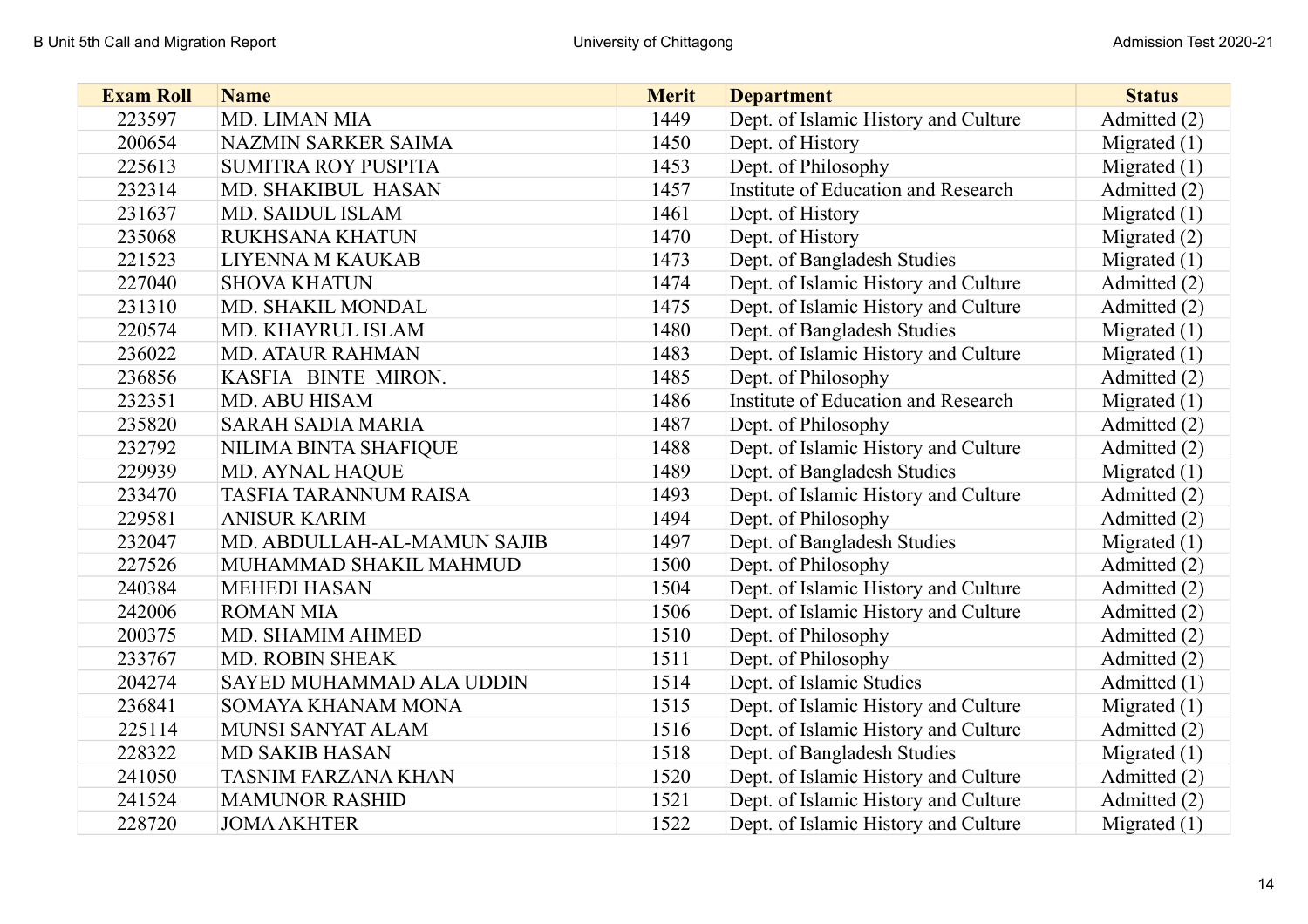| Exam Roll | Name | Merit | Department | Status |
|---|---|---|---|---|
| 223597 | MD. LIMAN MIA | 1449 | Dept. of Islamic History and Culture | Admitted (2) |
| 200654 | NAZMIN SARKER SAIMA | 1450 | Dept. of History | Migrated (1) |
| 225613 | SUMITRA ROY PUSPITA | 1453 | Dept. of Philosophy | Migrated (1) |
| 232314 | MD. SHAKIBUL HASAN | 1457 | Institute of Education and Research | Admitted (2) |
| 231637 | MD. SAIDUL ISLAM | 1461 | Dept. of History | Migrated (1) |
| 235068 | RUKHSANA KHATUN | 1470 | Dept. of History | Migrated (2) |
| 221523 | LIYENNA M KAUKAB | 1473 | Dept. of Bangladesh Studies | Migrated (1) |
| 227040 | SHOVA KHATUN | 1474 | Dept. of Islamic History and Culture | Admitted (2) |
| 231310 | MD. SHAKIL MONDAL | 1475 | Dept. of Islamic History and Culture | Admitted (2) |
| 220574 | MD. KHAYRUL ISLAM | 1480 | Dept. of Bangladesh Studies | Migrated (1) |
| 236022 | MD. ATAUR RAHMAN | 1483 | Dept. of Islamic History and Culture | Migrated (1) |
| 236856 | KASFIA BINTE MIRON. | 1485 | Dept. of Philosophy | Admitted (2) |
| 232351 | MD. ABU HISAM | 1486 | Institute of Education and Research | Migrated (1) |
| 235820 | SARAH SADIA MARIA | 1487 | Dept. of Philosophy | Admitted (2) |
| 232792 | NILIMA BINTA SHAFIQUE | 1488 | Dept. of Islamic History and Culture | Admitted (2) |
| 229939 | MD. AYNAL HAQUE | 1489 | Dept. of Bangladesh Studies | Migrated (1) |
| 233470 | TASFIA TARANNUM RAISA | 1493 | Dept. of Islamic History and Culture | Admitted (2) |
| 229581 | ANISUR KARIM | 1494 | Dept. of Philosophy | Admitted (2) |
| 232047 | MD. ABDULLAH-AL-MAMUN SAJIB | 1497 | Dept. of Bangladesh Studies | Migrated (1) |
| 227526 | MUHAMMAD SHAKIL MAHMUD | 1500 | Dept. of Philosophy | Admitted (2) |
| 240384 | MEHEDI HASAN | 1504 | Dept. of Islamic History and Culture | Admitted (2) |
| 242006 | ROMAN MIA | 1506 | Dept. of Islamic History and Culture | Admitted (2) |
| 200375 | MD. SHAMIM AHMED | 1510 | Dept. of Philosophy | Admitted (2) |
| 233767 | MD. ROBIN SHEAK | 1511 | Dept. of Philosophy | Admitted (2) |
| 204274 | SAYED MUHAMMAD ALA UDDIN | 1514 | Dept. of Islamic Studies | Admitted (1) |
| 236841 | SOMAYA KHANAM MONA | 1515 | Dept. of Islamic History and Culture | Migrated (1) |
| 225114 | MUNSI SANYAT ALAM | 1516 | Dept. of Islamic History and Culture | Admitted (2) |
| 228322 | MD SAKIB HASAN | 1518 | Dept. of Bangladesh Studies | Migrated (1) |
| 241050 | TASNIM FARZANA KHAN | 1520 | Dept. of Islamic History and Culture | Admitted (2) |
| 241524 | MAMUNOR RASHID | 1521 | Dept. of Islamic History and Culture | Admitted (2) |
| 228720 | JOMA AKHTER | 1522 | Dept. of Islamic History and Culture | Migrated (1) |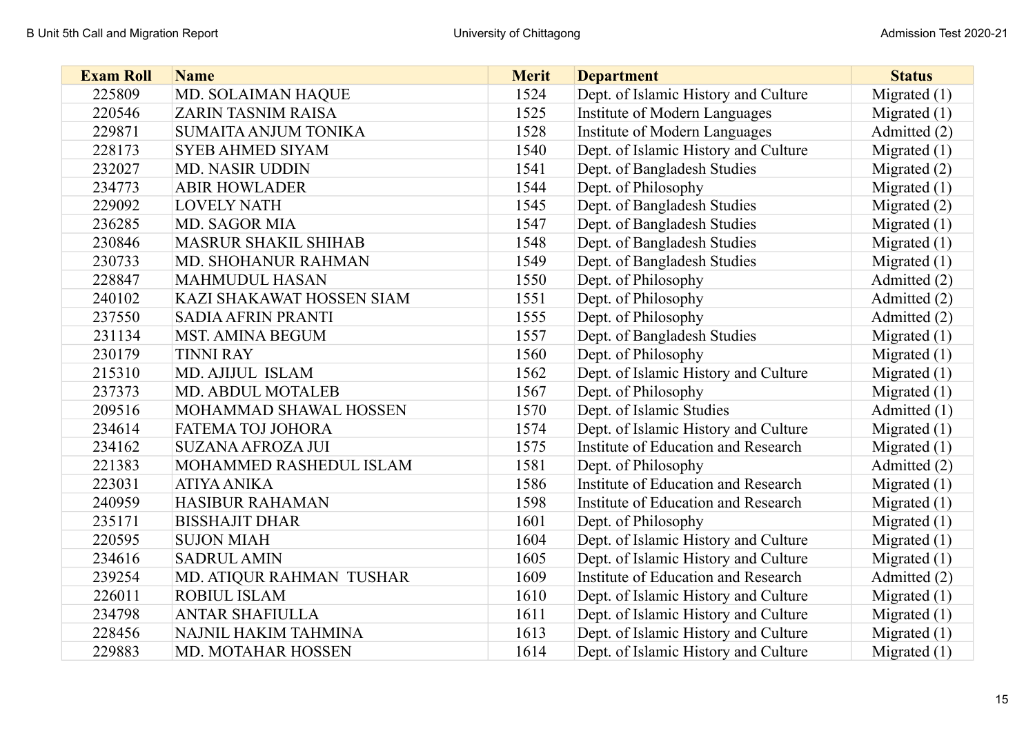| Exam Roll | Name | Merit | Department | Status |
|---|---|---|---|---|
| 225809 | MD. SOLAIMAN HAQUE | 1524 | Dept. of Islamic History and Culture | Migrated (1) |
| 220546 | ZARIN TASNIM RAISA | 1525 | Institute of Modern Languages | Migrated (1) |
| 229871 | SUMAITA ANJUM TONIKA | 1528 | Institute of Modern Languages | Admitted (2) |
| 228173 | SYEB AHMED SIYAM | 1540 | Dept. of Islamic History and Culture | Migrated (1) |
| 232027 | MD. NASIR UDDIN | 1541 | Dept. of Bangladesh Studies | Migrated (2) |
| 234773 | ABIR HOWLADER | 1544 | Dept. of Philosophy | Migrated (1) |
| 229092 | LOVELY NATH | 1545 | Dept. of Bangladesh Studies | Migrated (2) |
| 236285 | MD. SAGOR MIA | 1547 | Dept. of Bangladesh Studies | Migrated (1) |
| 230846 | MASRUR SHAKIL SHIHAB | 1548 | Dept. of Bangladesh Studies | Migrated (1) |
| 230733 | MD. SHOHANUR RAHMAN | 1549 | Dept. of Bangladesh Studies | Migrated (1) |
| 228847 | MAHMUDUL HASAN | 1550 | Dept. of Philosophy | Admitted (2) |
| 240102 | KAZI SHAKAWAT HOSSEN SIAM | 1551 | Dept. of Philosophy | Admitted (2) |
| 237550 | SADIA AFRIN PRANTI | 1555 | Dept. of Philosophy | Admitted (2) |
| 231134 | MST. AMINA BEGUM | 1557 | Dept. of Bangladesh Studies | Migrated (1) |
| 230179 | TINNI RAY | 1560 | Dept. of Philosophy | Migrated (1) |
| 215310 | MD. AJIJUL ISLAM | 1562 | Dept. of Islamic History and Culture | Migrated (1) |
| 237373 | MD. ABDUL MOTALEB | 1567 | Dept. of Philosophy | Migrated (1) |
| 209516 | MOHAMMAD SHAWAL HOSSEN | 1570 | Dept. of Islamic Studies | Admitted (1) |
| 234614 | FATEMA TOJ JOHORA | 1574 | Dept. of Islamic History and Culture | Migrated (1) |
| 234162 | SUZANA AFROZA JUI | 1575 | Institute of Education and Research | Migrated (1) |
| 221383 | MOHAMMED RASHEDUL ISLAM | 1581 | Dept. of Philosophy | Admitted (2) |
| 223031 | ATIYA ANIKA | 1586 | Institute of Education and Research | Migrated (1) |
| 240959 | HASIBUR RAHAMAN | 1598 | Institute of Education and Research | Migrated (1) |
| 235171 | BISSHAJIT DHAR | 1601 | Dept. of Philosophy | Migrated (1) |
| 220595 | SUJON MIAH | 1604 | Dept. of Islamic History and Culture | Migrated (1) |
| 234616 | SADRUL AMIN | 1605 | Dept. of Islamic History and Culture | Migrated (1) |
| 239254 | MD. ATIQUR RAHMAN TUSHAR | 1609 | Institute of Education and Research | Admitted (2) |
| 226011 | ROBIUL ISLAM | 1610 | Dept. of Islamic History and Culture | Migrated (1) |
| 234798 | ANTAR SHAFIULLA | 1611 | Dept. of Islamic History and Culture | Migrated (1) |
| 228456 | NAJNIL HAKIM TAHMINA | 1613 | Dept. of Islamic History and Culture | Migrated (1) |
| 229883 | MD. MOTAHAR HOSSEN | 1614 | Dept. of Islamic History and Culture | Migrated (1) |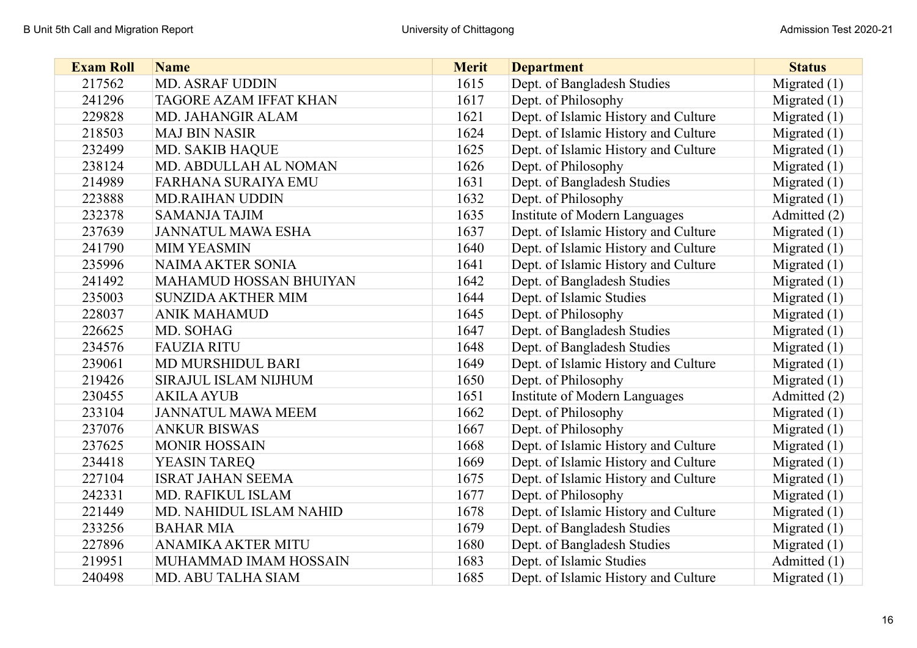| Exam Roll | Name | Merit | Department | Status |
|---|---|---|---|---|
| 217562 | MD. ASRAF UDDIN | 1615 | Dept. of Bangladesh Studies | Migrated (1) |
| 241296 | TAGORE AZAM IFFAT KHAN | 1617 | Dept. of Philosophy | Migrated (1) |
| 229828 | MD. JAHANGIR ALAM | 1621 | Dept. of Islamic History and Culture | Migrated (1) |
| 218503 | MAJ BIN NASIR | 1624 | Dept. of Islamic History and Culture | Migrated (1) |
| 232499 | MD. SAKIB HAQUE | 1625 | Dept. of Islamic History and Culture | Migrated (1) |
| 238124 | MD. ABDULLAH AL NOMAN | 1626 | Dept. of Philosophy | Migrated (1) |
| 214989 | FARHANA SURAIYA EMU | 1631 | Dept. of Bangladesh Studies | Migrated (1) |
| 223888 | MD.RAIHAN UDDIN | 1632 | Dept. of Philosophy | Migrated (1) |
| 232378 | SAMANJA TAJIM | 1635 | Institute of Modern Languages | Admitted (2) |
| 237639 | JANNATUL MAWA ESHA | 1637 | Dept. of Islamic History and Culture | Migrated (1) |
| 241790 | MIM YEASMIN | 1640 | Dept. of Islamic History and Culture | Migrated (1) |
| 235996 | NAIMA AKTER SONIA | 1641 | Dept. of Islamic History and Culture | Migrated (1) |
| 241492 | MAHAMUD HOSSAN BHUIYAN | 1642 | Dept. of Bangladesh Studies | Migrated (1) |
| 235003 | SUNZIDA AKTHER MIM | 1644 | Dept. of Islamic Studies | Migrated (1) |
| 228037 | ANIK MAHAMUD | 1645 | Dept. of Philosophy | Migrated (1) |
| 226625 | MD. SOHAG | 1647 | Dept. of Bangladesh Studies | Migrated (1) |
| 234576 | FAUZIA RITU | 1648 | Dept. of Bangladesh Studies | Migrated (1) |
| 239061 | MD MURSHIDUL BARI | 1649 | Dept. of Islamic History and Culture | Migrated (1) |
| 219426 | SIRAJUL ISLAM NIJHUM | 1650 | Dept. of Philosophy | Migrated (1) |
| 230455 | AKILA AYUB | 1651 | Institute of Modern Languages | Admitted (2) |
| 233104 | JANNATUL MAWA MEEM | 1662 | Dept. of Philosophy | Migrated (1) |
| 237076 | ANKUR BISWAS | 1667 | Dept. of Philosophy | Migrated (1) |
| 237625 | MONIR HOSSAIN | 1668 | Dept. of Islamic History and Culture | Migrated (1) |
| 234418 | YEASIN TAREQ | 1669 | Dept. of Islamic History and Culture | Migrated (1) |
| 227104 | ISRAT JAHAN SEEMA | 1675 | Dept. of Islamic History and Culture | Migrated (1) |
| 242331 | MD. RAFIKUL ISLAM | 1677 | Dept. of Philosophy | Migrated (1) |
| 221449 | MD. NAHIDUL ISLAM NAHID | 1678 | Dept. of Islamic History and Culture | Migrated (1) |
| 233256 | BAHAR MIA | 1679 | Dept. of Bangladesh Studies | Migrated (1) |
| 227896 | ANAMIKA AKTER MITU | 1680 | Dept. of Bangladesh Studies | Migrated (1) |
| 219951 | MUHAMMAD IMAM HOSSAIN | 1683 | Dept. of Islamic Studies | Admitted (1) |
| 240498 | MD. ABU TALHA SIAM | 1685 | Dept. of Islamic History and Culture | Migrated (1) |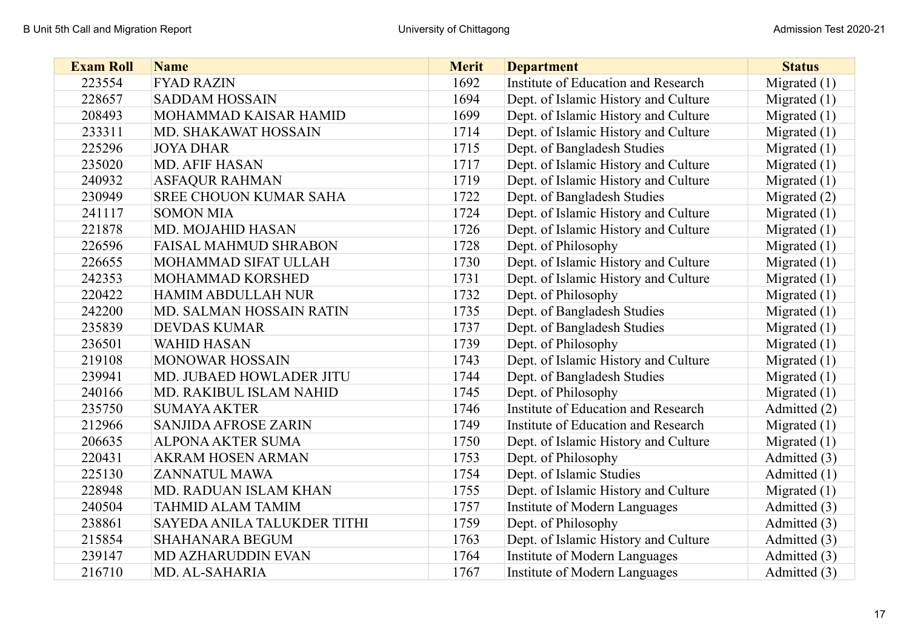| Exam Roll | Name | Merit | Department | Status |
| --- | --- | --- | --- | --- |
| 223554 | FYAD RAZIN | 1692 | Institute of Education and Research | Migrated (1) |
| 228657 | SADDAM HOSSAIN | 1694 | Dept. of Islamic History and Culture | Migrated (1) |
| 208493 | MOHAMMAD KAISAR HAMID | 1699 | Dept. of Islamic History and Culture | Migrated (1) |
| 233311 | MD. SHAKAWAT HOSSAIN | 1714 | Dept. of Islamic History and Culture | Migrated (1) |
| 225296 | JOYA DHAR | 1715 | Dept. of Bangladesh Studies | Migrated (1) |
| 235020 | MD. AFIF HASAN | 1717 | Dept. of Islamic History and Culture | Migrated (1) |
| 240932 | ASFAQUR RAHMAN | 1719 | Dept. of Islamic History and Culture | Migrated (1) |
| 230949 | SREE CHOUON KUMAR SAHA | 1722 | Dept. of Bangladesh Studies | Migrated (2) |
| 241117 | SOMON MIA | 1724 | Dept. of Islamic History and Culture | Migrated (1) |
| 221878 | MD. MOJAHID HASAN | 1726 | Dept. of Islamic History and Culture | Migrated (1) |
| 226596 | FAISAL MAHMUD SHRABON | 1728 | Dept. of Philosophy | Migrated (1) |
| 226655 | MOHAMMAD SIFAT ULLAH | 1730 | Dept. of Islamic History and Culture | Migrated (1) |
| 242353 | MOHAMMAD KORSHED | 1731 | Dept. of Islamic History and Culture | Migrated (1) |
| 220422 | HAMIM ABDULLAH NUR | 1732 | Dept. of Philosophy | Migrated (1) |
| 242200 | MD. SALMAN HOSSAIN RATIN | 1735 | Dept. of Bangladesh Studies | Migrated (1) |
| 235839 | DEVDAS KUMAR | 1737 | Dept. of Bangladesh Studies | Migrated (1) |
| 236501 | WAHID HASAN | 1739 | Dept. of Philosophy | Migrated (1) |
| 219108 | MONOWAR HOSSAIN | 1743 | Dept. of Islamic History and Culture | Migrated (1) |
| 239941 | MD. JUBAED HOWLADER JITU | 1744 | Dept. of Bangladesh Studies | Migrated (1) |
| 240166 | MD. RAKIBUL ISLAM NAHID | 1745 | Dept. of Philosophy | Migrated (1) |
| 235750 | SUMAYA AKTER | 1746 | Institute of Education and Research | Admitted (2) |
| 212966 | SANJIDA AFROSE ZARIN | 1749 | Institute of Education and Research | Migrated (1) |
| 206635 | ALPONA AKTER SUMA | 1750 | Dept. of Islamic History and Culture | Migrated (1) |
| 220431 | AKRAM HOSEN ARMAN | 1753 | Dept. of Philosophy | Admitted (3) |
| 225130 | ZANNATUL MAWA | 1754 | Dept. of Islamic Studies | Admitted (1) |
| 228948 | MD. RADUAN ISLAM KHAN | 1755 | Dept. of Islamic History and Culture | Migrated (1) |
| 240504 | TAHMID ALAM TAMIM | 1757 | Institute of Modern Languages | Admitted (3) |
| 238861 | SAYEDA ANILA TALUKDER TITHI | 1759 | Dept. of Philosophy | Admitted (3) |
| 215854 | SHAHANARA BEGUM | 1763 | Dept. of Islamic History and Culture | Admitted (3) |
| 239147 | MD AZHARUDDIN EVAN | 1764 | Institute of Modern Languages | Admitted (3) |
| 216710 | MD. AL-SAHARIA | 1767 | Institute of Modern Languages | Admitted (3) |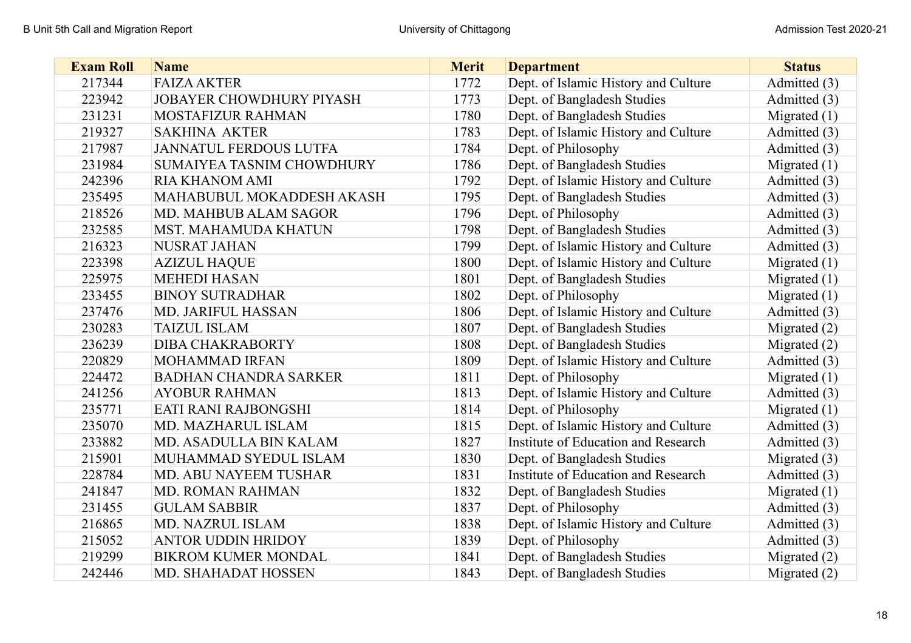| Exam Roll | Name | Merit | Department | Status |
|---|---|---|---|---|
| 217344 | FAIZA AKTER | 1772 | Dept. of Islamic History and Culture | Admitted (3) |
| 223942 | JOBAYER CHOWDHURY PIYASH | 1773 | Dept. of Bangladesh Studies | Admitted (3) |
| 231231 | MOSTAFIZUR RAHMAN | 1780 | Dept. of Bangladesh Studies | Migrated (1) |
| 219327 | SAKHINA AKTER | 1783 | Dept. of Islamic History and Culture | Admitted (3) |
| 217987 | JANNATUL FERDOUS LUTFA | 1784 | Dept. of Philosophy | Admitted (3) |
| 231984 | SUMAIYEA TASNIM CHOWDHURY | 1786 | Dept. of Bangladesh Studies | Migrated (1) |
| 242396 | RIA KHANOM AMI | 1792 | Dept. of Islamic History and Culture | Admitted (3) |
| 235495 | MAHABUBUL MOKADDESH AKASH | 1795 | Dept. of Bangladesh Studies | Admitted (3) |
| 218526 | MD. MAHBUB ALAM SAGOR | 1796 | Dept. of Philosophy | Admitted (3) |
| 232585 | MST. MAHAMUDA KHATUN | 1798 | Dept. of Bangladesh Studies | Admitted (3) |
| 216323 | NUSRAT JAHAN | 1799 | Dept. of Islamic History and Culture | Admitted (3) |
| 223398 | AZIZUL HAQUE | 1800 | Dept. of Islamic History and Culture | Migrated (1) |
| 225975 | MEHEDI HASAN | 1801 | Dept. of Bangladesh Studies | Migrated (1) |
| 233455 | BINOY SUTRADHAR | 1802 | Dept. of Philosophy | Migrated (1) |
| 237476 | MD. JARIFUL HASSAN | 1806 | Dept. of Islamic History and Culture | Admitted (3) |
| 230283 | TAIZUL ISLAM | 1807 | Dept. of Bangladesh Studies | Migrated (2) |
| 236239 | DIBA CHAKRABORTY | 1808 | Dept. of Bangladesh Studies | Migrated (2) |
| 220829 | MOHAMMAD IRFAN | 1809 | Dept. of Islamic History and Culture | Admitted (3) |
| 224472 | BADHAN CHANDRA SARKER | 1811 | Dept. of Philosophy | Migrated (1) |
| 241256 | AYOBUR RAHMAN | 1813 | Dept. of Islamic History and Culture | Admitted (3) |
| 235771 | EATI RANI RAJBONGSHI | 1814 | Dept. of Philosophy | Migrated (1) |
| 235070 | MD. MAZHARUL ISLAM | 1815 | Dept. of Islamic History and Culture | Admitted (3) |
| 233882 | MD. ASADULLA BIN KALAM | 1827 | Institute of Education and Research | Admitted (3) |
| 215901 | MUHAMMAD SYEDUL ISLAM | 1830 | Dept. of Bangladesh Studies | Migrated (3) |
| 228784 | MD. ABU NAYEEM TUSHAR | 1831 | Institute of Education and Research | Admitted (3) |
| 241847 | MD. ROMAN RAHMAN | 1832 | Dept. of Bangladesh Studies | Migrated (1) |
| 231455 | GULAM SABBIR | 1837 | Dept. of Philosophy | Admitted (3) |
| 216865 | MD. NAZRUL ISLAM | 1838 | Dept. of Islamic History and Culture | Admitted (3) |
| 215052 | ANTOR UDDIN HRIDOY | 1839 | Dept. of Philosophy | Admitted (3) |
| 219299 | BIKROM KUMER MONDAL | 1841 | Dept. of Bangladesh Studies | Migrated (2) |
| 242446 | MD. SHAHADAT HOSSEN | 1843 | Dept. of Bangladesh Studies | Migrated (2) |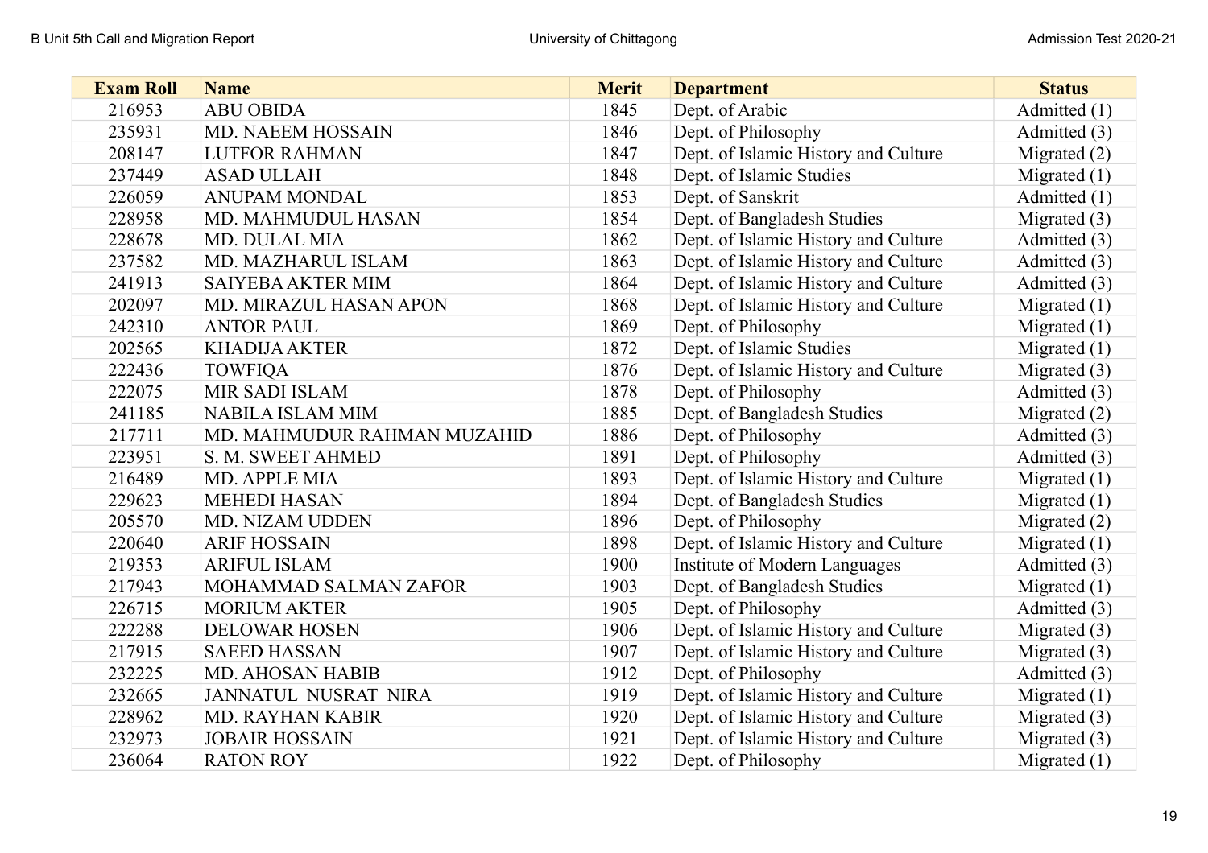| Exam Roll | Name | Merit | Department | Status |
|---|---|---|---|---|
| 216953 | ABU OBIDA | 1845 | Dept. of Arabic | Admitted (1) |
| 235931 | MD. NAEEM HOSSAIN | 1846 | Dept. of Philosophy | Admitted (3) |
| 208147 | LUTFOR RAHMAN | 1847 | Dept. of Islamic History and Culture | Migrated (2) |
| 237449 | ASAD ULLAH | 1848 | Dept. of Islamic Studies | Migrated (1) |
| 226059 | ANUPAM MONDAL | 1853 | Dept. of Sanskrit | Admitted (1) |
| 228958 | MD. MAHMUDUL HASAN | 1854 | Dept. of Bangladesh Studies | Migrated (3) |
| 228678 | MD. DULAL MIA | 1862 | Dept. of Islamic History and Culture | Admitted (3) |
| 237582 | MD. MAZHARUL ISLAM | 1863 | Dept. of Islamic History and Culture | Admitted (3) |
| 241913 | SAIYEBA AKTER MIM | 1864 | Dept. of Islamic History and Culture | Admitted (3) |
| 202097 | MD. MIRAZUL HASAN APON | 1868 | Dept. of Islamic History and Culture | Migrated (1) |
| 242310 | ANTOR PAUL | 1869 | Dept. of Philosophy | Migrated (1) |
| 202565 | KHADIJA AKTER | 1872 | Dept. of Islamic Studies | Migrated (1) |
| 222436 | TOWFIQA | 1876 | Dept. of Islamic History and Culture | Migrated (3) |
| 222075 | MIR SADI ISLAM | 1878 | Dept. of Philosophy | Admitted (3) |
| 241185 | NABILA ISLAM MIM | 1885 | Dept. of Bangladesh Studies | Migrated (2) |
| 217711 | MD. MAHMUDUR RAHMAN MUZAHID | 1886 | Dept. of Philosophy | Admitted (3) |
| 223951 | S. M. SWEET AHMED | 1891 | Dept. of Philosophy | Admitted (3) |
| 216489 | MD. APPLE MIA | 1893 | Dept. of Islamic History and Culture | Migrated (1) |
| 229623 | MEHEDI HASAN | 1894 | Dept. of Bangladesh Studies | Migrated (1) |
| 205570 | MD. NIZAM UDDEN | 1896 | Dept. of Philosophy | Migrated (2) |
| 220640 | ARIF HOSSAIN | 1898 | Dept. of Islamic History and Culture | Migrated (1) |
| 219353 | ARIFUL ISLAM | 1900 | Institute of Modern Languages | Admitted (3) |
| 217943 | MOHAMMAD SALMAN ZAFOR | 1903 | Dept. of Bangladesh Studies | Migrated (1) |
| 226715 | MORIUM AKTER | 1905 | Dept. of Philosophy | Admitted (3) |
| 222288 | DELOWAR HOSEN | 1906 | Dept. of Islamic History and Culture | Migrated (3) |
| 217915 | SAEED HASSAN | 1907 | Dept. of Islamic History and Culture | Migrated (3) |
| 232225 | MD. AHOSAN HABIB | 1912 | Dept. of Philosophy | Admitted (3) |
| 232665 | JANNATUL NUSRAT NIRA | 1919 | Dept. of Islamic History and Culture | Migrated (1) |
| 228962 | MD. RAYHAN KABIR | 1920 | Dept. of Islamic History and Culture | Migrated (3) |
| 232973 | JOBAIR HOSSAIN | 1921 | Dept. of Islamic History and Culture | Migrated (3) |
| 236064 | RATON ROY | 1922 | Dept. of Philosophy | Migrated (1) |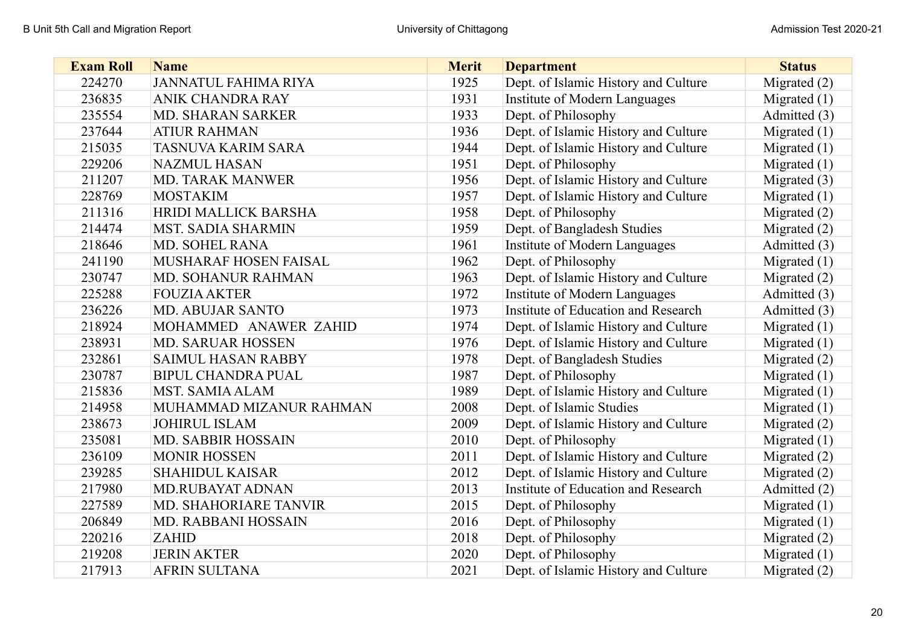| Exam Roll | Name | Merit | Department | Status |
|---|---|---|---|---|
| 224270 | JANNATUL FAHIMA RIYA | 1925 | Dept. of Islamic History and Culture | Migrated (2) |
| 236835 | ANIK CHANDRA RAY | 1931 | Institute of Modern Languages | Migrated (1) |
| 235554 | MD. SHARAN SARKER | 1933 | Dept. of Philosophy | Admitted (3) |
| 237644 | ATIUR RAHMAN | 1936 | Dept. of Islamic History and Culture | Migrated (1) |
| 215035 | TASNUVA KARIM SARA | 1944 | Dept. of Islamic History and Culture | Migrated (1) |
| 229206 | NAZMUL HASAN | 1951 | Dept. of Philosophy | Migrated (1) |
| 211207 | MD. TARAK MANWER | 1956 | Dept. of Islamic History and Culture | Migrated (3) |
| 228769 | MOSTAKIM | 1957 | Dept. of Islamic History and Culture | Migrated (1) |
| 211316 | HRIDI MALLICK BARSHA | 1958 | Dept. of Philosophy | Migrated (2) |
| 214474 | MST. SADIA SHARMIN | 1959 | Dept. of Bangladesh Studies | Migrated (2) |
| 218646 | MD. SOHEL RANA | 1961 | Institute of Modern Languages | Admitted (3) |
| 241190 | MUSHARAF HOSEN FAISAL | 1962 | Dept. of Philosophy | Migrated (1) |
| 230747 | MD. SOHANUR RAHMAN | 1963 | Dept. of Islamic History and Culture | Migrated (2) |
| 225288 | FOUZIA AKTER | 1972 | Institute of Modern Languages | Admitted (3) |
| 236226 | MD. ABUJAR SANTO | 1973 | Institute of Education and Research | Admitted (3) |
| 218924 | MOHAMMED ANAWER ZAHID | 1974 | Dept. of Islamic History and Culture | Migrated (1) |
| 238931 | MD. SARUAR HOSSEN | 1976 | Dept. of Islamic History and Culture | Migrated (1) |
| 232861 | SAIMUL HASAN RABBY | 1978 | Dept. of Bangladesh Studies | Migrated (2) |
| 230787 | BIPUL CHANDRA PUAL | 1987 | Dept. of Philosophy | Migrated (1) |
| 215836 | MST. SAMIA ALAM | 1989 | Dept. of Islamic History and Culture | Migrated (1) |
| 214958 | MUHAMMAD MIZANUR RAHMAN | 2008 | Dept. of Islamic Studies | Migrated (1) |
| 238673 | JOHIRUL ISLAM | 2009 | Dept. of Islamic History and Culture | Migrated (2) |
| 235081 | MD. SABBIR HOSSAIN | 2010 | Dept. of Philosophy | Migrated (1) |
| 236109 | MONIR HOSSEN | 2011 | Dept. of Islamic History and Culture | Migrated (2) |
| 239285 | SHAHIDUL KAISAR | 2012 | Dept. of Islamic History and Culture | Migrated (2) |
| 217980 | MD.RUBAYAT ADNAN | 2013 | Institute of Education and Research | Admitted (2) |
| 227589 | MD. SHAHORIARE TANVIR | 2015 | Dept. of Philosophy | Migrated (1) |
| 206849 | MD. RABBANI HOSSAIN | 2016 | Dept. of Philosophy | Migrated (1) |
| 220216 | ZAHID | 2018 | Dept. of Philosophy | Migrated (2) |
| 219208 | JERIN AKTER | 2020 | Dept. of Philosophy | Migrated (1) |
| 217913 | AFRIN SULTANA | 2021 | Dept. of Islamic History and Culture | Migrated (2) |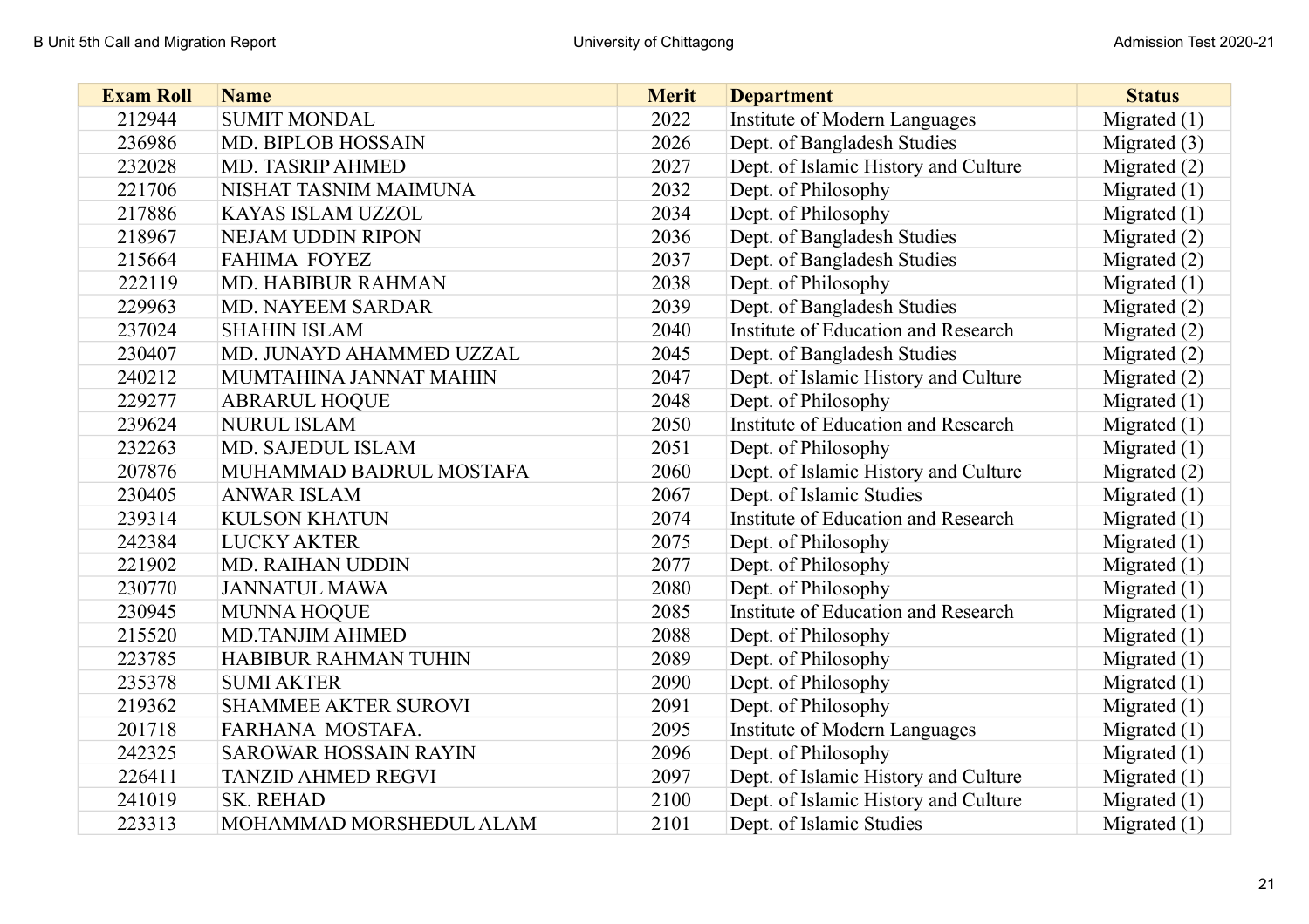| Exam Roll | Name | Merit | Department | Status |
| --- | --- | --- | --- | --- |
| 212944 | SUMIT MONDAL | 2022 | Institute of Modern Languages | Migrated (1) |
| 236986 | MD. BIPLOB HOSSAIN | 2026 | Dept. of Bangladesh Studies | Migrated (3) |
| 232028 | MD. TASRIP AHMED | 2027 | Dept. of Islamic History and Culture | Migrated (2) |
| 221706 | NISHAT TASNIM MAIMUNA | 2032 | Dept. of Philosophy | Migrated (1) |
| 217886 | KAYAS ISLAM UZZOL | 2034 | Dept. of Philosophy | Migrated (1) |
| 218967 | NEJAM UDDIN RIPON | 2036 | Dept. of Bangladesh Studies | Migrated (2) |
| 215664 | FAHIMA FOYEZ | 2037 | Dept. of Bangladesh Studies | Migrated (2) |
| 222119 | MD. HABIBUR RAHMAN | 2038 | Dept. of Philosophy | Migrated (1) |
| 229963 | MD. NAYEEM SARDAR | 2039 | Dept. of Bangladesh Studies | Migrated (2) |
| 237024 | SHAHIN ISLAM | 2040 | Institute of Education and Research | Migrated (2) |
| 230407 | MD. JUNAYD AHAMMED UZZAL | 2045 | Dept. of Bangladesh Studies | Migrated (2) |
| 240212 | MUMTAHINA JANNAT MAHIN | 2047 | Dept. of Islamic History and Culture | Migrated (2) |
| 229277 | ABRARUL HOQUE | 2048 | Dept. of Philosophy | Migrated (1) |
| 239624 | NURUL ISLAM | 2050 | Institute of Education and Research | Migrated (1) |
| 232263 | MD. SAJEDUL ISLAM | 2051 | Dept. of Philosophy | Migrated (1) |
| 207876 | MUHAMMAD BADRUL MOSTAFA | 2060 | Dept. of Islamic History and Culture | Migrated (2) |
| 230405 | ANWAR ISLAM | 2067 | Dept. of Islamic Studies | Migrated (1) |
| 239314 | KULSON KHATUN | 2074 | Institute of Education and Research | Migrated (1) |
| 242384 | LUCKY AKTER | 2075 | Dept. of Philosophy | Migrated (1) |
| 221902 | MD. RAIHAN UDDIN | 2077 | Dept. of Philosophy | Migrated (1) |
| 230770 | JANNATUL MAWA | 2080 | Dept. of Philosophy | Migrated (1) |
| 230945 | MUNNA HOQUE | 2085 | Institute of Education and Research | Migrated (1) |
| 215520 | MD.TANJIM AHMED | 2088 | Dept. of Philosophy | Migrated (1) |
| 223785 | HABIBUR RAHMAN TUHIN | 2089 | Dept. of Philosophy | Migrated (1) |
| 235378 | SUMI AKTER | 2090 | Dept. of Philosophy | Migrated (1) |
| 219362 | SHAMMEE AKTER SUROVI | 2091 | Dept. of Philosophy | Migrated (1) |
| 201718 | FARHANA MOSTAFA. | 2095 | Institute of Modern Languages | Migrated (1) |
| 242325 | SAROWAR HOSSAIN RAYIN | 2096 | Dept. of Philosophy | Migrated (1) |
| 226411 | TANZID AHMED REGVI | 2097 | Dept. of Islamic History and Culture | Migrated (1) |
| 241019 | SK. REHAD | 2100 | Dept. of Islamic History and Culture | Migrated (1) |
| 223313 | MOHAMMAD MORSHEDUL ALAM | 2101 | Dept. of Islamic Studies | Migrated (1) |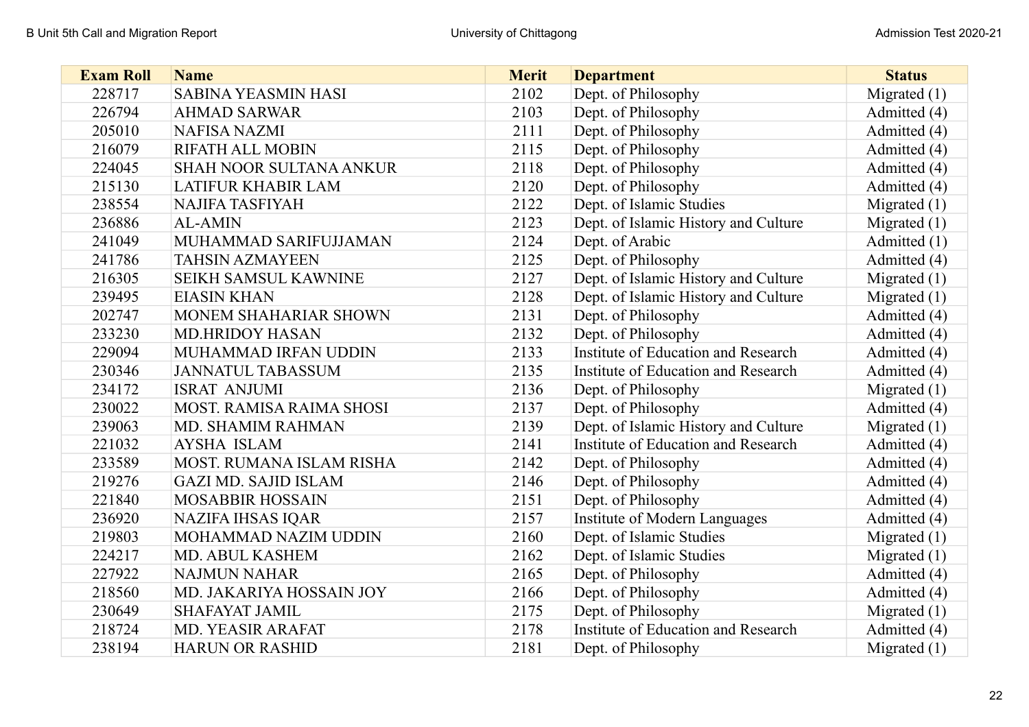| Exam Roll | Name | Merit | Department | Status |
|---|---|---|---|---|
| 228717 | SABINA YEASMIN HASI | 2102 | Dept. of Philosophy | Migrated (1) |
| 226794 | AHMAD SARWAR | 2103 | Dept. of Philosophy | Admitted (4) |
| 205010 | NAFISA NAZMI | 2111 | Dept. of Philosophy | Admitted (4) |
| 216079 | RIFATH ALL MOBIN | 2115 | Dept. of Philosophy | Admitted (4) |
| 224045 | SHAH NOOR SULTANA ANKUR | 2118 | Dept. of Philosophy | Admitted (4) |
| 215130 | LATIFUR KHABIR LAM | 2120 | Dept. of Philosophy | Admitted (4) |
| 238554 | NAJIFA TASFIYAH | 2122 | Dept. of Islamic Studies | Migrated (1) |
| 236886 | AL-AMIN | 2123 | Dept. of Islamic History and Culture | Migrated (1) |
| 241049 | MUHAMMAD SARIFUJJAMAN | 2124 | Dept. of Arabic | Admitted (1) |
| 241786 | TAHSIN AZMAYEEN | 2125 | Dept. of Philosophy | Admitted (4) |
| 216305 | SEIKH SAMSUL KAWNINE | 2127 | Dept. of Islamic History and Culture | Migrated (1) |
| 239495 | EIASIN KHAN | 2128 | Dept. of Islamic History and Culture | Migrated (1) |
| 202747 | MONEM SHAHARIAR SHOWN | 2131 | Dept. of Philosophy | Admitted (4) |
| 233230 | MD.HRIDOY HASAN | 2132 | Dept. of Philosophy | Admitted (4) |
| 229094 | MUHAMMAD IRFAN UDDIN | 2133 | Institute of Education and Research | Admitted (4) |
| 230346 | JANNATUL TABASSUM | 2135 | Institute of Education and Research | Admitted (4) |
| 234172 | ISRAT ANJUMI | 2136 | Dept. of Philosophy | Migrated (1) |
| 230022 | MOST. RAMISA RAIMA SHOSI | 2137 | Dept. of Philosophy | Admitted (4) |
| 239063 | MD. SHAMIM RAHMAN | 2139 | Dept. of Islamic History and Culture | Migrated (1) |
| 221032 | AYSHA ISLAM | 2141 | Institute of Education and Research | Admitted (4) |
| 233589 | MOST. RUMANA ISLAM RISHA | 2142 | Dept. of Philosophy | Admitted (4) |
| 219276 | GAZI MD. SAJID ISLAM | 2146 | Dept. of Philosophy | Admitted (4) |
| 221840 | MOSABBIR HOSSAIN | 2151 | Dept. of Philosophy | Admitted (4) |
| 236920 | NAZIFA IHSAS IQAR | 2157 | Institute of Modern Languages | Admitted (4) |
| 219803 | MOHAMMAD NAZIM UDDIN | 2160 | Dept. of Islamic Studies | Migrated (1) |
| 224217 | MD. ABUL KASHEM | 2162 | Dept. of Islamic Studies | Migrated (1) |
| 227922 | NAJMUN NAHAR | 2165 | Dept. of Philosophy | Admitted (4) |
| 218560 | MD. JAKARIYA HOSSAIN JOY | 2166 | Dept. of Philosophy | Admitted (4) |
| 230649 | SHAFAYAT JAMIL | 2175 | Dept. of Philosophy | Migrated (1) |
| 218724 | MD. YEASIR ARAFAT | 2178 | Institute of Education and Research | Admitted (4) |
| 238194 | HARUN OR RASHID | 2181 | Dept. of Philosophy | Migrated (1) |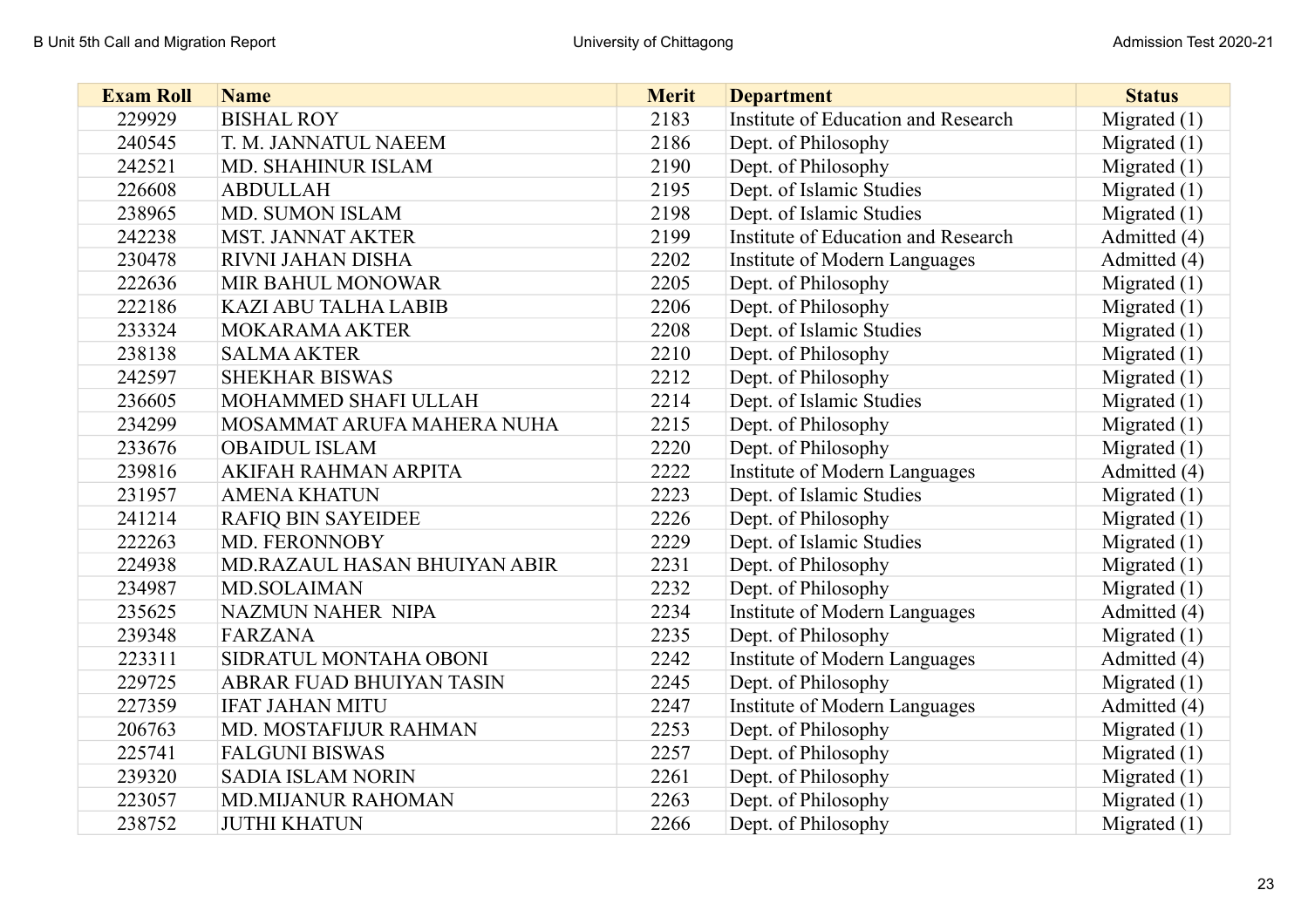| Exam Roll | Name | Merit | Department | Status |
|---|---|---|---|---|
| 229929 | BISHAL ROY | 2183 | Institute of Education and Research | Migrated (1) |
| 240545 | T. M. JANNATUL NAEEM | 2186 | Dept. of Philosophy | Migrated (1) |
| 242521 | MD. SHAHINUR ISLAM | 2190 | Dept. of Philosophy | Migrated (1) |
| 226608 | ABDULLAH | 2195 | Dept. of Islamic Studies | Migrated (1) |
| 238965 | MD. SUMON ISLAM | 2198 | Dept. of Islamic Studies | Migrated (1) |
| 242238 | MST. JANNAT AKTER | 2199 | Institute of Education and Research | Admitted (4) |
| 230478 | RIVNI JAHAN DISHA | 2202 | Institute of Modern Languages | Admitted (4) |
| 222636 | MIR BAHUL MONOWAR | 2205 | Dept. of Philosophy | Migrated (1) |
| 222186 | KAZI ABU TALHA LABIB | 2206 | Dept. of Philosophy | Migrated (1) |
| 233324 | MOKARAMA AKTER | 2208 | Dept. of Islamic Studies | Migrated (1) |
| 238138 | SALMA AKTER | 2210 | Dept. of Philosophy | Migrated (1) |
| 242597 | SHEKHAR BISWAS | 2212 | Dept. of Philosophy | Migrated (1) |
| 236605 | MOHAMMED SHAFI ULLAH | 2214 | Dept. of Islamic Studies | Migrated (1) |
| 234299 | MOSAMMAT ARUFA MAHERA NUHA | 2215 | Dept. of Philosophy | Migrated (1) |
| 233676 | OBAIDUL ISLAM | 2220 | Dept. of Philosophy | Migrated (1) |
| 239816 | AKIFAH RAHMAN ARPITA | 2222 | Institute of Modern Languages | Admitted (4) |
| 231957 | AMENA KHATUN | 2223 | Dept. of Islamic Studies | Migrated (1) |
| 241214 | RAFIQ BIN SAYEIDEE | 2226 | Dept. of Philosophy | Migrated (1) |
| 222263 | MD. FERONNOBY | 2229 | Dept. of Islamic Studies | Migrated (1) |
| 224938 | MD.RAZAUL HASAN BHUIYAN ABIR | 2231 | Dept. of Philosophy | Migrated (1) |
| 234987 | MD.SOLAIMAN | 2232 | Dept. of Philosophy | Migrated (1) |
| 235625 | NAZMUN NAHER NIPA | 2234 | Institute of Modern Languages | Admitted (4) |
| 239348 | FARZANA | 2235 | Dept. of Philosophy | Migrated (1) |
| 223311 | SIDRATUL MONTAHA OBONI | 2242 | Institute of Modern Languages | Admitted (4) |
| 229725 | ABRAR FUAD BHUIYAN TASIN | 2245 | Dept. of Philosophy | Migrated (1) |
| 227359 | IFAT JAHAN MITU | 2247 | Institute of Modern Languages | Admitted (4) |
| 206763 | MD. MOSTAFIJUR RAHMAN | 2253 | Dept. of Philosophy | Migrated (1) |
| 225741 | FALGUNI BISWAS | 2257 | Dept. of Philosophy | Migrated (1) |
| 239320 | SADIA ISLAM NORIN | 2261 | Dept. of Philosophy | Migrated (1) |
| 223057 | MD.MIJANUR RAHOMAN | 2263 | Dept. of Philosophy | Migrated (1) |
| 238752 | JUTHI KHATUN | 2266 | Dept. of Philosophy | Migrated (1) |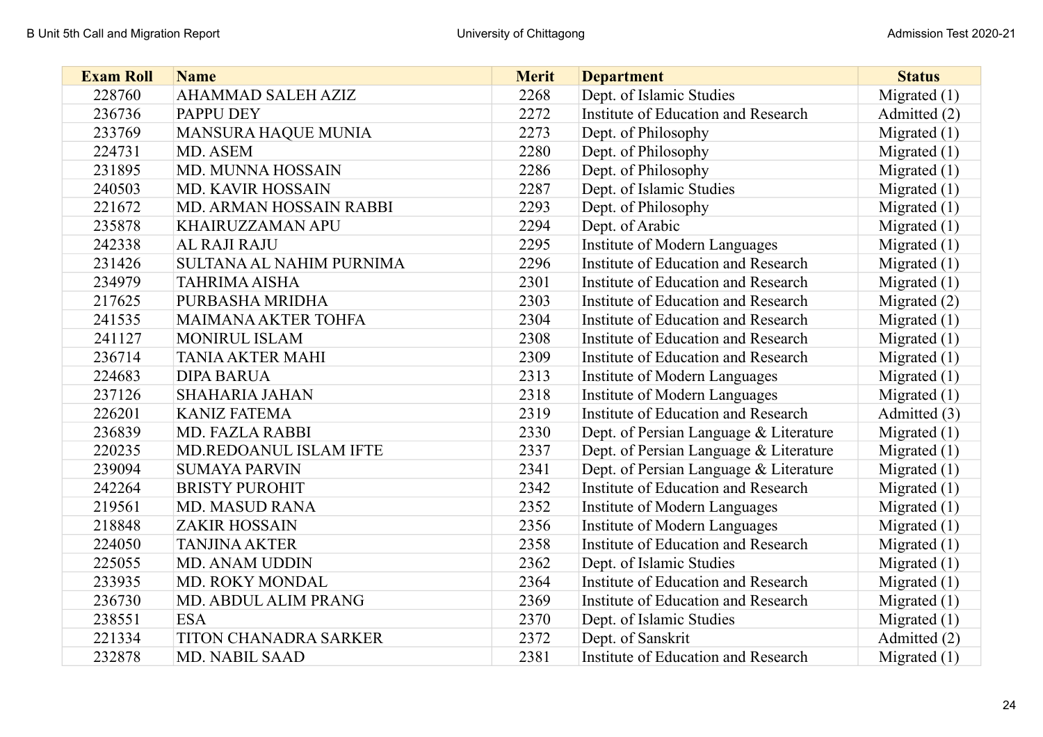| Exam Roll | Name | Merit | Department | Status |
| --- | --- | --- | --- | --- |
| 228760 | AHAMMAD SALEH AZIZ | 2268 | Dept. of Islamic Studies | Migrated (1) |
| 236736 | PAPPU DEY | 2272 | Institute of Education and Research | Admitted (2) |
| 233769 | MANSURA HAQUE MUNIA | 2273 | Dept. of Philosophy | Migrated (1) |
| 224731 | MD. ASEM | 2280 | Dept. of Philosophy | Migrated (1) |
| 231895 | MD. MUNNA HOSSAIN | 2286 | Dept. of Philosophy | Migrated (1) |
| 240503 | MD. KAVIR HOSSAIN | 2287 | Dept. of Islamic Studies | Migrated (1) |
| 221672 | MD. ARMAN HOSSAIN RABBI | 2293 | Dept. of Philosophy | Migrated (1) |
| 235878 | KHAIRUZZAMAN APU | 2294 | Dept. of Arabic | Migrated (1) |
| 242338 | AL RAJI RAJU | 2295 | Institute of Modern Languages | Migrated (1) |
| 231426 | SULTANA AL NAHIM PURNIMA | 2296 | Institute of Education and Research | Migrated (1) |
| 234979 | TAHRIMA AISHA | 2301 | Institute of Education and Research | Migrated (1) |
| 217625 | PURBASHA MRIDHA | 2303 | Institute of Education and Research | Migrated (2) |
| 241535 | MAIMANA AKTER TOHFA | 2304 | Institute of Education and Research | Migrated (1) |
| 241127 | MONIRUL ISLAM | 2308 | Institute of Education and Research | Migrated (1) |
| 236714 | TANIA AKTER MAHI | 2309 | Institute of Education and Research | Migrated (1) |
| 224683 | DIPA BARUA | 2313 | Institute of Modern Languages | Migrated (1) |
| 237126 | SHAHARIA JAHAN | 2318 | Institute of Modern Languages | Migrated (1) |
| 226201 | KANIZ FATEMA | 2319 | Institute of Education and Research | Admitted (3) |
| 236839 | MD. FAZLA RABBI | 2330 | Dept. of Persian Language & Literature | Migrated (1) |
| 220235 | MD.REDOANUL ISLAM IFTE | 2337 | Dept. of Persian Language & Literature | Migrated (1) |
| 239094 | SUMAYA PARVIN | 2341 | Dept. of Persian Language & Literature | Migrated (1) |
| 242264 | BRISTY PUROHIT | 2342 | Institute of Education and Research | Migrated (1) |
| 219561 | MD. MASUD RANA | 2352 | Institute of Modern Languages | Migrated (1) |
| 218848 | ZAKIR HOSSAIN | 2356 | Institute of Modern Languages | Migrated (1) |
| 224050 | TANJINA AKTER | 2358 | Institute of Education and Research | Migrated (1) |
| 225055 | MD. ANAM UDDIN | 2362 | Dept. of Islamic Studies | Migrated (1) |
| 233935 | MD. ROKY MONDAL | 2364 | Institute of Education and Research | Migrated (1) |
| 236730 | MD. ABDUL ALIM PRANG | 2369 | Institute of Education and Research | Migrated (1) |
| 238551 | ESA | 2370 | Dept. of Islamic Studies | Migrated (1) |
| 221334 | TITON CHANADRA SARKER | 2372 | Dept. of Sanskrit | Admitted (2) |
| 232878 | MD. NABIL SAAD | 2381 | Institute of Education and Research | Migrated (1) |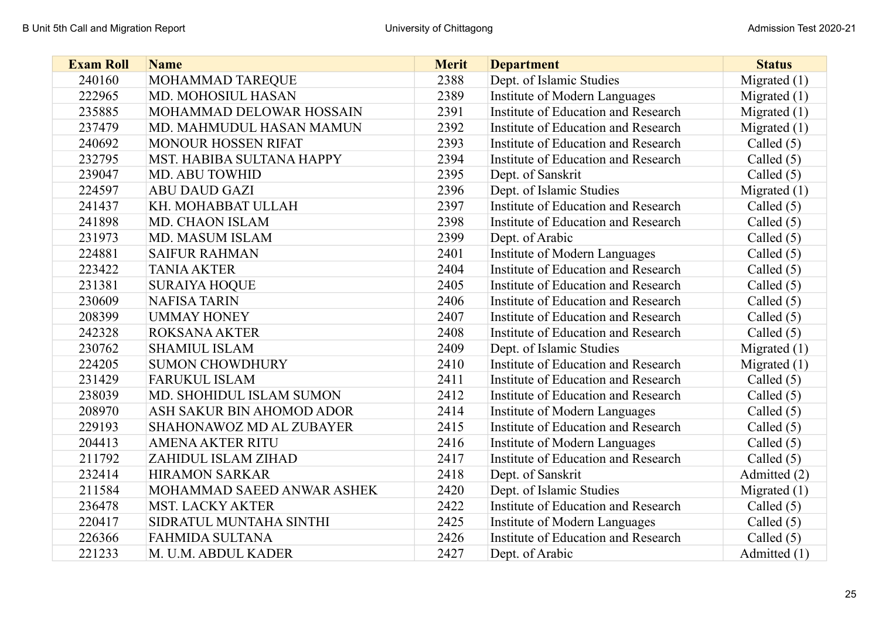| Exam Roll | Name | Merit | Department | Status |
|---|---|---|---|---|
| 240160 | MOHAMMAD TAREQUE | 2388 | Dept. of Islamic Studies | Migrated (1) |
| 222965 | MD. MOHOSIUL HASAN | 2389 | Institute of Modern Languages | Migrated (1) |
| 235885 | MOHAMMAD DELOWAR HOSSAIN | 2391 | Institute of Education and Research | Migrated (1) |
| 237479 | MD. MAHMUDUL HASAN MAMUN | 2392 | Institute of Education and Research | Migrated (1) |
| 240692 | MONOUR HOSSEN RIFAT | 2393 | Institute of Education and Research | Called (5) |
| 232795 | MST. HABIBA SULTANA HAPPY | 2394 | Institute of Education and Research | Called (5) |
| 239047 | MD. ABU TOWHID | 2395 | Dept. of Sanskrit | Called (5) |
| 224597 | ABU DAUD GAZI | 2396 | Dept. of Islamic Studies | Migrated (1) |
| 241437 | KH. MOHABBAT ULLAH | 2397 | Institute of Education and Research | Called (5) |
| 241898 | MD. CHAON ISLAM | 2398 | Institute of Education and Research | Called (5) |
| 231973 | MD. MASUM ISLAM | 2399 | Dept. of Arabic | Called (5) |
| 224881 | SAIFUR RAHMAN | 2401 | Institute of Modern Languages | Called (5) |
| 223422 | TANIA AKTER | 2404 | Institute of Education and Research | Called (5) |
| 231381 | SURAIYA HOQUE | 2405 | Institute of Education and Research | Called (5) |
| 230609 | NAFISA TARIN | 2406 | Institute of Education and Research | Called (5) |
| 208399 | UMMAY HONEY | 2407 | Institute of Education and Research | Called (5) |
| 242328 | ROKSANA AKTER | 2408 | Institute of Education and Research | Called (5) |
| 230762 | SHAMIUL ISLAM | 2409 | Dept. of Islamic Studies | Migrated (1) |
| 224205 | SUMON CHOWDHURY | 2410 | Institute of Education and Research | Migrated (1) |
| 231429 | FARUKUL ISLAM | 2411 | Institute of Education and Research | Called (5) |
| 238039 | MD. SHOHIDUL ISLAM SUMON | 2412 | Institute of Education and Research | Called (5) |
| 208970 | ASH SAKUR BIN AHOMOD ADOR | 2414 | Institute of Modern Languages | Called (5) |
| 229193 | SHAHONAWOZ MD AL ZUBAYER | 2415 | Institute of Education and Research | Called (5) |
| 204413 | AMENA AKTER RITU | 2416 | Institute of Modern Languages | Called (5) |
| 211792 | ZAHIDUL ISLAM ZIHAD | 2417 | Institute of Education and Research | Called (5) |
| 232414 | HIRAMON SARKAR | 2418 | Dept. of Sanskrit | Admitted (2) |
| 211584 | MOHAMMAD SAEED ANWAR ASHEK | 2420 | Dept. of Islamic Studies | Migrated (1) |
| 236478 | MST. LACKY AKTER | 2422 | Institute of Education and Research | Called (5) |
| 220417 | SIDRATUL MUNTAHA SINTHI | 2425 | Institute of Modern Languages | Called (5) |
| 226366 | FAHMIDA SULTANA | 2426 | Institute of Education and Research | Called (5) |
| 221233 | M. U.M. ABDUL KADER | 2427 | Dept. of Arabic | Admitted (1) |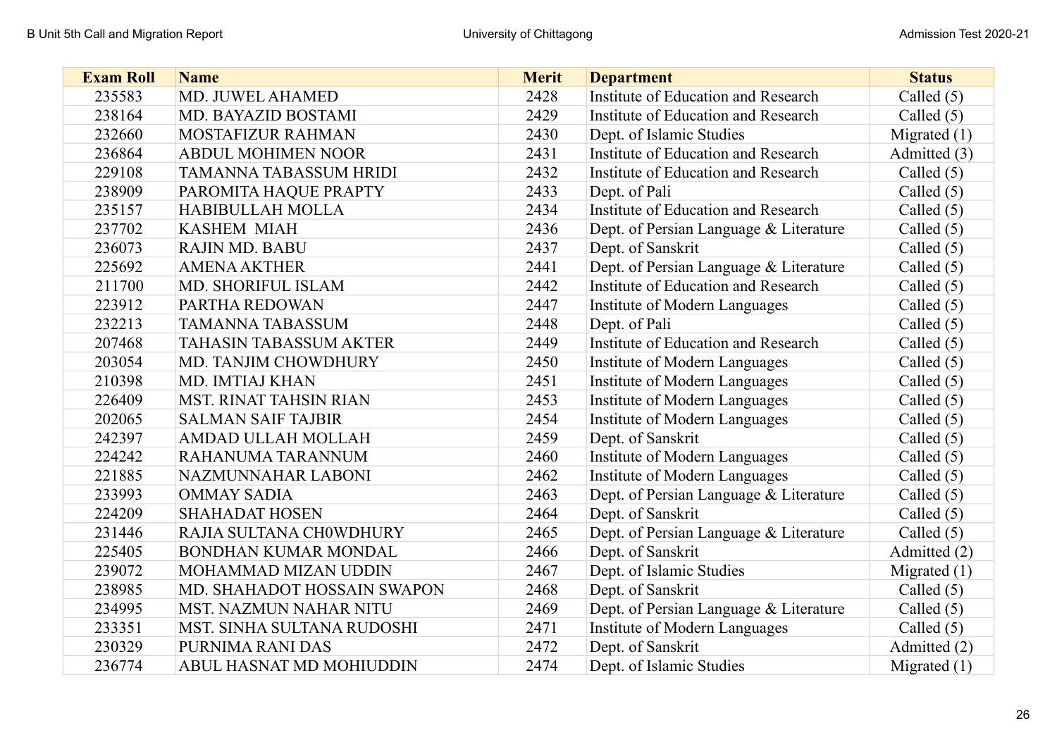| Exam Roll | Name | Merit | Department | Status |
|---|---|---|---|---|
| 235583 | MD. JUWEL AHAMED | 2428 | Institute of Education and Research | Called (5) |
| 238164 | MD. BAYAZID BOSTAMI | 2429 | Institute of Education and Research | Called (5) |
| 232660 | MOSTAFIZUR RAHMAN | 2430 | Dept. of Islamic Studies | Migrated (1) |
| 236864 | ABDUL MOHIMEN NOOR | 2431 | Institute of Education and Research | Admitted (3) |
| 229108 | TAMANNA TABASSUM HRIDI | 2432 | Institute of Education and Research | Called (5) |
| 238909 | PAROMITA HAQUE PRAPTY | 2433 | Dept. of Pali | Called (5) |
| 235157 | HABIBULLAH MOLLA | 2434 | Institute of Education and Research | Called (5) |
| 237702 | KASHEM MIAH | 2436 | Dept. of Persian Language & Literature | Called (5) |
| 236073 | RAJIN MD. BABU | 2437 | Dept. of Sanskrit | Called (5) |
| 225692 | AMENA AKTHER | 2441 | Dept. of Persian Language & Literature | Called (5) |
| 211700 | MD. SHORIFUL ISLAM | 2442 | Institute of Education and Research | Called (5) |
| 223912 | PARTHA REDOWAN | 2447 | Institute of Modern Languages | Called (5) |
| 232213 | TAMANNA TABASSUM | 2448 | Dept. of Pali | Called (5) |
| 207468 | TAHASIN TABASSUM AKTER | 2449 | Institute of Education and Research | Called (5) |
| 203054 | MD. TANJIM CHOWDHURY | 2450 | Institute of Modern Languages | Called (5) |
| 210398 | MD. IMTIAJ KHAN | 2451 | Institute of Modern Languages | Called (5) |
| 226409 | MST. RINAT TAHSIN RIAN | 2453 | Institute of Modern Languages | Called (5) |
| 202065 | SALMAN SAIF TAJBIR | 2454 | Institute of Modern Languages | Called (5) |
| 242397 | AMDAD ULLAH MOLLAH | 2459 | Dept. of Sanskrit | Called (5) |
| 224242 | RAHANUMA TARANNUM | 2460 | Institute of Modern Languages | Called (5) |
| 221885 | NAZMUNNAHAR LABONI | 2462 | Institute of Modern Languages | Called (5) |
| 233993 | OMMAY SADIA | 2463 | Dept. of Persian Language & Literature | Called (5) |
| 224209 | SHAHADAT HOSEN | 2464 | Dept. of Sanskrit | Called (5) |
| 231446 | RAJIA SULTANA CH0WDHURY | 2465 | Dept. of Persian Language & Literature | Called (5) |
| 225405 | BONDHAN KUMAR MONDAL | 2466 | Dept. of Sanskrit | Admitted (2) |
| 239072 | MOHAMMAD MIZAN UDDIN | 2467 | Dept. of Islamic Studies | Migrated (1) |
| 238985 | MD. SHAHADOT HOSSAIN SWAPON | 2468 | Dept. of Sanskrit | Called (5) |
| 234995 | MST. NAZMUN NAHAR NITU | 2469 | Dept. of Persian Language & Literature | Called (5) |
| 233351 | MST. SINHA SULTANA RUDOSHI | 2471 | Institute of Modern Languages | Called (5) |
| 230329 | PURNIMA RANI DAS | 2472 | Dept. of Sanskrit | Admitted (2) |
| 236774 | ABUL HASNAT MD MOHIUDDIN | 2474 | Dept. of Islamic Studies | Migrated (1) |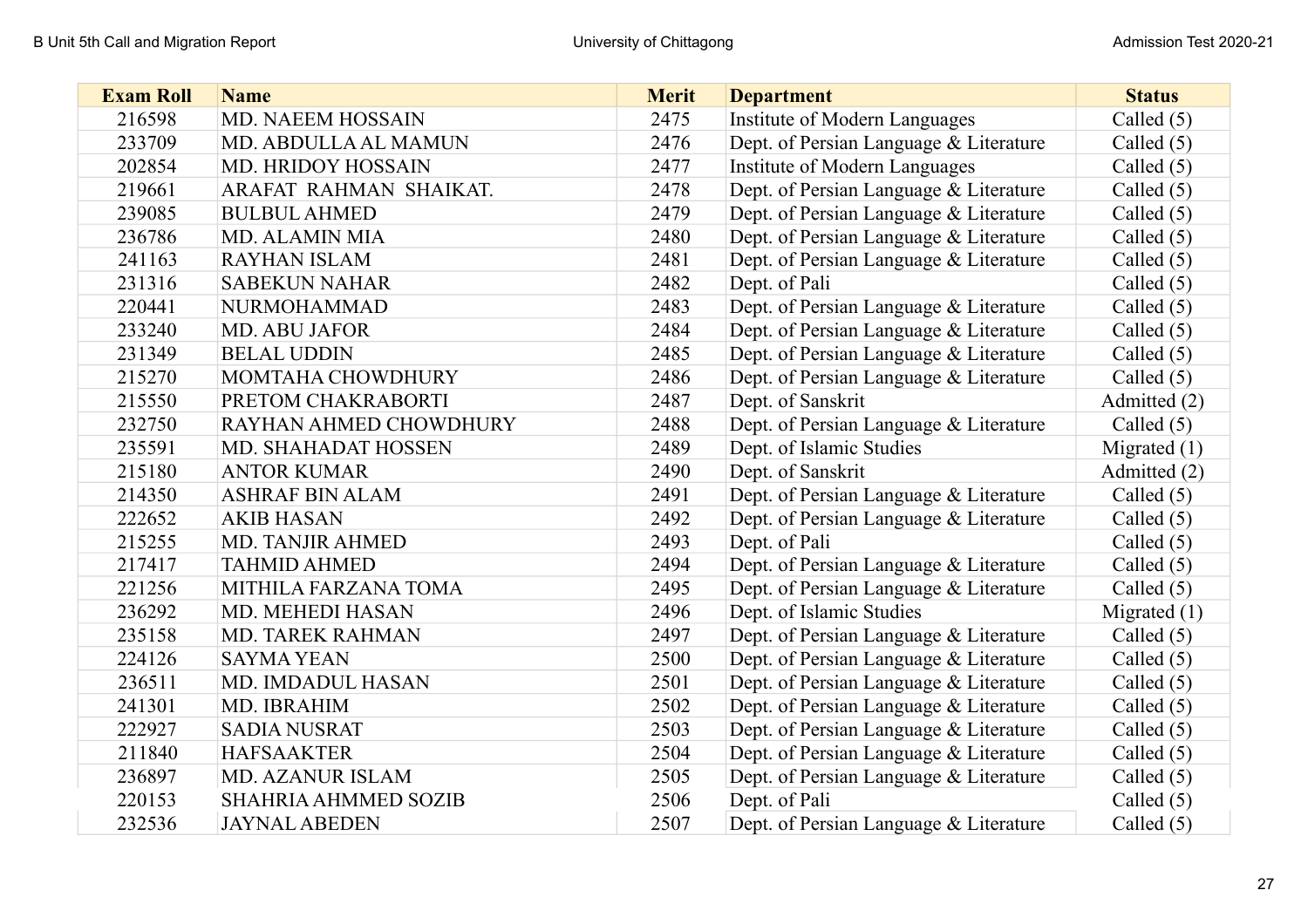| Exam Roll | Name | Merit | Department | Status |
|---|---|---|---|---|
| 216598 | MD. NAEEM HOSSAIN | 2475 | Institute of Modern Languages | Called (5) |
| 233709 | MD. ABDULLA AL MAMUN | 2476 | Dept. of Persian Language & Literature | Called (5) |
| 202854 | MD. HRIDOY HOSSAIN | 2477 | Institute of Modern Languages | Called (5) |
| 219661 | ARAFAT RAHMAN SHAIKAT. | 2478 | Dept. of Persian Language & Literature | Called (5) |
| 239085 | BULBUL AHMED | 2479 | Dept. of Persian Language & Literature | Called (5) |
| 236786 | MD. ALAMIN MIA | 2480 | Dept. of Persian Language & Literature | Called (5) |
| 241163 | RAYHAN ISLAM | 2481 | Dept. of Persian Language & Literature | Called (5) |
| 231316 | SABEKUN NAHAR | 2482 | Dept. of Pali | Called (5) |
| 220441 | NURMOHAMMAD | 2483 | Dept. of Persian Language & Literature | Called (5) |
| 233240 | MD. ABU JAFOR | 2484 | Dept. of Persian Language & Literature | Called (5) |
| 231349 | BELAL UDDIN | 2485 | Dept. of Persian Language & Literature | Called (5) |
| 215270 | MOMTAHA CHOWDHURY | 2486 | Dept. of Persian Language & Literature | Called (5) |
| 215550 | PRETOM CHAKRABORTI | 2487 | Dept. of Sanskrit | Admitted (2) |
| 232750 | RAYHAN AHMED CHOWDHURY | 2488 | Dept. of Persian Language & Literature | Called (5) |
| 235591 | MD. SHAHADAT HOSSEN | 2489 | Dept. of Islamic Studies | Migrated (1) |
| 215180 | ANTOR KUMAR | 2490 | Dept. of Sanskrit | Admitted (2) |
| 214350 | ASHRAF BIN ALAM | 2491 | Dept. of Persian Language & Literature | Called (5) |
| 222652 | AKIB HASAN | 2492 | Dept. of Persian Language & Literature | Called (5) |
| 215255 | MD. TANJIR AHMED | 2493 | Dept. of Pali | Called (5) |
| 217417 | TAHMID AHMED | 2494 | Dept. of Persian Language & Literature | Called (5) |
| 221256 | MITHILA FARZANA TOMA | 2495 | Dept. of Persian Language & Literature | Called (5) |
| 236292 | MD. MEHEDI HASAN | 2496 | Dept. of Islamic Studies | Migrated (1) |
| 235158 | MD. TAREK RAHMAN | 2497 | Dept. of Persian Language & Literature | Called (5) |
| 224126 | SAYMA YEAN | 2500 | Dept. of Persian Language & Literature | Called (5) |
| 236511 | MD. IMDADUL HASAN | 2501 | Dept. of Persian Language & Literature | Called (5) |
| 241301 | MD. IBRAHIM | 2502 | Dept. of Persian Language & Literature | Called (5) |
| 222927 | SADIA NUSRAT | 2503 | Dept. of Persian Language & Literature | Called (5) |
| 211840 | HAFSAAKTER | 2504 | Dept. of Persian Language & Literature | Called (5) |
| 236897 | MD. AZANUR ISLAM | 2505 | Dept. of Persian Language & Literature | Called (5) |
| 220153 | SHAHRIA AHMMED SOZIB | 2506 | Dept. of Pali | Called (5) |
| 232536 | JAYNAL ABEDEN | 2507 | Dept. of Persian Language & Literature | Called (5) |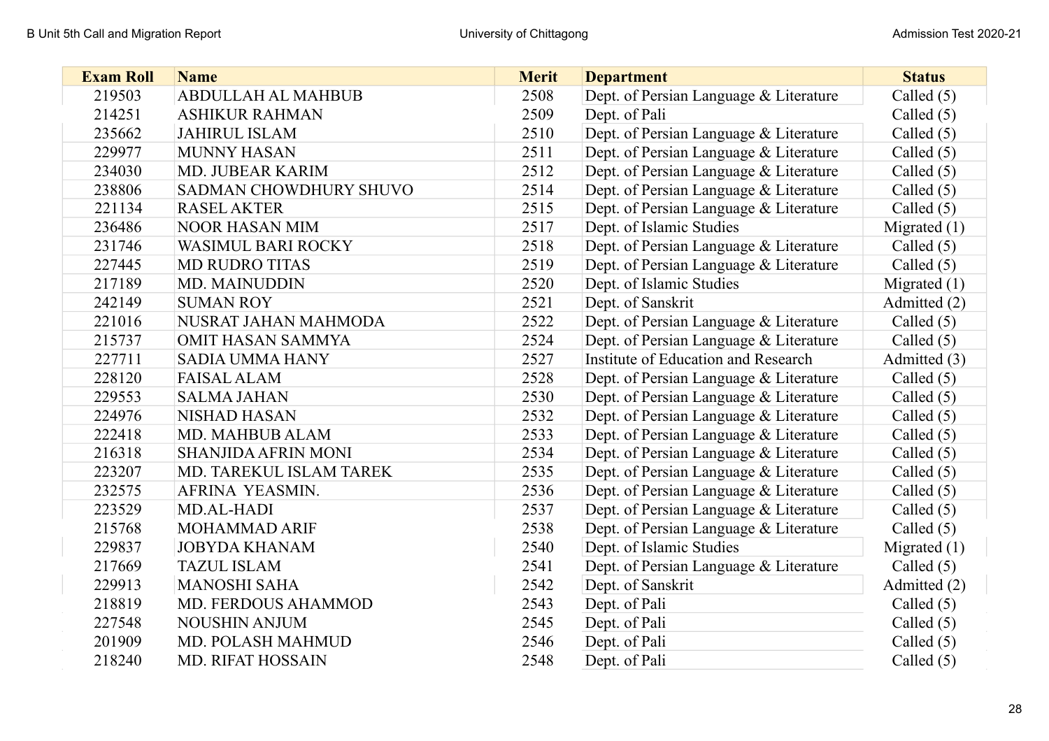| Exam Roll | Name | Merit | Department | Status |
|---|---|---|---|---|
| 219503 | ABDULLAH AL MAHBUB | 2508 | Dept. of Persian Language & Literature | Called (5) |
| 214251 | ASHIKUR RAHMAN | 2509 | Dept. of Pali | Called (5) |
| 235662 | JAHIRUL ISLAM | 2510 | Dept. of Persian Language & Literature | Called (5) |
| 229977 | MUNNY HASAN | 2511 | Dept. of Persian Language & Literature | Called (5) |
| 234030 | MD. JUBEAR KARIM | 2512 | Dept. of Persian Language & Literature | Called (5) |
| 238806 | SADMAN CHOWDHURY SHUVO | 2514 | Dept. of Persian Language & Literature | Called (5) |
| 221134 | RASEL AKTER | 2515 | Dept. of Persian Language & Literature | Called (5) |
| 236486 | NOOR HASAN MIM | 2517 | Dept. of Islamic Studies | Migrated (1) |
| 231746 | WASIMUL BARI ROCKY | 2518 | Dept. of Persian Language & Literature | Called (5) |
| 227445 | MD RUDRO TITAS | 2519 | Dept. of Persian Language & Literature | Called (5) |
| 217189 | MD. MAINUDDIN | 2520 | Dept. of Islamic Studies | Migrated (1) |
| 242149 | SUMAN ROY | 2521 | Dept. of Sanskrit | Admitted (2) |
| 221016 | NUSRAT JAHAN MAHMODA | 2522 | Dept. of Persian Language & Literature | Called (5) |
| 215737 | OMIT HASAN SAMMYA | 2524 | Dept. of Persian Language & Literature | Called (5) |
| 227711 | SADIA UMMA HANY | 2527 | Institute of Education and Research | Admitted (3) |
| 228120 | FAISAL ALAM | 2528 | Dept. of Persian Language & Literature | Called (5) |
| 229553 | SALMA JAHAN | 2530 | Dept. of Persian Language & Literature | Called (5) |
| 224976 | NISHAD HASAN | 2532 | Dept. of Persian Language & Literature | Called (5) |
| 222418 | MD. MAHBUB ALAM | 2533 | Dept. of Persian Language & Literature | Called (5) |
| 216318 | SHANJIDA AFRIN MONI | 2534 | Dept. of Persian Language & Literature | Called (5) |
| 223207 | MD. TAREKUL ISLAM TAREK | 2535 | Dept. of Persian Language & Literature | Called (5) |
| 232575 | AFRINA YEASMIN. | 2536 | Dept. of Persian Language & Literature | Called (5) |
| 223529 | MD.AL-HADI | 2537 | Dept. of Persian Language & Literature | Called (5) |
| 215768 | MOHAMMAD ARIF | 2538 | Dept. of Persian Language & Literature | Called (5) |
| 229837 | JOBYDA KHANAM | 2540 | Dept. of Islamic Studies | Migrated (1) |
| 217669 | TAZUL ISLAM | 2541 | Dept. of Persian Language & Literature | Called (5) |
| 229913 | MANOSHI SAHA | 2542 | Dept. of Sanskrit | Admitted (2) |
| 218819 | MD. FERDOUS AHAMMOD | 2543 | Dept. of Pali | Called (5) |
| 227548 | NOUSHIN ANJUM | 2545 | Dept. of Pali | Called (5) |
| 201909 | MD. POLASH MAHMUD | 2546 | Dept. of Pali | Called (5) |
| 218240 | MD. RIFAT HOSSAIN | 2548 | Dept. of Pali | Called (5) |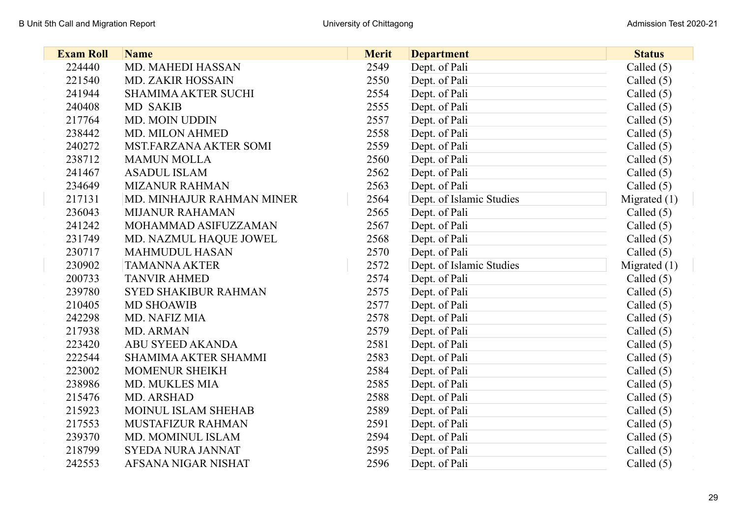| Exam Roll | Name | Merit | Department | Status |
|---|---|---|---|---|
| 224440 | MD. MAHEDI HASSAN | 2549 | Dept. of Pali | Called (5) |
| 221540 | MD. ZAKIR HOSSAIN | 2550 | Dept. of Pali | Called (5) |
| 241944 | SHAMIMA AKTER SUCHI | 2554 | Dept. of Pali | Called (5) |
| 240408 | MD SAKIB | 2555 | Dept. of Pali | Called (5) |
| 217764 | MD. MOIN UDDIN | 2557 | Dept. of Pali | Called (5) |
| 238442 | MD. MILON AHMED | 2558 | Dept. of Pali | Called (5) |
| 240272 | MST.FARZANA AKTER SOMI | 2559 | Dept. of Pali | Called (5) |
| 238712 | MAMUN MOLLA | 2560 | Dept. of Pali | Called (5) |
| 241467 | ASADUL ISLAM | 2562 | Dept. of Pali | Called (5) |
| 234649 | MIZANUR RAHMAN | 2563 | Dept. of Pali | Called (5) |
| 217131 | MD. MINHAJUR RAHMAN MINER | 2564 | Dept. of Islamic Studies | Migrated (1) |
| 236043 | MIJANUR RAHAMAN | 2565 | Dept. of Pali | Called (5) |
| 241242 | MOHAMMAD ASIFUZZAMAN | 2567 | Dept. of Pali | Called (5) |
| 231749 | MD. NAZMUL HAQUE JOWEL | 2568 | Dept. of Pali | Called (5) |
| 230717 | MAHMUDUL HASAN | 2570 | Dept. of Pali | Called (5) |
| 230902 | TAMANNA AKTER | 2572 | Dept. of Islamic Studies | Migrated (1) |
| 200733 | TANVIR AHMED | 2574 | Dept. of Pali | Called (5) |
| 239780 | SYED SHAKIBUR RAHMAN | 2575 | Dept. of Pali | Called (5) |
| 210405 | MD SHOAWIB | 2577 | Dept. of Pali | Called (5) |
| 242298 | MD. NAFIZ MIA | 2578 | Dept. of Pali | Called (5) |
| 217938 | MD. ARMAN | 2579 | Dept. of Pali | Called (5) |
| 223420 | ABU SYEED AKANDA | 2581 | Dept. of Pali | Called (5) |
| 222544 | SHAMIMA AKTER SHAMMI | 2583 | Dept. of Pali | Called (5) |
| 223002 | MOMENUR SHEIKH | 2584 | Dept. of Pali | Called (5) |
| 238986 | MD. MUKLES MIA | 2585 | Dept. of Pali | Called (5) |
| 215476 | MD. ARSHAD | 2588 | Dept. of Pali | Called (5) |
| 215923 | MOINUL ISLAM SHEHAB | 2589 | Dept. of Pali | Called (5) |
| 217553 | MUSTAFIZUR RAHMAN | 2591 | Dept. of Pali | Called (5) |
| 239370 | MD. MOMINUL ISLAM | 2594 | Dept. of Pali | Called (5) |
| 218799 | SYEDA NURA JANNAT | 2595 | Dept. of Pali | Called (5) |
| 242553 | AFSANA NIGAR NISHAT | 2596 | Dept. of Pali | Called (5) |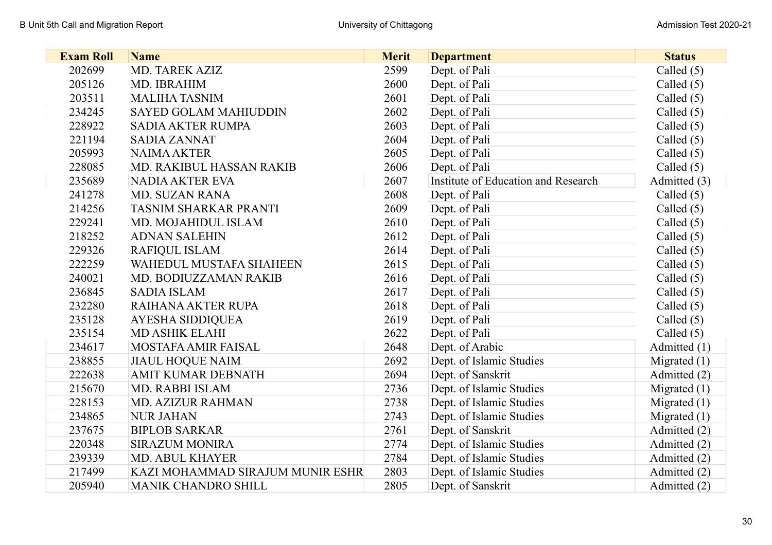| Exam Roll | Name | Merit | Department | Status |
|---|---|---|---|---|
| 202699 | MD. TAREK AZIZ | 2599 | Dept. of Pali | Called (5) |
| 205126 | MD. IBRAHIM | 2600 | Dept. of Pali | Called (5) |
| 203511 | MALIHA TASNIM | 2601 | Dept. of Pali | Called (5) |
| 234245 | SAYED GOLAM MAHIUDDIN | 2602 | Dept. of Pali | Called (5) |
| 228922 | SADIA AKTER RUMPA | 2603 | Dept. of Pali | Called (5) |
| 221194 | SADIA ZANNAT | 2604 | Dept. of Pali | Called (5) |
| 205993 | NAIMA AKTER | 2605 | Dept. of Pali | Called (5) |
| 228085 | MD. RAKIBUL HASSAN RAKIB | 2606 | Dept. of Pali | Called (5) |
| 235689 | NADIA AKTER EVA | 2607 | Institute of Education and Research | Admitted (3) |
| 241278 | MD. SUZAN RANA | 2608 | Dept. of Pali | Called (5) |
| 214256 | TASNIM SHARKAR PRANTI | 2609 | Dept. of Pali | Called (5) |
| 229241 | MD. MOJAHIDUL ISLAM | 2610 | Dept. of Pali | Called (5) |
| 218252 | ADNAN SALEHIN | 2612 | Dept. of Pali | Called (5) |
| 229326 | RAFIQUL ISLAM | 2614 | Dept. of Pali | Called (5) |
| 222259 | WAHEDUL MUSTAFA SHAHEEN | 2615 | Dept. of Pali | Called (5) |
| 240021 | MD. BODIUZZAMAN RAKIB | 2616 | Dept. of Pali | Called (5) |
| 236845 | SADIA ISLAM | 2617 | Dept. of Pali | Called (5) |
| 232280 | RAIHANA AKTER RUPA | 2618 | Dept. of Pali | Called (5) |
| 235128 | AYESHA SIDDIQUEA | 2619 | Dept. of Pali | Called (5) |
| 235154 | MD ASHIK ELAHI | 2622 | Dept. of Pali | Called (5) |
| 234617 | MOSTAFA AMIR FAISAL | 2648 | Dept. of Arabic | Admitted (1) |
| 238855 | JIAUL HOQUE NAIM | 2692 | Dept. of Islamic Studies | Migrated (1) |
| 222638 | AMIT KUMAR DEBNATH | 2694 | Dept. of Sanskrit | Admitted (2) |
| 215670 | MD. RABBI ISLAM | 2736 | Dept. of Islamic Studies | Migrated (1) |
| 228153 | MD. AZIZUR RAHMAN | 2738 | Dept. of Islamic Studies | Migrated (1) |
| 234865 | NUR JAHAN | 2743 | Dept. of Islamic Studies | Migrated (1) |
| 237675 | BIPLOB SARKAR | 2761 | Dept. of Sanskrit | Admitted (2) |
| 220348 | SIRAZUM MONIRA | 2774 | Dept. of Islamic Studies | Admitted (2) |
| 239339 | MD. ABUL KHAYER | 2784 | Dept. of Islamic Studies | Admitted (2) |
| 217499 | KAZI MOHAMMAD SIRAJUM MUNIR ESHR | 2803 | Dept. of Islamic Studies | Admitted (2) |
| 205940 | MANIK CHANDRO SHILL | 2805 | Dept. of Sanskrit | Admitted (2) |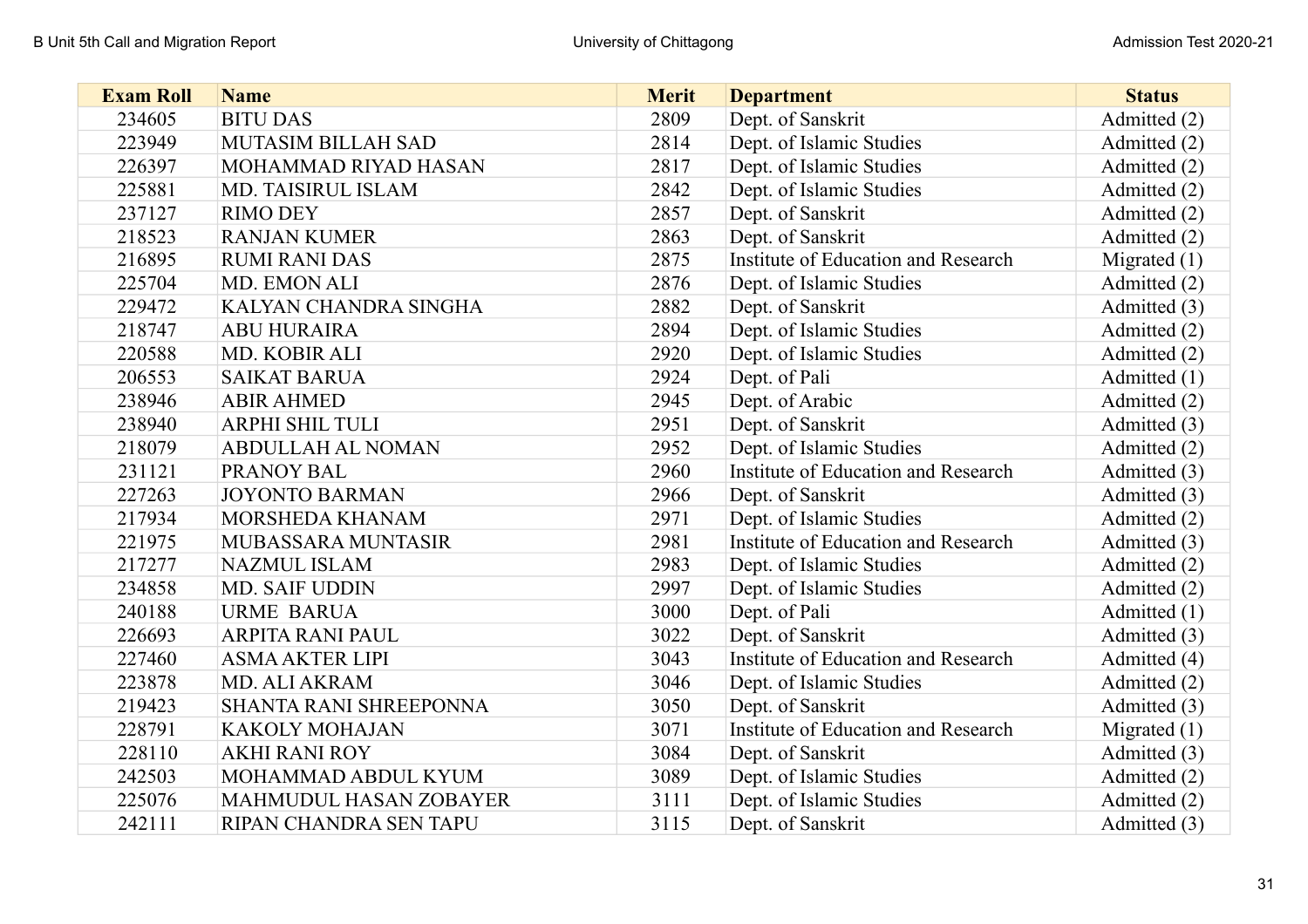| Exam Roll | Name | Merit | Department | Status |
|---|---|---|---|---|
| 234605 | BITU DAS | 2809 | Dept. of Sanskrit | Admitted (2) |
| 223949 | MUTASIM BILLAH SAD | 2814 | Dept. of Islamic Studies | Admitted (2) |
| 226397 | MOHAMMAD RIYAD HASAN | 2817 | Dept. of Islamic Studies | Admitted (2) |
| 225881 | MD. TAISIRUL ISLAM | 2842 | Dept. of Islamic Studies | Admitted (2) |
| 237127 | RIMO DEY | 2857 | Dept. of Sanskrit | Admitted (2) |
| 218523 | RANJAN KUMER | 2863 | Dept. of Sanskrit | Admitted (2) |
| 216895 | RUMI RANI DAS | 2875 | Institute of Education and Research | Migrated (1) |
| 225704 | MD. EMON ALI | 2876 | Dept. of Islamic Studies | Admitted (2) |
| 229472 | KALYAN CHANDRA SINGHA | 2882 | Dept. of Sanskrit | Admitted (3) |
| 218747 | ABU HURAIRA | 2894 | Dept. of Islamic Studies | Admitted (2) |
| 220588 | MD. KOBIR ALI | 2920 | Dept. of Islamic Studies | Admitted (2) |
| 206553 | SAIKAT BARUA | 2924 | Dept. of Pali | Admitted (1) |
| 238946 | ABIR AHMED | 2945 | Dept. of Arabic | Admitted (2) |
| 238940 | ARPHI SHIL TULI | 2951 | Dept. of Sanskrit | Admitted (3) |
| 218079 | ABDULLAH AL NOMAN | 2952 | Dept. of Islamic Studies | Admitted (2) |
| 231121 | PRANOY BAL | 2960 | Institute of Education and Research | Admitted (3) |
| 227263 | JOYONTO BARMAN | 2966 | Dept. of Sanskrit | Admitted (3) |
| 217934 | MORSHEDA KHANAM | 2971 | Dept. of Islamic Studies | Admitted (2) |
| 221975 | MUBASSARA MUNTASIR | 2981 | Institute of Education and Research | Admitted (3) |
| 217277 | NAZMUL ISLAM | 2983 | Dept. of Islamic Studies | Admitted (2) |
| 234858 | MD. SAIF UDDIN | 2997 | Dept. of Islamic Studies | Admitted (2) |
| 240188 | URME BARUA | 3000 | Dept. of Pali | Admitted (1) |
| 226693 | ARPITA RANI PAUL | 3022 | Dept. of Sanskrit | Admitted (3) |
| 227460 | ASMA AKTER LIPI | 3043 | Institute of Education and Research | Admitted (4) |
| 223878 | MD. ALI AKRAM | 3046 | Dept. of Islamic Studies | Admitted (2) |
| 219423 | SHANTA RANI SHREEPONNA | 3050 | Dept. of Sanskrit | Admitted (3) |
| 228791 | KAKOLY MOHAJAN | 3071 | Institute of Education and Research | Migrated (1) |
| 228110 | AKHI RANI ROY | 3084 | Dept. of Sanskrit | Admitted (3) |
| 242503 | MOHAMMAD ABDUL KYUM | 3089 | Dept. of Islamic Studies | Admitted (2) |
| 225076 | MAHMUDUL HASAN ZOBAYER | 3111 | Dept. of Islamic Studies | Admitted (2) |
| 242111 | RIPAN CHANDRA SEN TAPU | 3115 | Dept. of Sanskrit | Admitted (3) |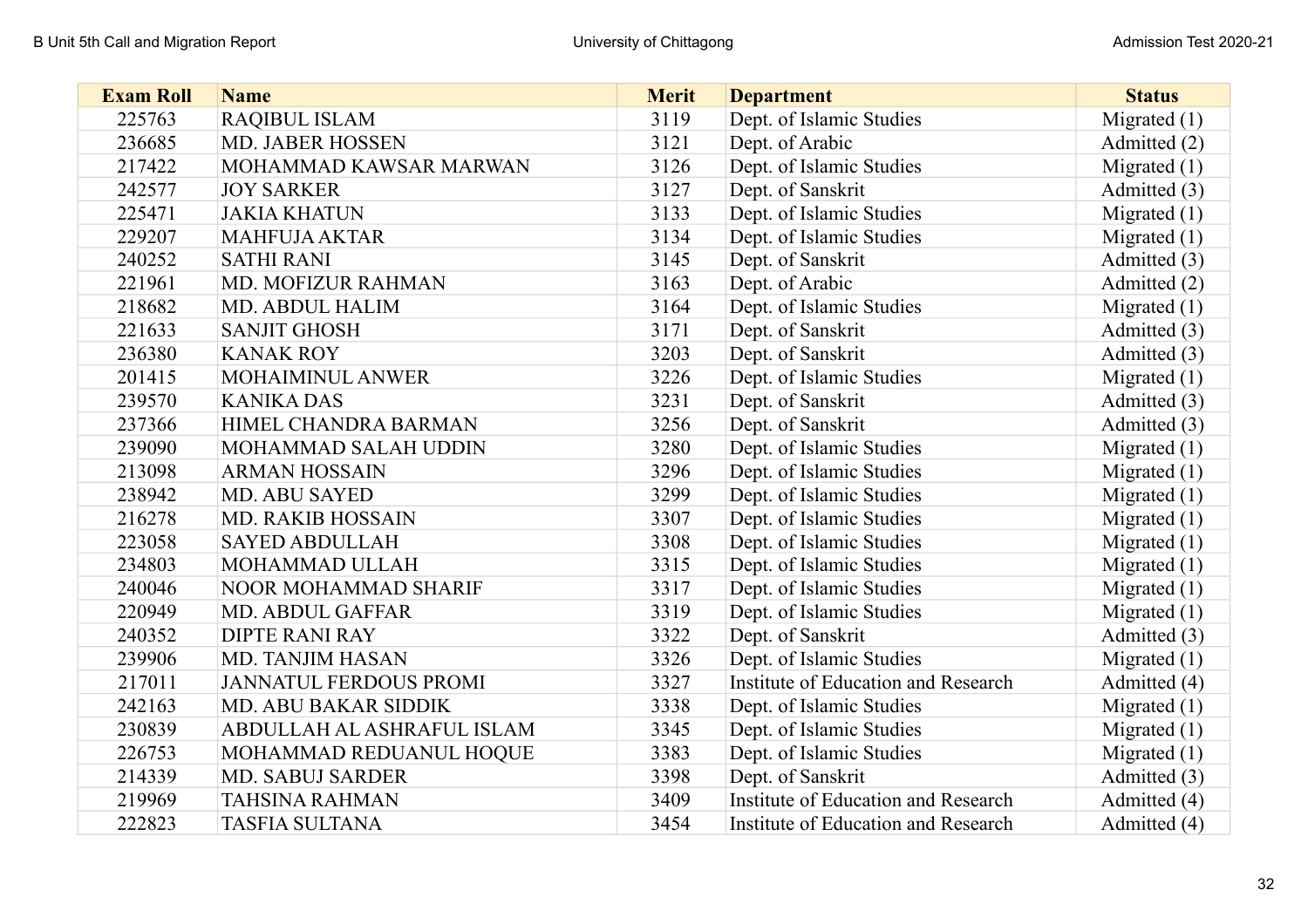| Exam Roll | Name | Merit | Department | Status |
|---|---|---|---|---|
| 225763 | RAQIBUL ISLAM | 3119 | Dept. of Islamic Studies | Migrated (1) |
| 236685 | MD. JABER HOSSEN | 3121 | Dept. of Arabic | Admitted (2) |
| 217422 | MOHAMMAD KAWSAR MARWAN | 3126 | Dept. of Islamic Studies | Migrated (1) |
| 242577 | JOY SARKER | 3127 | Dept. of Sanskrit | Admitted (3) |
| 225471 | JAKIA KHATUN | 3133 | Dept. of Islamic Studies | Migrated (1) |
| 229207 | MAHFUJA AKTAR | 3134 | Dept. of Islamic Studies | Migrated (1) |
| 240252 | SATHI RANI | 3145 | Dept. of Sanskrit | Admitted (3) |
| 221961 | MD. MOFIZUR RAHMAN | 3163 | Dept. of Arabic | Admitted (2) |
| 218682 | MD. ABDUL HALIM | 3164 | Dept. of Islamic Studies | Migrated (1) |
| 221633 | SANJIT GHOSH | 3171 | Dept. of Sanskrit | Admitted (3) |
| 236380 | KANAK ROY | 3203 | Dept. of Sanskrit | Admitted (3) |
| 201415 | MOHAIMINUL ANWER | 3226 | Dept. of Islamic Studies | Migrated (1) |
| 239570 | KANIKA DAS | 3231 | Dept. of Sanskrit | Admitted (3) |
| 237366 | HIMEL CHANDRA BARMAN | 3256 | Dept. of Sanskrit | Admitted (3) |
| 239090 | MOHAMMAD SALAH UDDIN | 3280 | Dept. of Islamic Studies | Migrated (1) |
| 213098 | ARMAN HOSSAIN | 3296 | Dept. of Islamic Studies | Migrated (1) |
| 238942 | MD. ABU SAYED | 3299 | Dept. of Islamic Studies | Migrated (1) |
| 216278 | MD. RAKIB HOSSAIN | 3307 | Dept. of Islamic Studies | Migrated (1) |
| 223058 | SAYED ABDULLAH | 3308 | Dept. of Islamic Studies | Migrated (1) |
| 234803 | MOHAMMAD ULLAH | 3315 | Dept. of Islamic Studies | Migrated (1) |
| 240046 | NOOR MOHAMMAD SHARIF | 3317 | Dept. of Islamic Studies | Migrated (1) |
| 220949 | MD. ABDUL GAFFAR | 3319 | Dept. of Islamic Studies | Migrated (1) |
| 240352 | DIPTE RANI RAY | 3322 | Dept. of Sanskrit | Admitted (3) |
| 239906 | MD. TANJIM HASAN | 3326 | Dept. of Islamic Studies | Migrated (1) |
| 217011 | JANNATUL FERDOUS PROMI | 3327 | Institute of Education and Research | Admitted (4) |
| 242163 | MD. ABU BAKAR SIDDIK | 3338 | Dept. of Islamic Studies | Migrated (1) |
| 230839 | ABDULLAH AL ASHRAFUL ISLAM | 3345 | Dept. of Islamic Studies | Migrated (1) |
| 226753 | MOHAMMAD REDUANUL HOQUE | 3383 | Dept. of Islamic Studies | Migrated (1) |
| 214339 | MD. SABUJ SARDER | 3398 | Dept. of Sanskrit | Admitted (3) |
| 219969 | TAHSINA RAHMAN | 3409 | Institute of Education and Research | Admitted (4) |
| 222823 | TASFIA SULTANA | 3454 | Institute of Education and Research | Admitted (4) |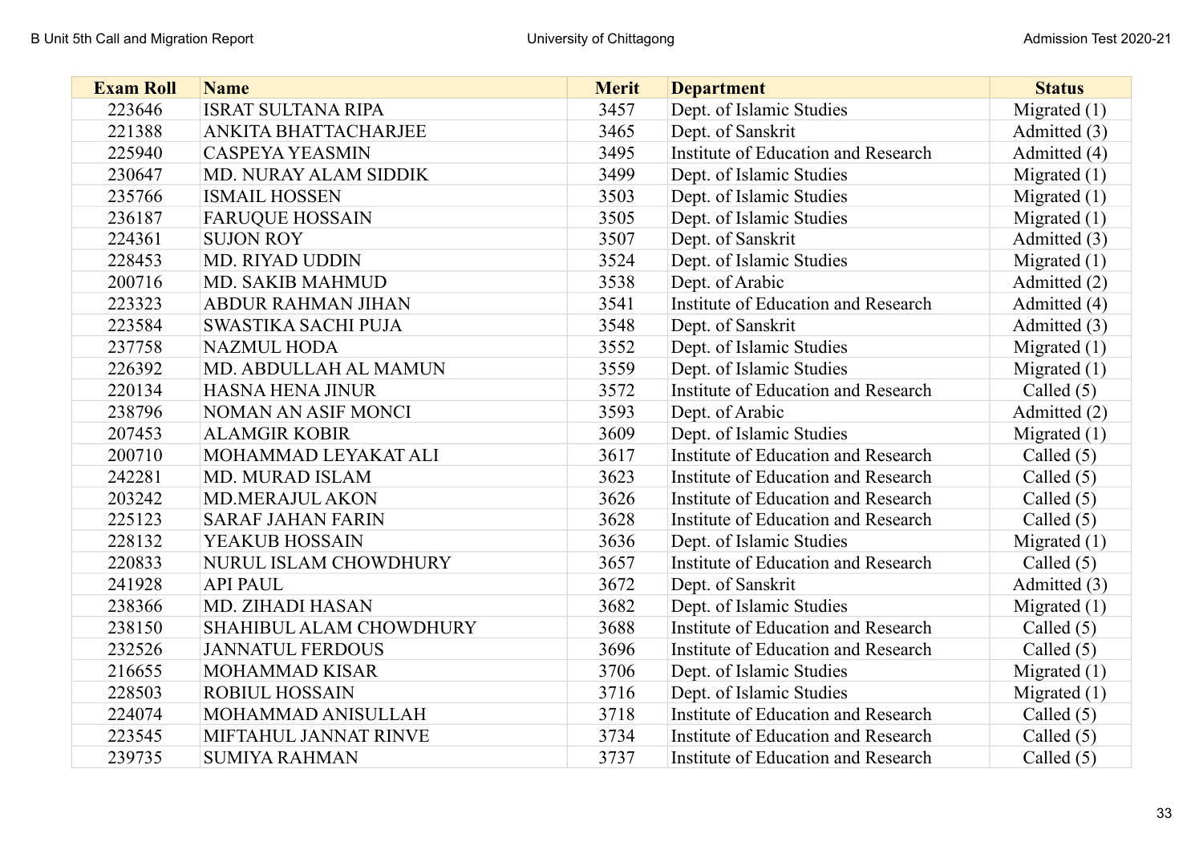| Exam Roll | Name | Merit | Department | Status |
|---|---|---|---|---|
| 223646 | ISRAT SULTANA RIPA | 3457 | Dept. of Islamic Studies | Migrated (1) |
| 221388 | ANKITA BHATTACHARJEE | 3465 | Dept. of Sanskrit | Admitted (3) |
| 225940 | CASPEYA YEASMIN | 3495 | Institute of Education and Research | Admitted (4) |
| 230647 | MD. NURAY ALAM SIDDIK | 3499 | Dept. of Islamic Studies | Migrated (1) |
| 235766 | ISMAIL HOSSEN | 3503 | Dept. of Islamic Studies | Migrated (1) |
| 236187 | FARUQUE HOSSAIN | 3505 | Dept. of Islamic Studies | Migrated (1) |
| 224361 | SUJON ROY | 3507 | Dept. of Sanskrit | Admitted (3) |
| 228453 | MD. RIYAD UDDIN | 3524 | Dept. of Islamic Studies | Migrated (1) |
| 200716 | MD. SAKIB MAHMUD | 3538 | Dept. of Arabic | Admitted (2) |
| 223323 | ABDUR RAHMAN JIHAN | 3541 | Institute of Education and Research | Admitted (4) |
| 223584 | SWASTIKA SACHI PUJA | 3548 | Dept. of Sanskrit | Admitted (3) |
| 237758 | NAZMUL HODA | 3552 | Dept. of Islamic Studies | Migrated (1) |
| 226392 | MD. ABDULLAH AL MAMUN | 3559 | Dept. of Islamic Studies | Migrated (1) |
| 220134 | HASNA HENA JINUR | 3572 | Institute of Education and Research | Called (5) |
| 238796 | NOMAN AN ASIF MONCI | 3593 | Dept. of Arabic | Admitted (2) |
| 207453 | ALAMGIR KOBIR | 3609 | Dept. of Islamic Studies | Migrated (1) |
| 200710 | MOHAMMAD LEYAKAT ALI | 3617 | Institute of Education and Research | Called (5) |
| 242281 | MD. MURAD ISLAM | 3623 | Institute of Education and Research | Called (5) |
| 203242 | MD.MERAJUL AKON | 3626 | Institute of Education and Research | Called (5) |
| 225123 | SARAF JAHAN FARIN | 3628 | Institute of Education and Research | Called (5) |
| 228132 | YEAKUB HOSSAIN | 3636 | Dept. of Islamic Studies | Migrated (1) |
| 220833 | NURUL ISLAM CHOWDHURY | 3657 | Institute of Education and Research | Called (5) |
| 241928 | API PAUL | 3672 | Dept. of Sanskrit | Admitted (3) |
| 238366 | MD. ZIHADI HASAN | 3682 | Dept. of Islamic Studies | Migrated (1) |
| 238150 | SHAHIBUL ALAM CHOWDHURY | 3688 | Institute of Education and Research | Called (5) |
| 232526 | JANNATUL FERDOUS | 3696 | Institute of Education and Research | Called (5) |
| 216655 | MOHAMMAD KISAR | 3706 | Dept. of Islamic Studies | Migrated (1) |
| 228503 | ROBIUL HOSSAIN | 3716 | Dept. of Islamic Studies | Migrated (1) |
| 224074 | MOHAMMAD ANISULLAH | 3718 | Institute of Education and Research | Called (5) |
| 223545 | MIFTAHUL JANNAT RINVE | 3734 | Institute of Education and Research | Called (5) |
| 239735 | SUMIYA RAHMAN | 3737 | Institute of Education and Research | Called (5) |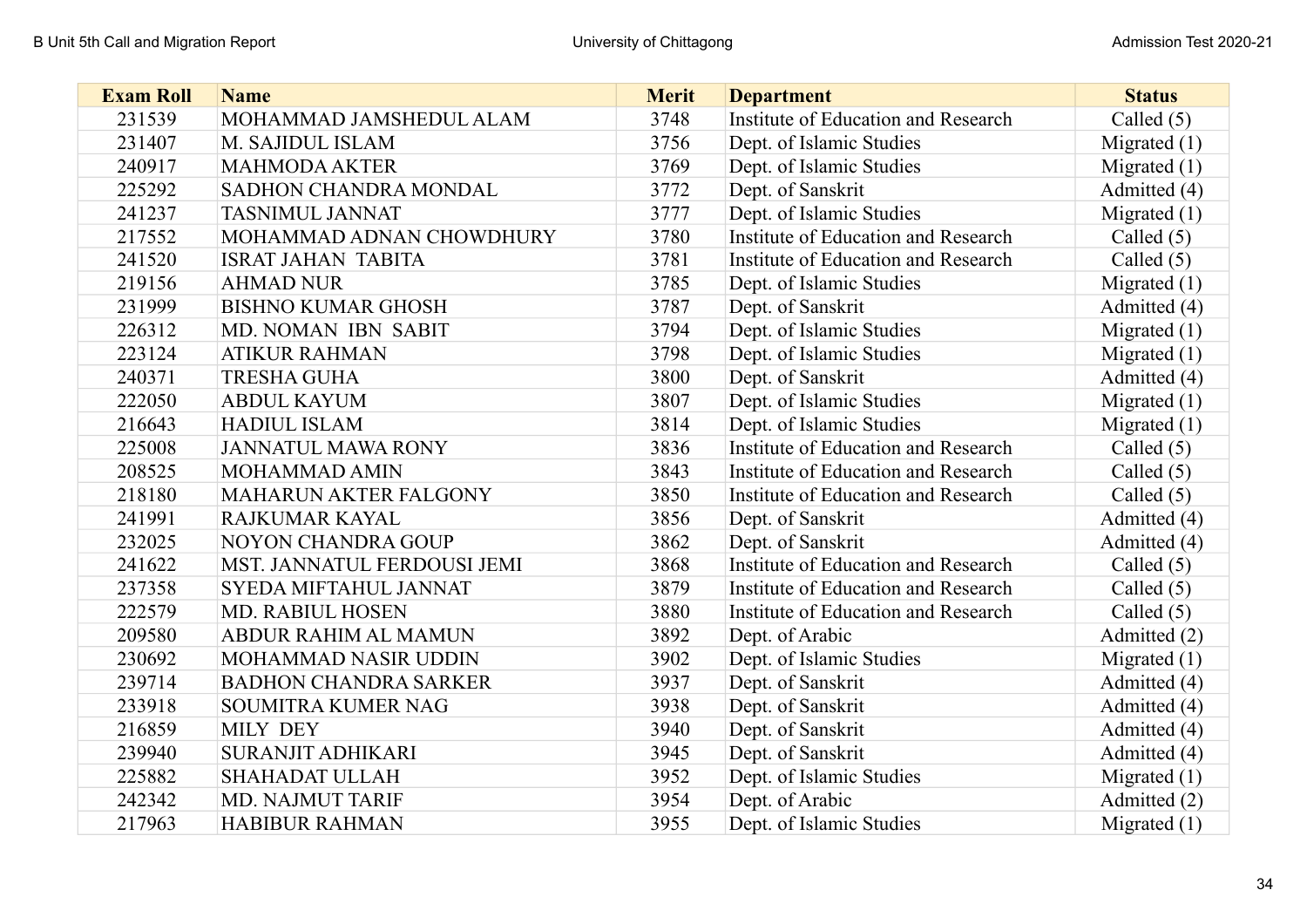| Exam Roll | Name | Merit | Department | Status |
| --- | --- | --- | --- | --- |
| 231539 | MOHAMMAD JAMSHEDUL ALAM | 3748 | Institute of Education and Research | Called (5) |
| 231407 | M. SAJIDUL ISLAM | 3756 | Dept. of Islamic Studies | Migrated (1) |
| 240917 | MAHMODA AKTER | 3769 | Dept. of Islamic Studies | Migrated (1) |
| 225292 | SADHON CHANDRA MONDAL | 3772 | Dept. of Sanskrit | Admitted (4) |
| 241237 | TASNIMUL JANNAT | 3777 | Dept. of Islamic Studies | Migrated (1) |
| 217552 | MOHAMMAD ADNAN CHOWDHURY | 3780 | Institute of Education and Research | Called (5) |
| 241520 | ISRAT JAHAN TABITA | 3781 | Institute of Education and Research | Called (5) |
| 219156 | AHMAD NUR | 3785 | Dept. of Islamic Studies | Migrated (1) |
| 231999 | BISHNO KUMAR GHOSH | 3787 | Dept. of Sanskrit | Admitted (4) |
| 226312 | MD. NOMAN IBN SABIT | 3794 | Dept. of Islamic Studies | Migrated (1) |
| 223124 | ATIKUR RAHMAN | 3798 | Dept. of Islamic Studies | Migrated (1) |
| 240371 | TRESHA GUHA | 3800 | Dept. of Sanskrit | Admitted (4) |
| 222050 | ABDUL KAYUM | 3807 | Dept. of Islamic Studies | Migrated (1) |
| 216643 | HADIUL ISLAM | 3814 | Dept. of Islamic Studies | Migrated (1) |
| 225008 | JANNATUL MAWA RONY | 3836 | Institute of Education and Research | Called (5) |
| 208525 | MOHAMMAD AMIN | 3843 | Institute of Education and Research | Called (5) |
| 218180 | MAHARUN AKTER FALGONY | 3850 | Institute of Education and Research | Called (5) |
| 241991 | RAJKUMAR KAYAL | 3856 | Dept. of Sanskrit | Admitted (4) |
| 232025 | NOYON CHANDRA GOUP | 3862 | Dept. of Sanskrit | Admitted (4) |
| 241622 | MST. JANNATUL FERDOUSI JEMI | 3868 | Institute of Education and Research | Called (5) |
| 237358 | SYEDA MIFTAHUL JANNAT | 3879 | Institute of Education and Research | Called (5) |
| 222579 | MD. RABIUL HOSEN | 3880 | Institute of Education and Research | Called (5) |
| 209580 | ABDUR RAHIM AL MAMUN | 3892 | Dept. of Arabic | Admitted (2) |
| 230692 | MOHAMMAD NASIR UDDIN | 3902 | Dept. of Islamic Studies | Migrated (1) |
| 239714 | BADHON CHANDRA SARKER | 3937 | Dept. of Sanskrit | Admitted (4) |
| 233918 | SOUMITRA KUMER NAG | 3938 | Dept. of Sanskrit | Admitted (4) |
| 216859 | MILY DEY | 3940 | Dept. of Sanskrit | Admitted (4) |
| 239940 | SURANJIT ADHIKARI | 3945 | Dept. of Sanskrit | Admitted (4) |
| 225882 | SHAHADAT ULLAH | 3952 | Dept. of Islamic Studies | Migrated (1) |
| 242342 | MD. NAJMUT TARIF | 3954 | Dept. of Arabic | Admitted (2) |
| 217963 | HABIBUR RAHMAN | 3955 | Dept. of Islamic Studies | Migrated (1) |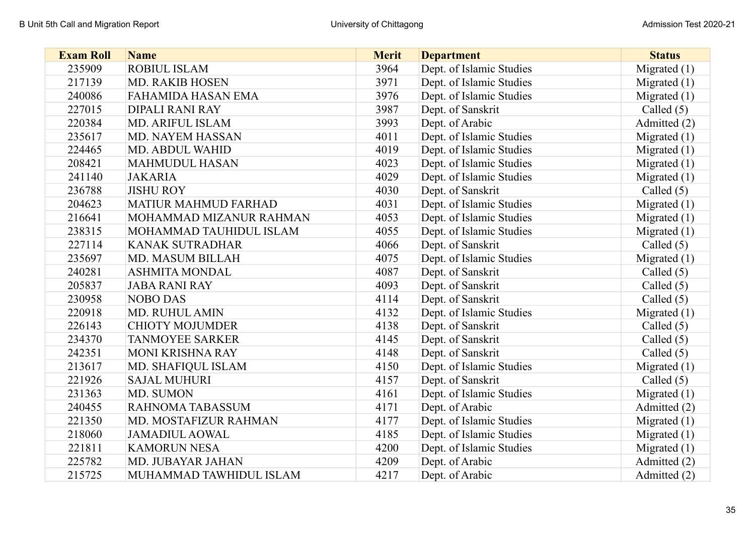| Exam Roll | Name | Merit | Department | Status |
|---|---|---|---|---|
| 235909 | ROBIUL ISLAM | 3964 | Dept. of Islamic Studies | Migrated (1) |
| 217139 | MD. RAKIB HOSEN | 3971 | Dept. of Islamic Studies | Migrated (1) |
| 240086 | FAHAMIDA HASAN EMA | 3976 | Dept. of Islamic Studies | Migrated (1) |
| 227015 | DIPALI RANI RAY | 3987 | Dept. of Sanskrit | Called (5) |
| 220384 | MD. ARIFUL ISLAM | 3993 | Dept. of Arabic | Admitted (2) |
| 235617 | MD. NAYEM HASSAN | 4011 | Dept. of Islamic Studies | Migrated (1) |
| 224465 | MD. ABDUL WAHID | 4019 | Dept. of Islamic Studies | Migrated (1) |
| 208421 | MAHMUDUL HASAN | 4023 | Dept. of Islamic Studies | Migrated (1) |
| 241140 | JAKARIA | 4029 | Dept. of Islamic Studies | Migrated (1) |
| 236788 | JISHU ROY | 4030 | Dept. of Sanskrit | Called (5) |
| 204623 | MATIUR MAHMUD FARHAD | 4031 | Dept. of Islamic Studies | Migrated (1) |
| 216641 | MOHAMMAD MIZANUR RAHMAN | 4053 | Dept. of Islamic Studies | Migrated (1) |
| 238315 | MOHAMMAD TAUHIDUL ISLAM | 4055 | Dept. of Islamic Studies | Migrated (1) |
| 227114 | KANAK SUTRADHAR | 4066 | Dept. of Sanskrit | Called (5) |
| 235697 | MD. MASUM BILLAH | 4075 | Dept. of Islamic Studies | Migrated (1) |
| 240281 | ASHMITA MONDAL | 4087 | Dept. of Sanskrit | Called (5) |
| 205837 | JABA RANI RAY | 4093 | Dept. of Sanskrit | Called (5) |
| 230958 | NOBO DAS | 4114 | Dept. of Sanskrit | Called (5) |
| 220918 | MD. RUHUL AMIN | 4132 | Dept. of Islamic Studies | Migrated (1) |
| 226143 | CHIOTY MOJUMDER | 4138 | Dept. of Sanskrit | Called (5) |
| 234370 | TANMOYEE SARKER | 4145 | Dept. of Sanskrit | Called (5) |
| 242351 | MONI KRISHNA RAY | 4148 | Dept. of Sanskrit | Called (5) |
| 213617 | MD. SHAFIQUL ISLAM | 4150 | Dept. of Islamic Studies | Migrated (1) |
| 221926 | SAJAL MUHURI | 4157 | Dept. of Sanskrit | Called (5) |
| 231363 | MD. SUMON | 4161 | Dept. of Islamic Studies | Migrated (1) |
| 240455 | RAHNOMA TABASSUM | 4171 | Dept. of Arabic | Admitted (2) |
| 221350 | MD. MOSTAFIZUR RAHMAN | 4177 | Dept. of Islamic Studies | Migrated (1) |
| 218060 | JAMADIUL AOWAL | 4185 | Dept. of Islamic Studies | Migrated (1) |
| 221811 | KAMORUN NESA | 4200 | Dept. of Islamic Studies | Migrated (1) |
| 225782 | MD. JUBAYAR JAHAN | 4209 | Dept. of Arabic | Admitted (2) |
| 215725 | MUHAMMAD TAWHIDUL ISLAM | 4217 | Dept. of Arabic | Admitted (2) |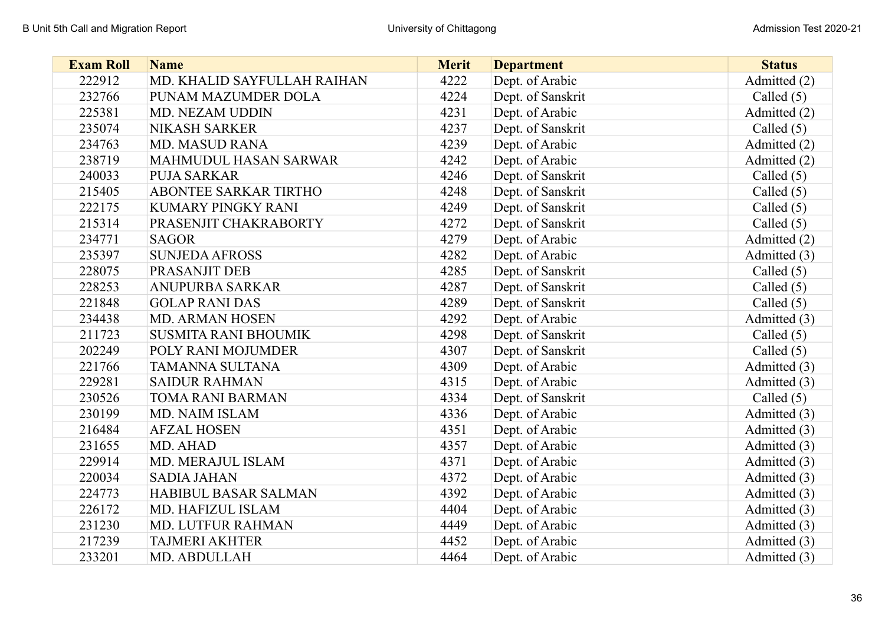| Exam Roll | Name | Merit | Department | Status |
| --- | --- | --- | --- | --- |
| 222912 | MD. KHALID SAYFULLAH RAIHAN | 4222 | Dept. of Arabic | Admitted (2) |
| 232766 | PUNAM MAZUMDER DOLA | 4224 | Dept. of Sanskrit | Called (5) |
| 225381 | MD. NEZAM UDDIN | 4231 | Dept. of Arabic | Admitted (2) |
| 235074 | NIKASH SARKER | 4237 | Dept. of Sanskrit | Called (5) |
| 234763 | MD. MASUD RANA | 4239 | Dept. of Arabic | Admitted (2) |
| 238719 | MAHMUDUL HASAN SARWAR | 4242 | Dept. of Arabic | Admitted (2) |
| 240033 | PUJA SARKAR | 4246 | Dept. of Sanskrit | Called (5) |
| 215405 | ABONTEE SARKAR TIRTHO | 4248 | Dept. of Sanskrit | Called (5) |
| 222175 | KUMARY PINGKY RANI | 4249 | Dept. of Sanskrit | Called (5) |
| 215314 | PRASENJIT CHAKRABORTY | 4272 | Dept. of Sanskrit | Called (5) |
| 234771 | SAGOR | 4279 | Dept. of Arabic | Admitted (2) |
| 235397 | SUNJEDA AFROSS | 4282 | Dept. of Arabic | Admitted (3) |
| 228075 | PRASANJIT DEB | 4285 | Dept. of Sanskrit | Called (5) |
| 228253 | ANUPURBA SARKAR | 4287 | Dept. of Sanskrit | Called (5) |
| 221848 | GOLAP RANI DAS | 4289 | Dept. of Sanskrit | Called (5) |
| 234438 | MD. ARMAN HOSEN | 4292 | Dept. of Arabic | Admitted (3) |
| 211723 | SUSMITA RANI BHOUMIK | 4298 | Dept. of Sanskrit | Called (5) |
| 202249 | POLY RANI MOJUMDER | 4307 | Dept. of Sanskrit | Called (5) |
| 221766 | TAMANNA SULTANA | 4309 | Dept. of Arabic | Admitted (3) |
| 229281 | SAIDUR RAHMAN | 4315 | Dept. of Arabic | Admitted (3) |
| 230526 | TOMA RANI BARMAN | 4334 | Dept. of Sanskrit | Called (5) |
| 230199 | MD. NAIM ISLAM | 4336 | Dept. of Arabic | Admitted (3) |
| 216484 | AFZAL HOSEN | 4351 | Dept. of Arabic | Admitted (3) |
| 231655 | MD. AHAD | 4357 | Dept. of Arabic | Admitted (3) |
| 229914 | MD. MERAJUL ISLAM | 4371 | Dept. of Arabic | Admitted (3) |
| 220034 | SADIA JAHAN | 4372 | Dept. of Arabic | Admitted (3) |
| 224773 | HABIBUL BASAR SALMAN | 4392 | Dept. of Arabic | Admitted (3) |
| 226172 | MD. HAFIZUL ISLAM | 4404 | Dept. of Arabic | Admitted (3) |
| 231230 | MD. LUTFUR RAHMAN | 4449 | Dept. of Arabic | Admitted (3) |
| 217239 | TAJMERI AKHTER | 4452 | Dept. of Arabic | Admitted (3) |
| 233201 | MD. ABDULLAH | 4464 | Dept. of Arabic | Admitted (3) |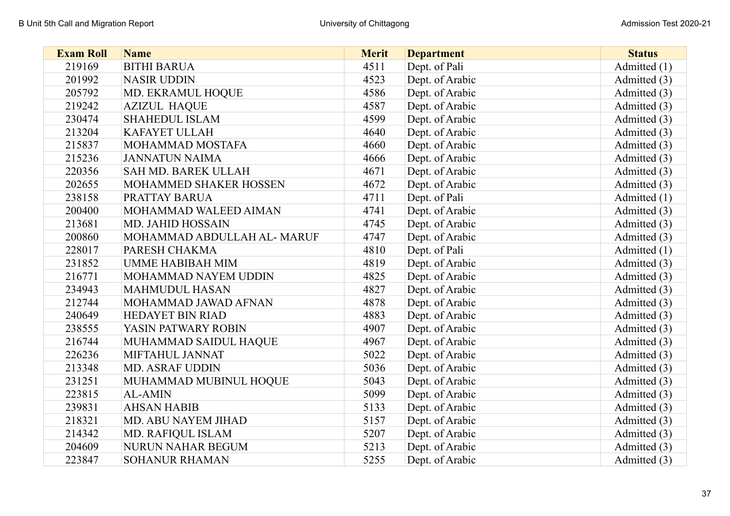| Exam Roll | Name | Merit | Department | Status |
|---|---|---|---|---|
| 219169 | BITHI BARUA | 4511 | Dept. of Pali | Admitted (1) |
| 201992 | NASIR UDDIN | 4523 | Dept. of Arabic | Admitted (3) |
| 205792 | MD. EKRAMUL HOQUE | 4586 | Dept. of Arabic | Admitted (3) |
| 219242 | AZIZUL HAQUE | 4587 | Dept. of Arabic | Admitted (3) |
| 230474 | SHAHEDUL ISLAM | 4599 | Dept. of Arabic | Admitted (3) |
| 213204 | KAFAYET ULLAH | 4640 | Dept. of Arabic | Admitted (3) |
| 215837 | MOHAMMAD MOSTAFA | 4660 | Dept. of Arabic | Admitted (3) |
| 215236 | JANNATUN NAIMA | 4666 | Dept. of Arabic | Admitted (3) |
| 220356 | SAH MD. BAREK ULLAH | 4671 | Dept. of Arabic | Admitted (3) |
| 202655 | MOHAMMED SHAKER HOSSEN | 4672 | Dept. of Arabic | Admitted (3) |
| 238158 | PRATTAY BARUA | 4711 | Dept. of Pali | Admitted (1) |
| 200400 | MOHAMMAD WALEED AIMAN | 4741 | Dept. of Arabic | Admitted (3) |
| 213681 | MD. JAHID HOSSAIN | 4745 | Dept. of Arabic | Admitted (3) |
| 200860 | MOHAMMAD ABDULLAH AL- MARUF | 4747 | Dept. of Arabic | Admitted (3) |
| 228017 | PARESH CHAKMA | 4810 | Dept. of Pali | Admitted (1) |
| 231852 | UMME HABIBAH MIM | 4819 | Dept. of Arabic | Admitted (3) |
| 216771 | MOHAMMAD NAYEM UDDIN | 4825 | Dept. of Arabic | Admitted (3) |
| 234943 | MAHMUDUL HASAN | 4827 | Dept. of Arabic | Admitted (3) |
| 212744 | MOHAMMAD JAWAD AFNAN | 4878 | Dept. of Arabic | Admitted (3) |
| 240649 | HEDAYET BIN RIAD | 4883 | Dept. of Arabic | Admitted (3) |
| 238555 | YASIN PATWARY ROBIN | 4907 | Dept. of Arabic | Admitted (3) |
| 216744 | MUHAMMAD SAIDUL HAQUE | 4967 | Dept. of Arabic | Admitted (3) |
| 226236 | MIFTAHUL JANNAT | 5022 | Dept. of Arabic | Admitted (3) |
| 213348 | MD. ASRAF UDDIN | 5036 | Dept. of Arabic | Admitted (3) |
| 231251 | MUHAMMAD MUBINUL HOQUE | 5043 | Dept. of Arabic | Admitted (3) |
| 223815 | AL-AMIN | 5099 | Dept. of Arabic | Admitted (3) |
| 239831 | AHSAN HABIB | 5133 | Dept. of Arabic | Admitted (3) |
| 218321 | MD. ABU NAYEM JIHAD | 5157 | Dept. of Arabic | Admitted (3) |
| 214342 | MD. RAFIQUL ISLAM | 5207 | Dept. of Arabic | Admitted (3) |
| 204609 | NURUN NAHAR BEGUM | 5213 | Dept. of Arabic | Admitted (3) |
| 223847 | SOHANUR RHAMAN | 5255 | Dept. of Arabic | Admitted (3) |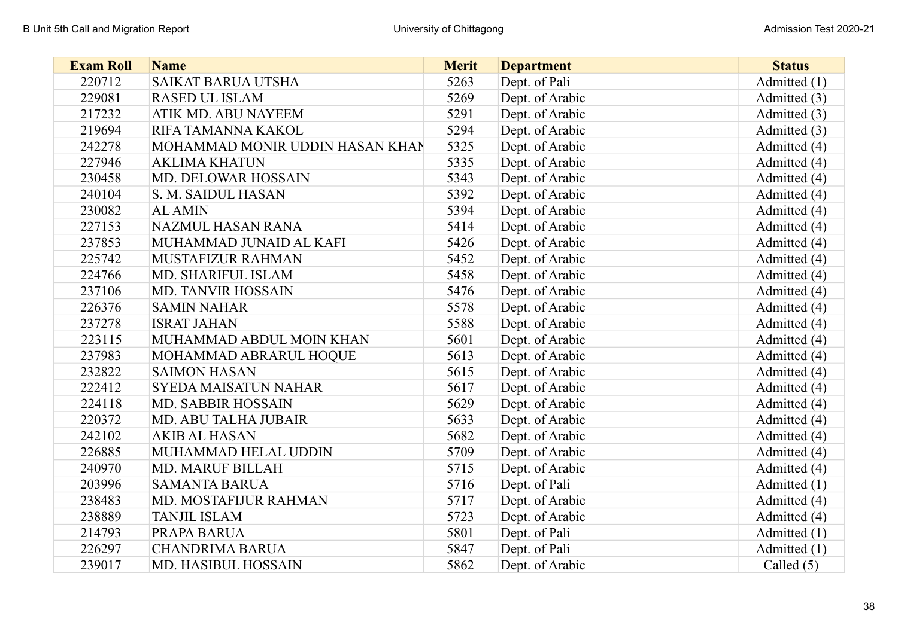| Exam Roll | Name | Merit | Department | Status |
|---|---|---|---|---|
| 220712 | SAIKAT BARUA UTSHA | 5263 | Dept. of Pali | Admitted (1) |
| 229081 | RASED UL ISLAM | 5269 | Dept. of Arabic | Admitted (3) |
| 217232 | ATIK MD. ABU NAYEEM | 5291 | Dept. of Arabic | Admitted (3) |
| 219694 | RIFA TAMANNA KAKOL | 5294 | Dept. of Arabic | Admitted (3) |
| 242278 | MOHAMMAD MONIR UDDIN HASAN KHAN | 5325 | Dept. of Arabic | Admitted (4) |
| 227946 | AKLIMA KHATUN | 5335 | Dept. of Arabic | Admitted (4) |
| 230458 | MD. DELOWAR HOSSAIN | 5343 | Dept. of Arabic | Admitted (4) |
| 240104 | S. M. SAIDUL HASAN | 5392 | Dept. of Arabic | Admitted (4) |
| 230082 | AL AMIN | 5394 | Dept. of Arabic | Admitted (4) |
| 227153 | NAZMUL HASAN RANA | 5414 | Dept. of Arabic | Admitted (4) |
| 237853 | MUHAMMAD JUNAID AL KAFI | 5426 | Dept. of Arabic | Admitted (4) |
| 225742 | MUSTAFIZUR RAHMAN | 5452 | Dept. of Arabic | Admitted (4) |
| 224766 | MD. SHARIFUL ISLAM | 5458 | Dept. of Arabic | Admitted (4) |
| 237106 | MD. TANVIR HOSSAIN | 5476 | Dept. of Arabic | Admitted (4) |
| 226376 | SAMIN NAHAR | 5578 | Dept. of Arabic | Admitted (4) |
| 237278 | ISRAT JAHAN | 5588 | Dept. of Arabic | Admitted (4) |
| 223115 | MUHAMMAD ABDUL MOIN KHAN | 5601 | Dept. of Arabic | Admitted (4) |
| 237983 | MOHAMMAD ABRARUL HOQUE | 5613 | Dept. of Arabic | Admitted (4) |
| 232822 | SAIMON HASAN | 5615 | Dept. of Arabic | Admitted (4) |
| 222412 | SYEDA MAISATUN NAHAR | 5617 | Dept. of Arabic | Admitted (4) |
| 224118 | MD. SABBIR HOSSAIN | 5629 | Dept. of Arabic | Admitted (4) |
| 220372 | MD. ABU TALHA JUBAIR | 5633 | Dept. of Arabic | Admitted (4) |
| 242102 | AKIB AL HASAN | 5682 | Dept. of Arabic | Admitted (4) |
| 226885 | MUHAMMAD HELAL UDDIN | 5709 | Dept. of Arabic | Admitted (4) |
| 240970 | MD. MARUF BILLAH | 5715 | Dept. of Arabic | Admitted (4) |
| 203996 | SAMANTA BARUA | 5716 | Dept. of Pali | Admitted (1) |
| 238483 | MD. MOSTAFIJUR RAHMAN | 5717 | Dept. of Arabic | Admitted (4) |
| 238889 | TANJIL ISLAM | 5723 | Dept. of Arabic | Admitted (4) |
| 214793 | PRAPA BARUA | 5801 | Dept. of Pali | Admitted (1) |
| 226297 | CHANDRIMA BARUA | 5847 | Dept. of Pali | Admitted (1) |
| 239017 | MD. HASIBUL HOSSAIN | 5862 | Dept. of Arabic | Called (5) |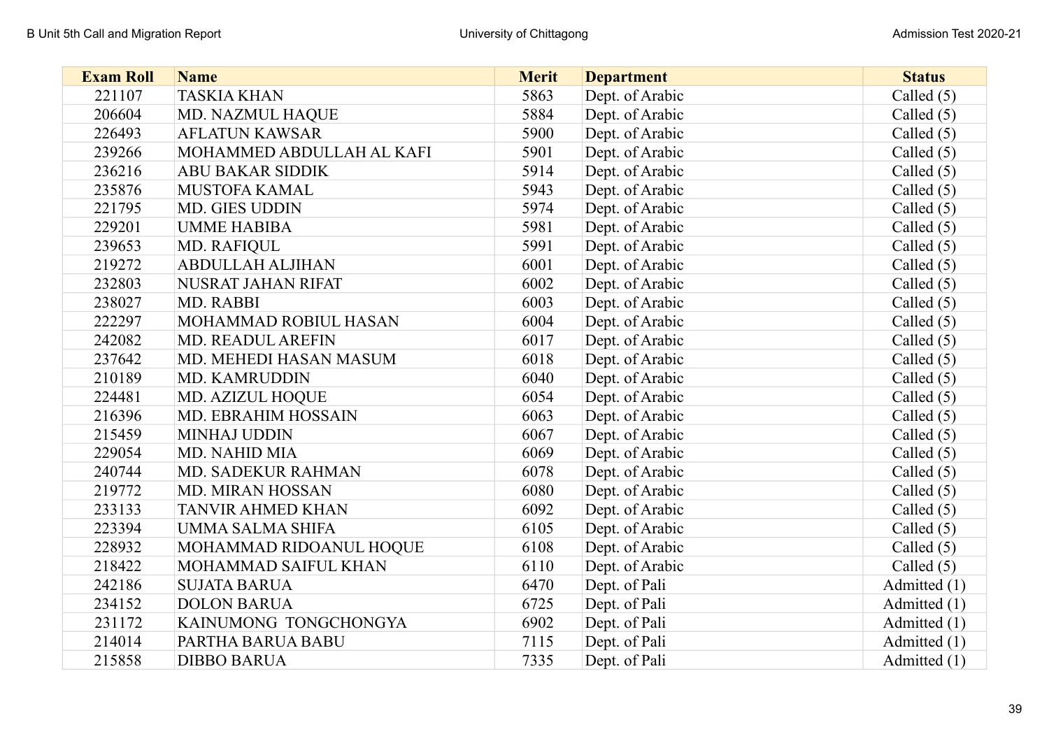| Exam Roll | Name | Merit | Department | Status |
|---|---|---|---|---|
| 221107 | TASKIA KHAN | 5863 | Dept. of Arabic | Called (5) |
| 206604 | MD. NAZMUL HAQUE | 5884 | Dept. of Arabic | Called (5) |
| 226493 | AFLATUN KAWSAR | 5900 | Dept. of Arabic | Called (5) |
| 239266 | MOHAMMED ABDULLAH AL KAFI | 5901 | Dept. of Arabic | Called (5) |
| 236216 | ABU BAKAR SIDDIK | 5914 | Dept. of Arabic | Called (5) |
| 235876 | MUSTOFA KAMAL | 5943 | Dept. of Arabic | Called (5) |
| 221795 | MD. GIES UDDIN | 5974 | Dept. of Arabic | Called (5) |
| 229201 | UMME HABIBA | 5981 | Dept. of Arabic | Called (5) |
| 239653 | MD. RAFIQUL | 5991 | Dept. of Arabic | Called (5) |
| 219272 | ABDULLAH ALJIHAN | 6001 | Dept. of Arabic | Called (5) |
| 232803 | NUSRAT JAHAN RIFAT | 6002 | Dept. of Arabic | Called (5) |
| 238027 | MD. RABBI | 6003 | Dept. of Arabic | Called (5) |
| 222297 | MOHAMMAD ROBIUL HASAN | 6004 | Dept. of Arabic | Called (5) |
| 242082 | MD. READUL AREFIN | 6017 | Dept. of Arabic | Called (5) |
| 237642 | MD. MEHEDI HASAN MASUM | 6018 | Dept. of Arabic | Called (5) |
| 210189 | MD. KAMRUDDIN | 6040 | Dept. of Arabic | Called (5) |
| 224481 | MD. AZIZUL HOQUE | 6054 | Dept. of Arabic | Called (5) |
| 216396 | MD. EBRAHIM HOSSAIN | 6063 | Dept. of Arabic | Called (5) |
| 215459 | MINHAJ UDDIN | 6067 | Dept. of Arabic | Called (5) |
| 229054 | MD. NAHID MIA | 6069 | Dept. of Arabic | Called (5) |
| 240744 | MD. SADEKUR RAHMAN | 6078 | Dept. of Arabic | Called (5) |
| 219772 | MD. MIRAN HOSSAN | 6080 | Dept. of Arabic | Called (5) |
| 233133 | TANVIR AHMED KHAN | 6092 | Dept. of Arabic | Called (5) |
| 223394 | UMMA SALMA SHIFA | 6105 | Dept. of Arabic | Called (5) |
| 228932 | MOHAMMAD RIDOANUL HOQUE | 6108 | Dept. of Arabic | Called (5) |
| 218422 | MOHAMMAD SAIFUL KHAN | 6110 | Dept. of Arabic | Called (5) |
| 242186 | SUJATA BARUA | 6470 | Dept. of Pali | Admitted (1) |
| 234152 | DOLON BARUA | 6725 | Dept. of Pali | Admitted (1) |
| 231172 | KAINUMONG TONGCHONGYA | 6902 | Dept. of Pali | Admitted (1) |
| 214014 | PARTHA BARUA BABU | 7115 | Dept. of Pali | Admitted (1) |
| 215858 | DIBBO BARUA | 7335 | Dept. of Pali | Admitted (1) |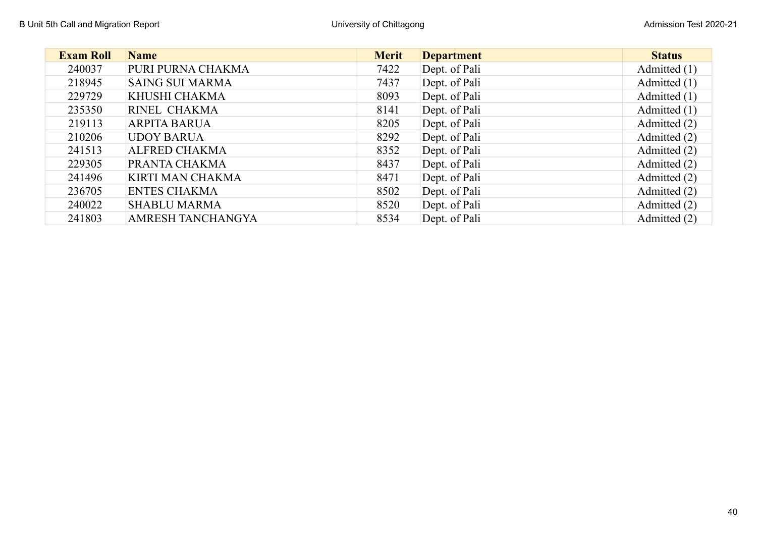| Exam Roll | Name | Merit | Department | Status |
|---|---|---|---|---|
| 240037 | PURI PURNA CHAKMA | 7422 | Dept. of Pali | Admitted (1) |
| 218945 | SAING SUI MARMA | 7437 | Dept. of Pali | Admitted (1) |
| 229729 | KHUSHI CHAKMA | 8093 | Dept. of Pali | Admitted (1) |
| 235350 | RINEL CHAKMA | 8141 | Dept. of Pali | Admitted (1) |
| 219113 | ARPITA BARUA | 8205 | Dept. of Pali | Admitted (2) |
| 210206 | UDOY BARUA | 8292 | Dept. of Pali | Admitted (2) |
| 241513 | ALFRED CHAKMA | 8352 | Dept. of Pali | Admitted (2) |
| 229305 | PRANTA CHAKMA | 8437 | Dept. of Pali | Admitted (2) |
| 241496 | KIRTI MAN CHAKMA | 8471 | Dept. of Pali | Admitted (2) |
| 236705 | ENTES CHAKMA | 8502 | Dept. of Pali | Admitted (2) |
| 240022 | SHABLU MARMA | 8520 | Dept. of Pali | Admitted (2) |
| 241803 | AMRESH TANCHANGYA | 8534 | Dept. of Pali | Admitted (2) |